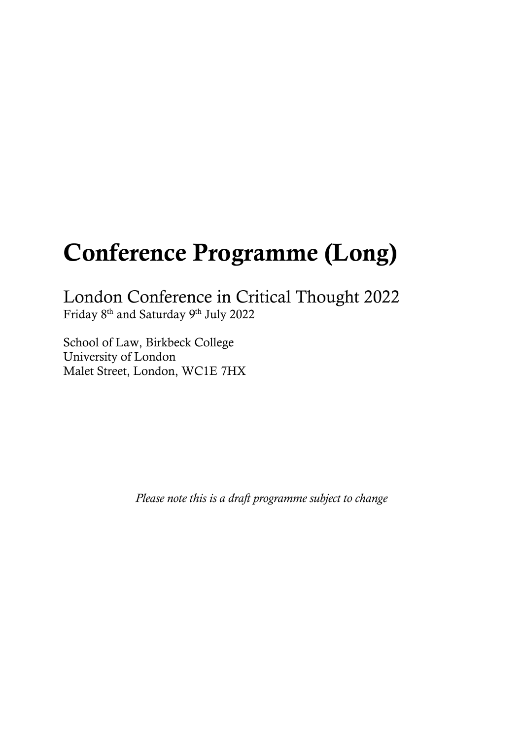# Conference Programme (Long)

London Conference in Critical Thought 2022

Friday 8th and Saturday 9th July 2022

School of Law, Birkbeck College
University of London
Malet Street, London, WC1E 7HX

*Please note this is a draft programme subject to change*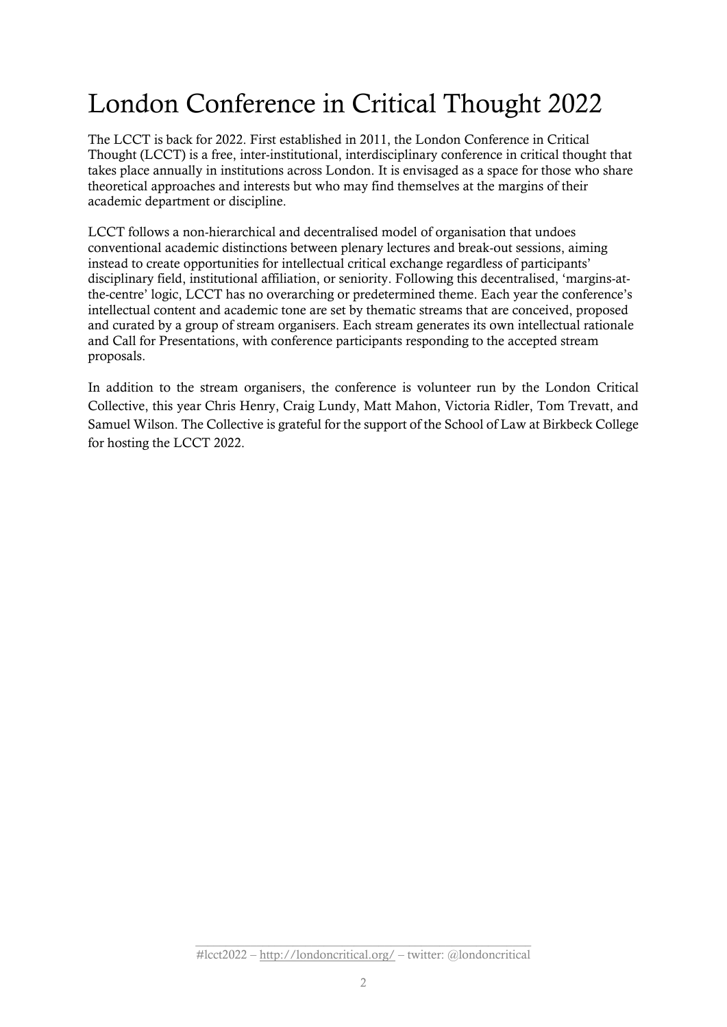# London Conference in Critical Thought 2022

The LCCT is back for 2022. First established in 2011, the London Conference in Critical Thought (LCCT) is a free, inter-institutional, interdisciplinary conference in critical thought that takes place annually in institutions across London. It is envisaged as a space for those who share theoretical approaches and interests but who may find themselves at the margins of their academic department or discipline.

LCCT follows a non-hierarchical and decentralised model of organisation that undoes conventional academic distinctions between plenary lectures and break-out sessions, aiming instead to create opportunities for intellectual critical exchange regardless of participants' disciplinary field, institutional affiliation, or seniority. Following this decentralised, 'margins-at-the-centre' logic, LCCT has no overarching or predetermined theme. Each year the conference's intellectual content and academic tone are set by thematic streams that are conceived, proposed and curated by a group of stream organisers. Each stream generates its own intellectual rationale and Call for Presentations, with conference participants responding to the accepted stream proposals.

In addition to the stream organisers, the conference is volunteer run by the London Critical Collective, this year Chris Henry, Craig Lundy, Matt Mahon, Victoria Ridler, Tom Trevatt, and Samuel Wilson. The Collective is grateful for the support of the School of Law at Birkbeck College for hosting the LCCT 2022.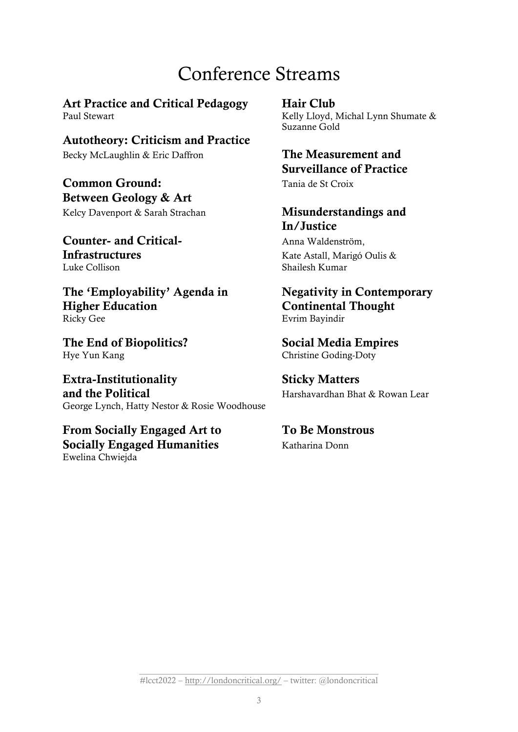# Conference Streams

**Art Practice and Critical Pedagogy**
Paul Stewart

**Autotheory: Criticism and Practice**
Becky McLaughlin & Eric Daffron

**Common Ground: Between Geology & Art**
Kelcy Davenport & Sarah Strachan

**Counter- and Critical-Infrastructures**
Luke Collison

**The 'Employability' Agenda in Higher Education**
Ricky Gee

**The End of Biopolitics?**
Hye Yun Kang

**Extra-Institutionality and the Political**
George Lynch, Hatty Nestor & Rosie Woodhouse

**From Socially Engaged Art to Socially Engaged Humanities**
Ewelina Chwiejda

**Hair Club**
Kelly Lloyd, Michal Lynn Shumate & Suzanne Gold

**The Measurement and Surveillance of Practice**
Tania de St Croix

**Misunderstandings and In/Justice**
Anna Waldenström, Kate Astall, Marigó Oulis & Shailesh Kumar

**Negativity in Contemporary Continental Thought**
Evrim Bayindir

**Social Media Empires**
Christine Goding-Doty

**Sticky Matters**
Harshavardhan Bhat & Rowan Lear

**To Be Monstrous**
Katharina Donn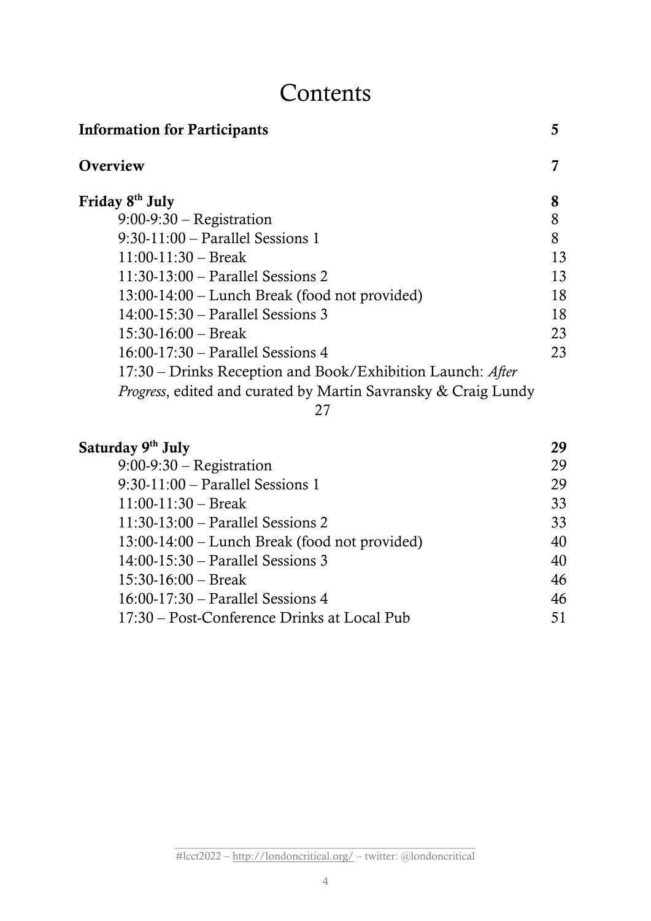# Contents

| | |
|---|---|
| **Information for Participants** | **5** |
| **Overview** | **7** |
| **Friday 8th July** | **8** |
| 9:00-9:30 – Registration | 8 |
| 9:30-11:00 – Parallel Sessions 1 | 8 |
| 11:00-11:30 – Break | 13 |
| 11:30-13:00 – Parallel Sessions 2 | 13 |
| 13:00-14:00 – Lunch Break (food not provided) | 18 |
| 14:00-15:30 – Parallel Sessions 3 | 18 |
| 15:30-16:00 – Break | 23 |
| 16:00-17:30 – Parallel Sessions 4 | 23 |
| 17:30 – Drinks Reception and Book/Exhibition Launch: *After Progress*, edited and curated by Martin Savransky & Craig Lundy | 27 |
| **Saturday 9th July** | **29** |
| 9:00-9:30 – Registration | 29 |
| 9:30-11:00 – Parallel Sessions 1 | 29 |
| 11:00-11:30 – Break | 33 |
| 11:30-13:00 – Parallel Sessions 2 | 33 |
| 13:00-14:00 – Lunch Break (food not provided) | 40 |
| 14:00-15:30 – Parallel Sessions 3 | 40 |
| 15:30-16:00 – Break | 46 |
| 16:00-17:30 – Parallel Sessions 4 | 46 |
| 17:30 – Post-Conference Drinks at Local Pub | 51 |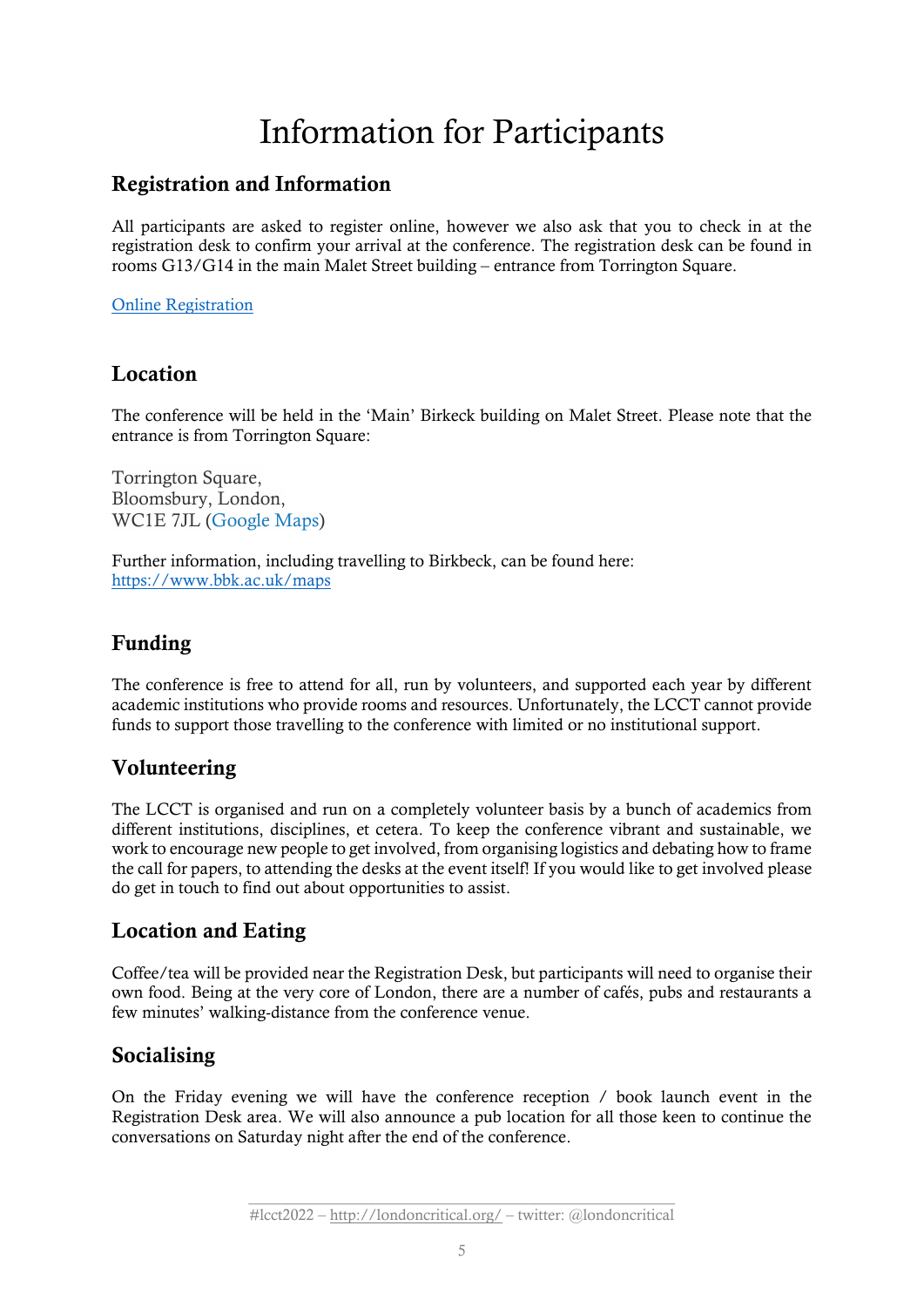# Information for Participants

## Registration and Information

All participants are asked to register online, however we also ask that you to check in at the registration desk to confirm your arrival at the conference. The registration desk can be found in rooms G13/G14 in the main Malet Street building – entrance from Torrington Square.

Online Registration

## Location

The conference will be held in the 'Main' Birkeck building on Malet Street. Please note that the entrance is from Torrington Square:

Torrington Square,
Bloomsbury, London,
WC1E 7JL (Google Maps)

Further information, including travelling to Birkbeck, can be found here:
https://www.bbk.ac.uk/maps

## Funding

The conference is free to attend for all, run by volunteers, and supported each year by different academic institutions who provide rooms and resources. Unfortunately, the LCCT cannot provide funds to support those travelling to the conference with limited or no institutional support.

## Volunteering

The LCCT is organised and run on a completely volunteer basis by a bunch of academics from different institutions, disciplines, et cetera. To keep the conference vibrant and sustainable, we work to encourage new people to get involved, from organising logistics and debating how to frame the call for papers, to attending the desks at the event itself! If you would like to get involved please do get in touch to find out about opportunities to assist.

## Location and Eating

Coffee/tea will be provided near the Registration Desk, but participants will need to organise their own food. Being at the very core of London, there are a number of cafés, pubs and restaurants a few minutes' walking-distance from the conference venue.

## Socialising

On the Friday evening we will have the conference reception / book launch event in the Registration Desk area. We will also announce a pub location for all those keen to continue the conversations on Saturday night after the end of the conference.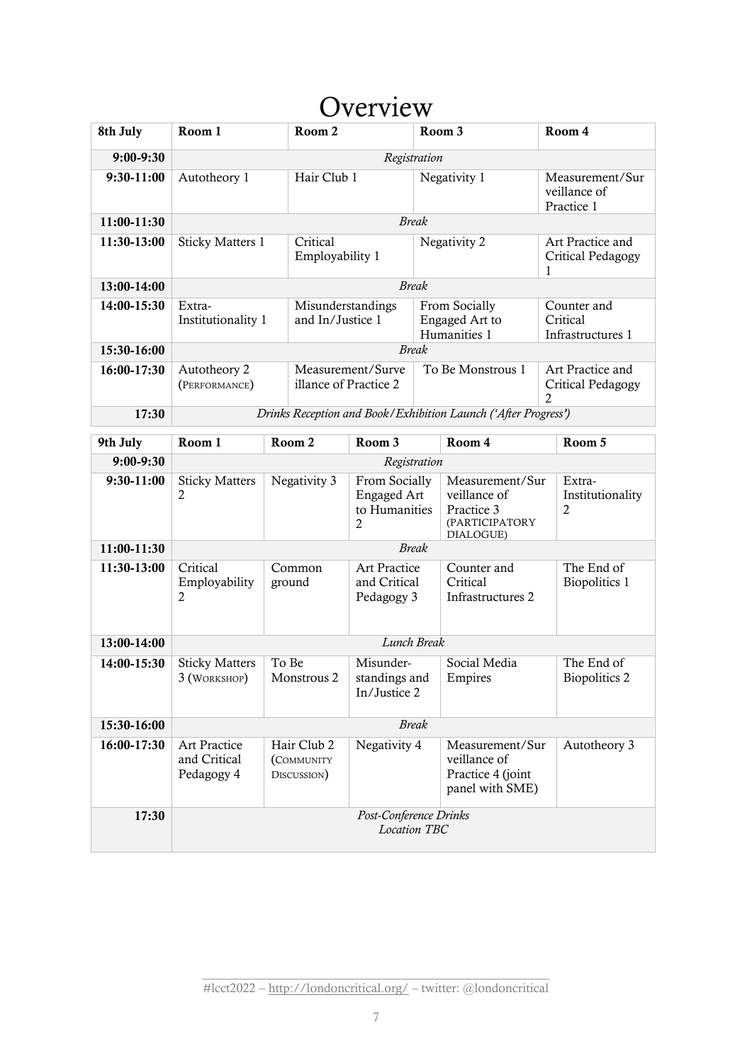# Overview

| 8th July | Room 1 | Room 2 | Room 3 | Room 4 |
|---|---|---|---|---|
| 9:00-9:30 | *Registration* | | | |
| 9:30-11:00 | Autotheory 1 | Hair Club 1 | Negativity 1 | Measurement/Surveillance of Practice 1 |
| 11:00-11:30 | *Break* | | | |
| 11:30-13:00 | Sticky Matters 1 | Critical Employability 1 | Negativity 2 | Art Practice and Critical Pedagogy 1 |
| 13:00-14:00 | *Break* | | | |
| 14:00-15:30 | Extra-Institutionality 1 | Misunderstandings and In/Justice 1 | From Socially Engaged Art to Humanities 1 | Counter and Critical Infrastructures 1 |
| 15:30-16:00 | *Break* | | | |
| 16:00-17:30 | Autotheory 2 (PERFORMANCE) | Measurement/Surveillance of Practice 2 | To Be Monstrous 1 | Art Practice and Critical Pedagogy 2 |
| 17:30 | *Drinks Reception and Book/Exhibition Launch ('After Progress')* | | | |

| 9th July | Room 1 | Room 2 | Room 3 | Room 4 | Room 5 |
|---|---|---|---|---|---|
| 9:00-9:30 | *Registration* | | | | |
| 9:30-11:00 | Sticky Matters 2 | Negativity 3 | From Socially Engaged Art to Humanities 2 | Measurement/Surveillance of Practice 3 (PARTICIPATORY DIALOGUE) | Extra-Institutionality 2 |
| 11:00-11:30 | *Break* | | | | |
| 11:30-13:00 | Critical Employability 2 | Common ground | Art Practice and Critical Pedagogy 3 | Counter and Critical Infrastructures 2 | The End of Biopolitics 1 |
| 13:00-14:00 | *Lunch Break* | | | | |
| 14:00-15:30 | Sticky Matters 3 (WORKSHOP) | To Be Monstrous 2 | Misunder-standings and In/Justice 2 | Social Media Empires | The End of Biopolitics 2 |
| 15:30-16:00 | *Break* | | | | |
| 16:00-17:30 | Art Practice and Critical Pedagogy 4 | Hair Club 2 (COMMUNITY DISCUSSION) | Negativity 4 | Measurement/Surveillance of Practice 4 (joint panel with SME) | Autotheory 3 |
| 17:30 | *Post-Conference Drinks Location TBC* | | | | |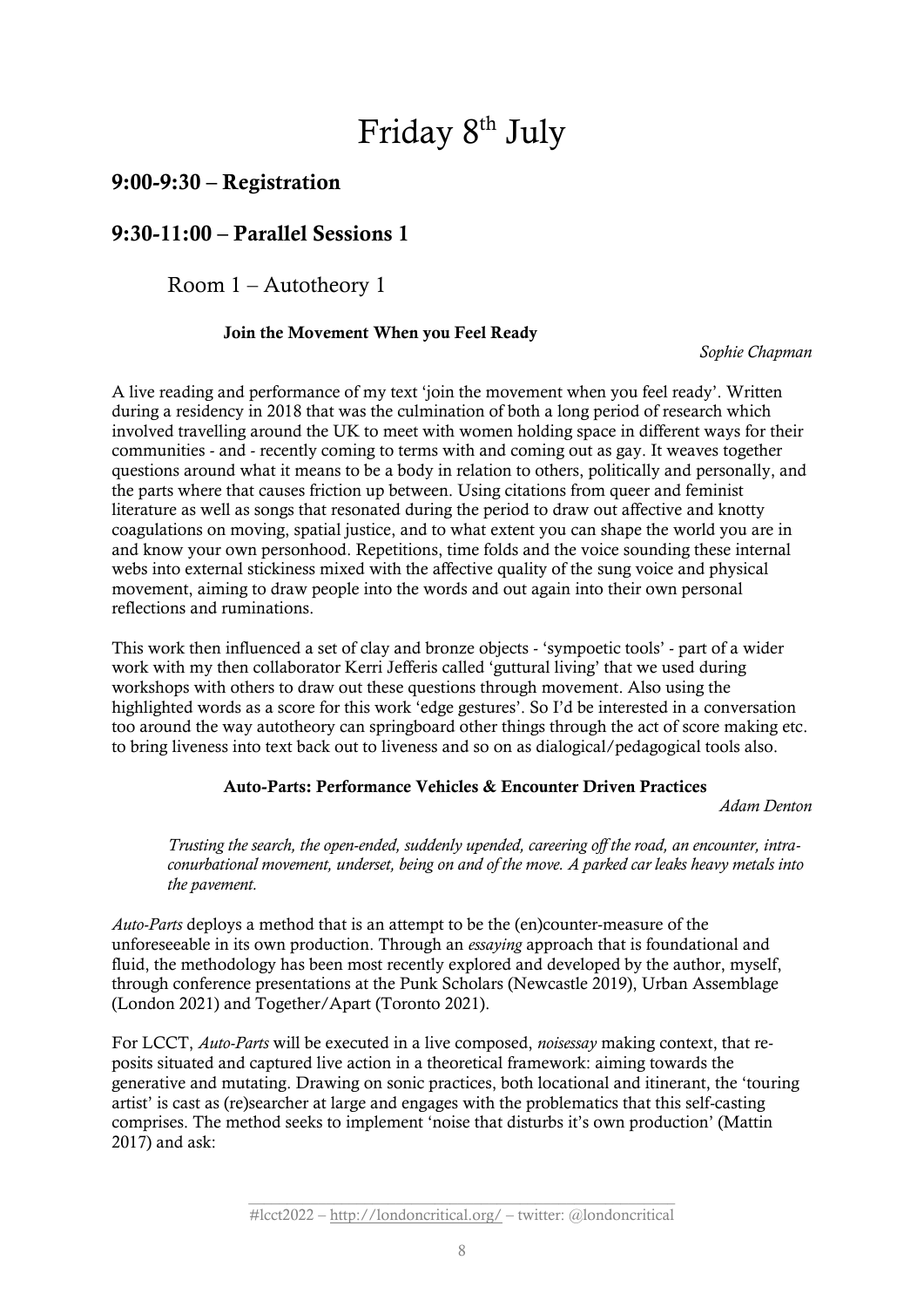# Friday 8th July

## 9:00-9:30 – Registration

## 9:30-11:00 – Parallel Sessions 1

### Room 1 – Autotheory 1

#### Join the Movement When you Feel Ready

*Sophie Chapman*

A live reading and performance of my text 'join the movement when you feel ready'. Written during a residency in 2018 that was the culmination of both a long period of research which involved travelling around the UK to meet with women holding space in different ways for their communities - and - recently coming to terms with and coming out as gay. It weaves together questions around what it means to be a body in relation to others, politically and personally, and the parts where that causes friction up between. Using citations from queer and feminist literature as well as songs that resonated during the period to draw out affective and knotty coagulations on moving, spatial justice, and to what extent you can shape the world you are in and know your own personhood. Repetitions, time folds and the voice sounding these internal webs into external stickiness mixed with the affective quality of the sung voice and physical movement, aiming to draw people into the words and out again into their own personal reflections and ruminations.

This work then influenced a set of clay and bronze objects - 'sympoetic tools' - part of a wider work with my then collaborator Kerri Jefferis called 'guttural living' that we used during workshops with others to draw out these questions through movement. Also using the highlighted words as a score for this work 'edge gestures'. So I'd be interested in a conversation too around the way autotheory can springboard other things through the act of score making etc. to bring liveness into text back out to liveness and so on as dialogical/pedagogical tools also.

#### Auto-Parts: Performance Vehicles & Encounter Driven Practices

*Adam Denton*

> *Trusting the search, the open-ended, suddenly upended, careering off the road, an encounter, intra-conurbational movement, underset, being on and of the move. A parked car leaks heavy metals into the pavement.*

*Auto-Parts* deploys a method that is an attempt to be the (en)counter-measure of the unforeseeable in its own production. Through an *essaying* approach that is foundational and fluid, the methodology has been most recently explored and developed by the author, myself, through conference presentations at the Punk Scholars (Newcastle 2019), Urban Assemblage (London 2021) and Together/Apart (Toronto 2021).

For LCCT, *Auto-Parts* will be executed in a live composed, *noisessay* making context, that re-posits situated and captured live action in a theoretical framework: aiming towards the generative and mutating. Drawing on sonic practices, both locational and itinerant, the 'touring artist' is cast as (re)searcher at large and engages with the problematics that this self-casting comprises. The method seeks to implement 'noise that disturbs it's own production' (Mattin 2017) and ask: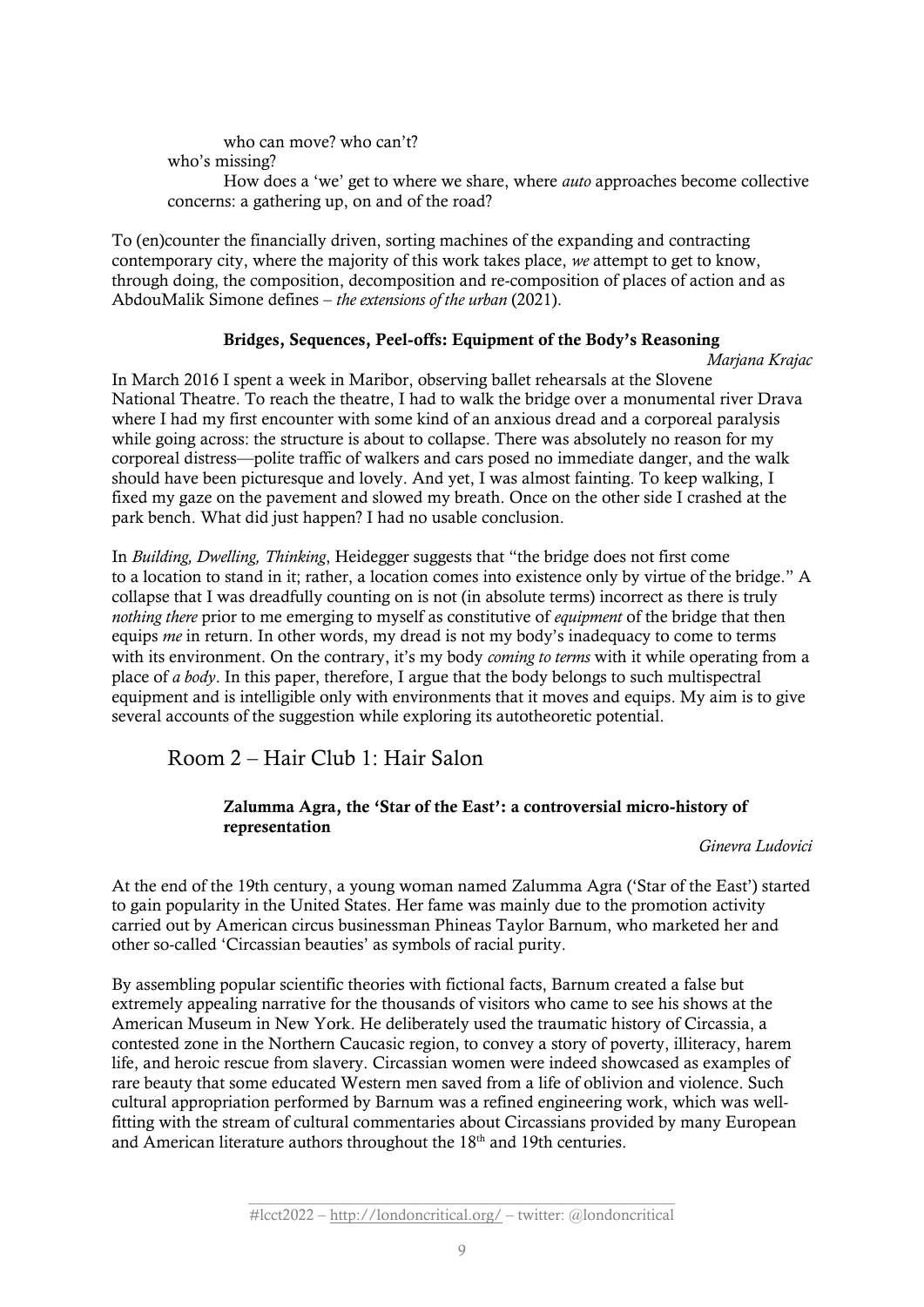who can move? who can't?

who's missing?

How does a 'we' get to where we share, where *auto* approaches become collective concerns: a gathering up, on and of the road?

To (en)counter the financially driven, sorting machines of the expanding and contracting contemporary city, where the majority of this work takes place, *we* attempt to get to know, through doing, the composition, decomposition and re-composition of places of action and as AbdouMalik Simone defines – *the extensions of the urban* (2021).

### Bridges, Sequences, Peel-offs: Equipment of the Body's Reasoning

*Marjana Krajac*

In March 2016 I spent a week in Maribor, observing ballet rehearsals at the Slovene National Theatre. To reach the theatre, I had to walk the bridge over a monumental river Drava where I had my first encounter with some kind of an anxious dread and a corporeal paralysis while going across: the structure is about to collapse. There was absolutely no reason for my corporeal distress—polite traffic of walkers and cars posed no immediate danger, and the walk should have been picturesque and lovely. And yet, I was almost fainting. To keep walking, I fixed my gaze on the pavement and slowed my breath. Once on the other side I crashed at the park bench. What did just happen? I had no usable conclusion.

In *Building, Dwelling, Thinking*, Heidegger suggests that "the bridge does not first come to a location to stand in it; rather, a location comes into existence only by virtue of the bridge." A collapse that I was dreadfully counting on is not (in absolute terms) incorrect as there is truly *nothing there* prior to me emerging to myself as constitutive of *equipment* of the bridge that then equips *me* in return. In other words, my dread is not my body's inadequacy to come to terms with its environment. On the contrary, it's my body *coming to terms* with it while operating from a place of *a body*. In this paper, therefore, I argue that the body belongs to such multispectral equipment and is intelligible only with environments that it moves and equips. My aim is to give several accounts of the suggestion while exploring its autotheoretic potential.

## Room 2 – Hair Club 1: Hair Salon

### Zalumma Agra, the 'Star of the East': a controversial micro-history of representation

*Ginevra Ludovici*

At the end of the 19th century, a young woman named Zalumma Agra ('Star of the East') started to gain popularity in the United States. Her fame was mainly due to the promotion activity carried out by American circus businessman Phineas Taylor Barnum, who marketed her and other so-called 'Circassian beauties' as symbols of racial purity.

By assembling popular scientific theories with fictional facts, Barnum created a false but extremely appealing narrative for the thousands of visitors who came to see his shows at the American Museum in New York. He deliberately used the traumatic history of Circassia, a contested zone in the Northern Caucasic region, to convey a story of poverty, illiteracy, harem life, and heroic rescue from slavery. Circassian women were indeed showcased as examples of rare beauty that some educated Western men saved from a life of oblivion and violence. Such cultural appropriation performed by Barnum was a refined engineering work, which was well-fitting with the stream of cultural commentaries about Circassians provided by many European and American literature authors throughout the 18th and 19th centuries.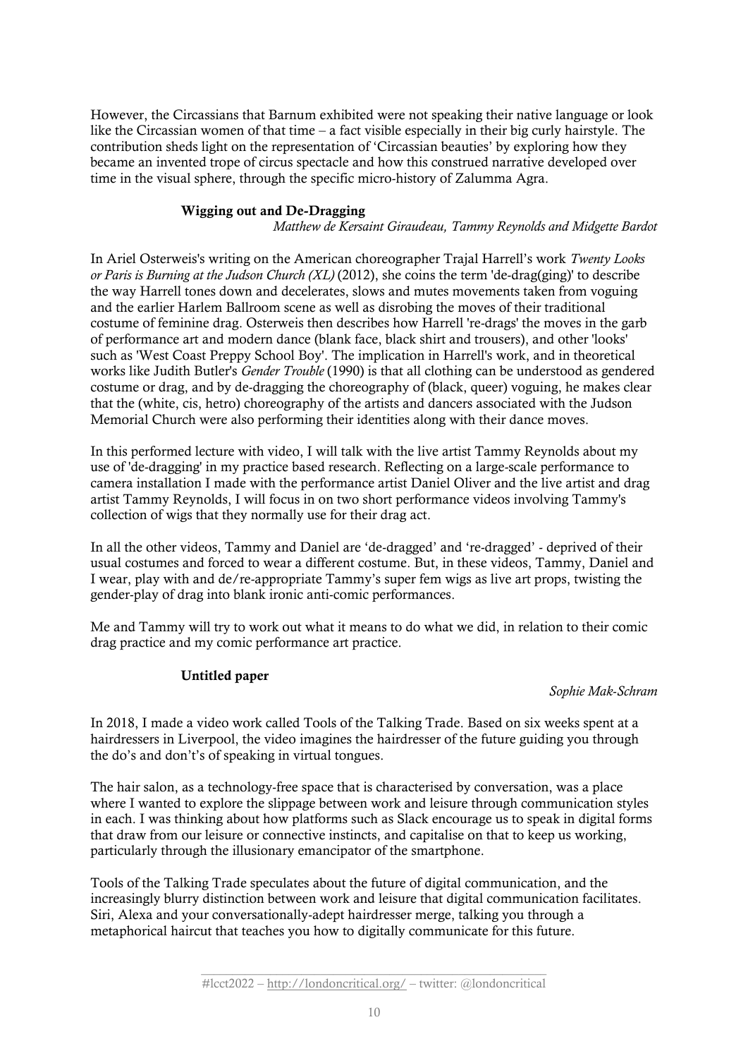However, the Circassians that Barnum exhibited were not speaking their native language or look like the Circassian women of that time – a fact visible especially in their big curly hairstyle. The contribution sheds light on the representation of 'Circassian beauties' by exploring how they became an invented trope of circus spectacle and how this construed narrative developed over time in the visual sphere, through the specific micro-history of Zalumma Agra.

### Wigging out and De-Dragging

*Matthew de Kersaint Giraudeau, Tammy Reynolds and Midgette Bardot*

In Ariel Osterweis's writing on the American choreographer Trajal Harrell's work *Twenty Looks or Paris is Burning at the Judson Church (XL)* (2012), she coins the term 'de-drag(ging)' to describe the way Harrell tones down and decelerates, slows and mutes movements taken from voguing and the earlier Harlem Ballroom scene as well as disrobing the moves of their traditional costume of feminine drag. Osterweis then describes how Harrell 're-drags' the moves in the garb of performance art and modern dance (blank face, black shirt and trousers), and other 'looks' such as 'West Coast Preppy School Boy'. The implication in Harrell's work, and in theoretical works like Judith Butler's *Gender Trouble* (1990) is that all clothing can be understood as gendered costume or drag, and by de-dragging the choreography of (black, queer) voguing, he makes clear that the (white, cis, hetro) choreography of the artists and dancers associated with the Judson Memorial Church were also performing their identities along with their dance moves.

In this performed lecture with video, I will talk with the live artist Tammy Reynolds about my use of 'de-dragging' in my practice based research. Reflecting on a large-scale performance to camera installation I made with the performance artist Daniel Oliver and the live artist and drag artist Tammy Reynolds, I will focus in on two short performance videos involving Tammy's collection of wigs that they normally use for their drag act.

In all the other videos, Tammy and Daniel are 'de-dragged' and 're-dragged' - deprived of their usual costumes and forced to wear a different costume. But, in these videos, Tammy, Daniel and I wear, play with and de/re-appropriate Tammy's super fem wigs as live art props, twisting the gender-play of drag into blank ironic anti-comic performances.

Me and Tammy will try to work out what it means to do what we did, in relation to their comic drag practice and my comic performance art practice.

### Untitled paper

*Sophie Mak-Schram*

In 2018, I made a video work called Tools of the Talking Trade. Based on six weeks spent at a hairdressers in Liverpool, the video imagines the hairdresser of the future guiding you through the do's and don't's of speaking in virtual tongues.

The hair salon, as a technology-free space that is characterised by conversation, was a place where I wanted to explore the slippage between work and leisure through communication styles in each. I was thinking about how platforms such as Slack encourage us to speak in digital forms that draw from our leisure or connective instincts, and capitalise on that to keep us working, particularly through the illusionary emancipator of the smartphone.

Tools of the Talking Trade speculates about the future of digital communication, and the increasingly blurry distinction between work and leisure that digital communication facilitates. Siri, Alexa and your conversationally-adept hairdresser merge, talking you through a metaphorical haircut that teaches you how to digitally communicate for this future.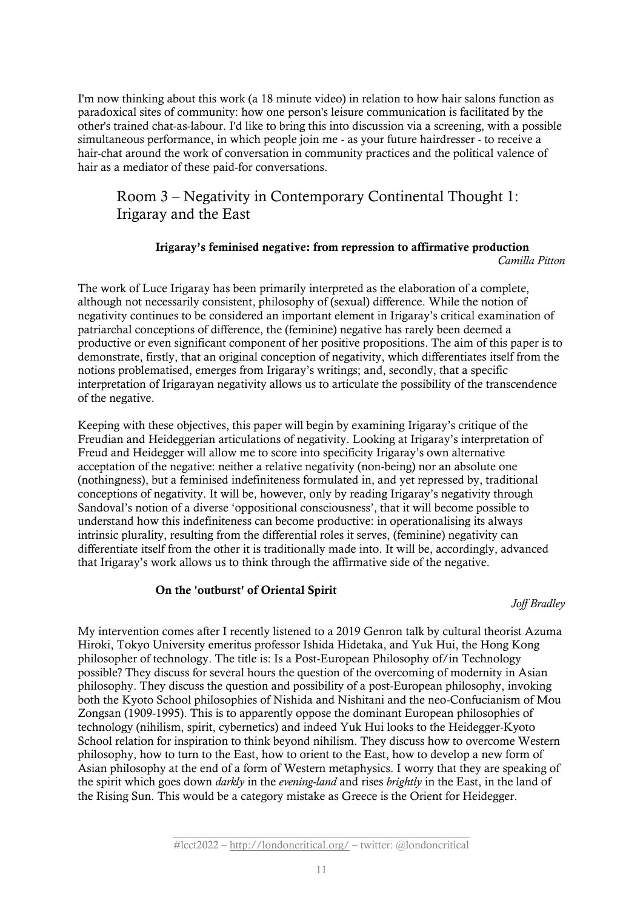I'm now thinking about this work (a 18 minute video) in relation to how hair salons function as paradoxical sites of community: how one person's leisure communication is facilitated by the other's trained chat-as-labour. I'd like to bring this into discussion via a screening, with a possible simultaneous performance, in which people join me - as your future hairdresser - to receive a hair-chat around the work of conversation in community practices and the political valence of hair as a mediator of these paid-for conversations.

## Room 3 – Negativity in Contemporary Continental Thought 1: Irigaray and the East

### Irigaray's feminised negative: from repression to affirmative production

*Camilla Pitton*

The work of Luce Irigaray has been primarily interpreted as the elaboration of a complete, although not necessarily consistent, philosophy of (sexual) difference. While the notion of negativity continues to be considered an important element in Irigaray's critical examination of patriarchal conceptions of difference, the (feminine) negative has rarely been deemed a productive or even significant component of her positive propositions. The aim of this paper is to demonstrate, firstly, that an original conception of negativity, which differentiates itself from the notions problematised, emerges from Irigaray's writings; and, secondly, that a specific interpretation of Irigarayan negativity allows us to articulate the possibility of the transcendence of the negative.

Keeping with these objectives, this paper will begin by examining Irigaray's critique of the Freudian and Heideggerian articulations of negativity. Looking at Irigaray's interpretation of Freud and Heidegger will allow me to score into specificity Irigaray's own alternative acceptation of the negative: neither a relative negativity (non-being) nor an absolute one (nothingness), but a feminised indefiniteness formulated in, and yet repressed by, traditional conceptions of negativity. It will be, however, only by reading Irigaray's negativity through Sandoval's notion of a diverse 'oppositional consciousness', that it will become possible to understand how this indefiniteness can become productive: in operationalising its always intrinsic plurality, resulting from the differential roles it serves, (feminine) negativity can differentiate itself from the other it is traditionally made into. It will be, accordingly, advanced that Irigaray's work allows us to think through the affirmative side of the negative.

### On the 'outburst' of Oriental Spirit

*Joff Bradley*

My intervention comes after I recently listened to a 2019 Genron talk by cultural theorist Azuma Hiroki, Tokyo University emeritus professor Ishida Hidetaka, and Yuk Hui, the Hong Kong philosopher of technology. The title is: Is a Post-European Philosophy of/in Technology possible? They discuss for several hours the question of the overcoming of modernity in Asian philosophy. They discuss the question and possibility of a post-European philosophy, invoking both the Kyoto School philosophies of Nishida and Nishitani and the neo-Confucianism of Mou Zongsan (1909-1995). This is to apparently oppose the dominant European philosophies of technology (nihilism, spirit, cybernetics) and indeed Yuk Hui looks to the Heidegger-Kyoto School relation for inspiration to think beyond nihilism. They discuss how to overcome Western philosophy, how to turn to the East, how to orient to the East, how to develop a new form of Asian philosophy at the end of a form of Western metaphysics. I worry that they are speaking of the spirit which goes down *darkly* in the *evening-land* and rises *brightly* in the East, in the land of the Rising Sun. This would be a category mistake as Greece is the Orient for Heidegger.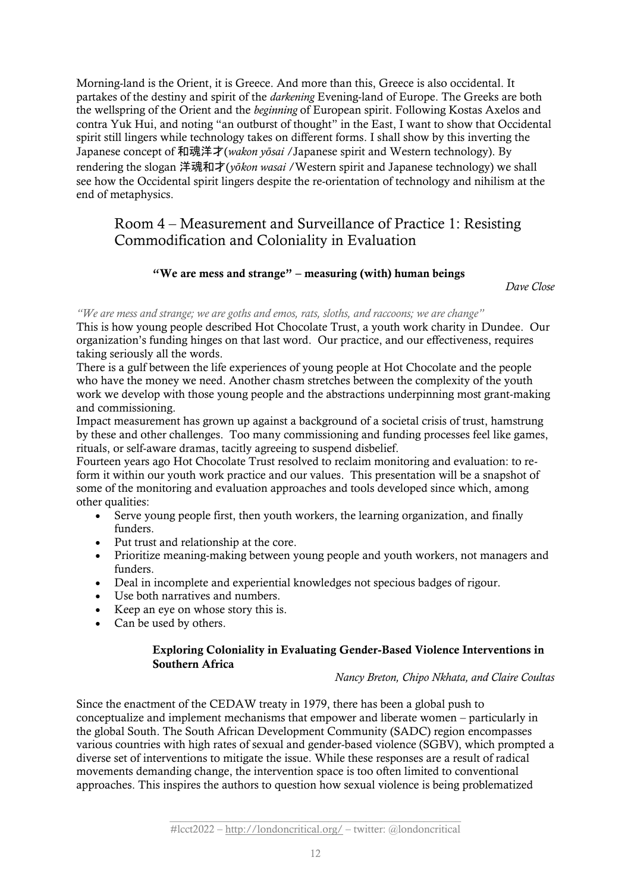Morning-land is the Orient, it is Greece. And more than this, Greece is also occidental. It partakes of the destiny and spirit of the *darkening* Evening-land of Europe. The Greeks are both the wellspring of the Orient and the *beginning* of European spirit. Following Kostas Axelos and contra Yuk Hui, and noting "an outburst of thought" in the East, I want to show that Occidental spirit still lingers while technology takes on different forms. I shall show by this inverting the Japanese concept of 和魂洋才(*wakon yōsai* /Japanese spirit and Western technology). By rendering the slogan 洋魂和才(*yōkon wasai* /Western spirit and Japanese technology) we shall see how the Occidental spirit lingers despite the re-orientation of technology and nihilism at the end of metaphysics.

## Room 4 – Measurement and Surveillance of Practice 1: Resisting Commodification and Coloniality in Evaluation

### "We are mess and strange" – measuring (with) human beings

*Dave Close*

*"We are mess and strange; we are goths and emos, rats, sloths, and raccoons; we are change"*

This is how young people described Hot Chocolate Trust, a youth work charity in Dundee. Our organization's funding hinges on that last word. Our practice, and our effectiveness, requires taking seriously all the words.

There is a gulf between the life experiences of young people at Hot Chocolate and the people who have the money we need. Another chasm stretches between the complexity of the youth work we develop with those young people and the abstractions underpinning most grant-making and commissioning.

Impact measurement has grown up against a background of a societal crisis of trust, hamstrung by these and other challenges. Too many commissioning and funding processes feel like games, rituals, or self-aware dramas, tacitly agreeing to suspend disbelief.

Fourteen years ago Hot Chocolate Trust resolved to reclaim monitoring and evaluation: to re-form it within our youth work practice and our values. This presentation will be a snapshot of some of the monitoring and evaluation approaches and tools developed since which, among other qualities:

- Serve young people first, then youth workers, the learning organization, and finally funders.
- Put trust and relationship at the core.
- Prioritize meaning-making between young people and youth workers, not managers and funders.
- Deal in incomplete and experiential knowledges not specious badges of rigour.
- Use both narratives and numbers.
- Keep an eye on whose story this is.
- Can be used by others.

### Exploring Coloniality in Evaluating Gender-Based Violence Interventions in Southern Africa

*Nancy Breton, Chipo Nkhata, and Claire Coultas*

Since the enactment of the CEDAW treaty in 1979, there has been a global push to conceptualize and implement mechanisms that empower and liberate women – particularly in the global South. The South African Development Community (SADC) region encompasses various countries with high rates of sexual and gender-based violence (SGBV), which prompted a diverse set of interventions to mitigate the issue. While these responses are a result of radical movements demanding change, the intervention space is too often limited to conventional approaches. This inspires the authors to question how sexual violence is being problematized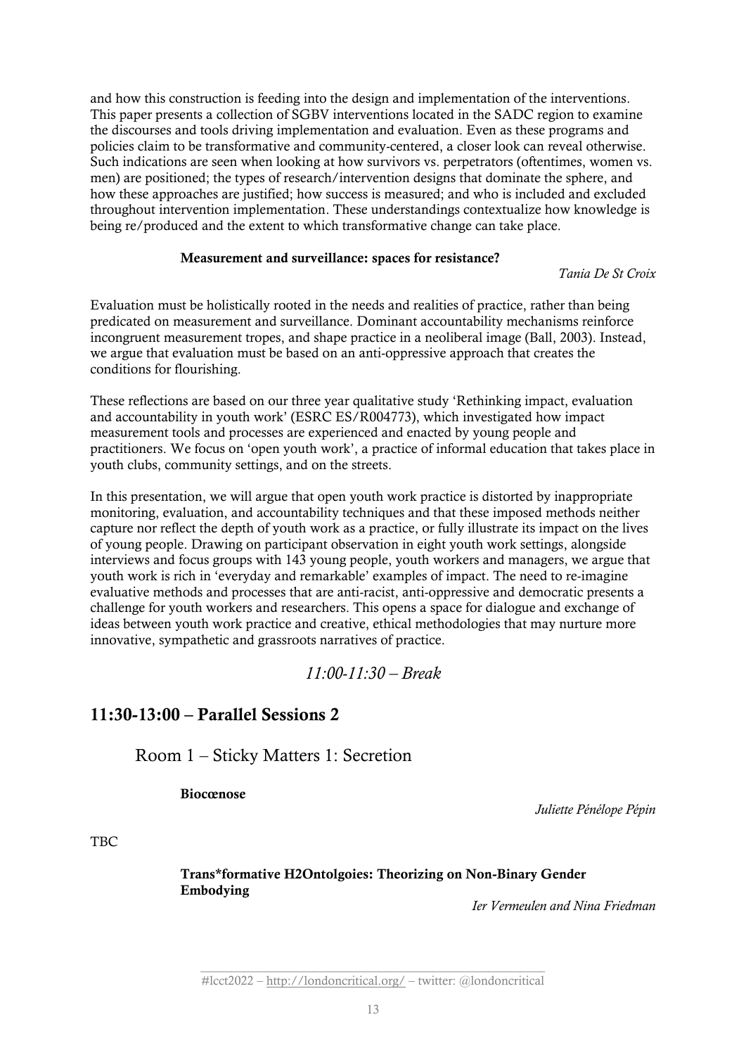and how this construction is feeding into the design and implementation of the interventions. This paper presents a collection of SGBV interventions located in the SADC region to examine the discourses and tools driving implementation and evaluation. Even as these programs and policies claim to be transformative and community-centered, a closer look can reveal otherwise. Such indications are seen when looking at how survivors vs. perpetrators (oftentimes, women vs. men) are positioned; the types of research/intervention designs that dominate the sphere, and how these approaches are justified; how success is measured; and who is included and excluded throughout intervention implementation. These understandings contextualize how knowledge is being re/produced and the extent to which transformative change can take place.

**Measurement and surveillance: spaces for resistance?**

*Tania De St Croix*

Evaluation must be holistically rooted in the needs and realities of practice, rather than being predicated on measurement and surveillance. Dominant accountability mechanisms reinforce incongruent measurement tropes, and shape practice in a neoliberal image (Ball, 2003). Instead, we argue that evaluation must be based on an anti-oppressive approach that creates the conditions for flourishing.

These reflections are based on our three year qualitative study 'Rethinking impact, evaluation and accountability in youth work' (ESRC ES/R004773), which investigated how impact measurement tools and processes are experienced and enacted by young people and practitioners. We focus on 'open youth work', a practice of informal education that takes place in youth clubs, community settings, and on the streets.

In this presentation, we will argue that open youth work practice is distorted by inappropriate monitoring, evaluation, and accountability techniques and that these imposed methods neither capture nor reflect the depth of youth work as a practice, or fully illustrate its impact on the lives of young people. Drawing on participant observation in eight youth work settings, alongside interviews and focus groups with 143 young people, youth workers and managers, we argue that youth work is rich in 'everyday and remarkable' examples of impact. The need to re-imagine evaluative methods and processes that are anti-racist, anti-oppressive and democratic presents a challenge for youth workers and researchers. This opens a space for dialogue and exchange of ideas between youth work practice and creative, ethical methodologies that may nurture more innovative, sympathetic and grassroots narratives of practice.

*11:00-11:30 – Break*

## 11:30-13:00 – Parallel Sessions 2

### Room 1 – Sticky Matters 1: Secretion

**Biocœnose**

*Juliette Pénélope Pépin*

TBC

**Trans*formative H2Ontolgoies: Theorizing on Non-Binary Gender Embodying**

*Ier Vermeulen and Nina Friedman*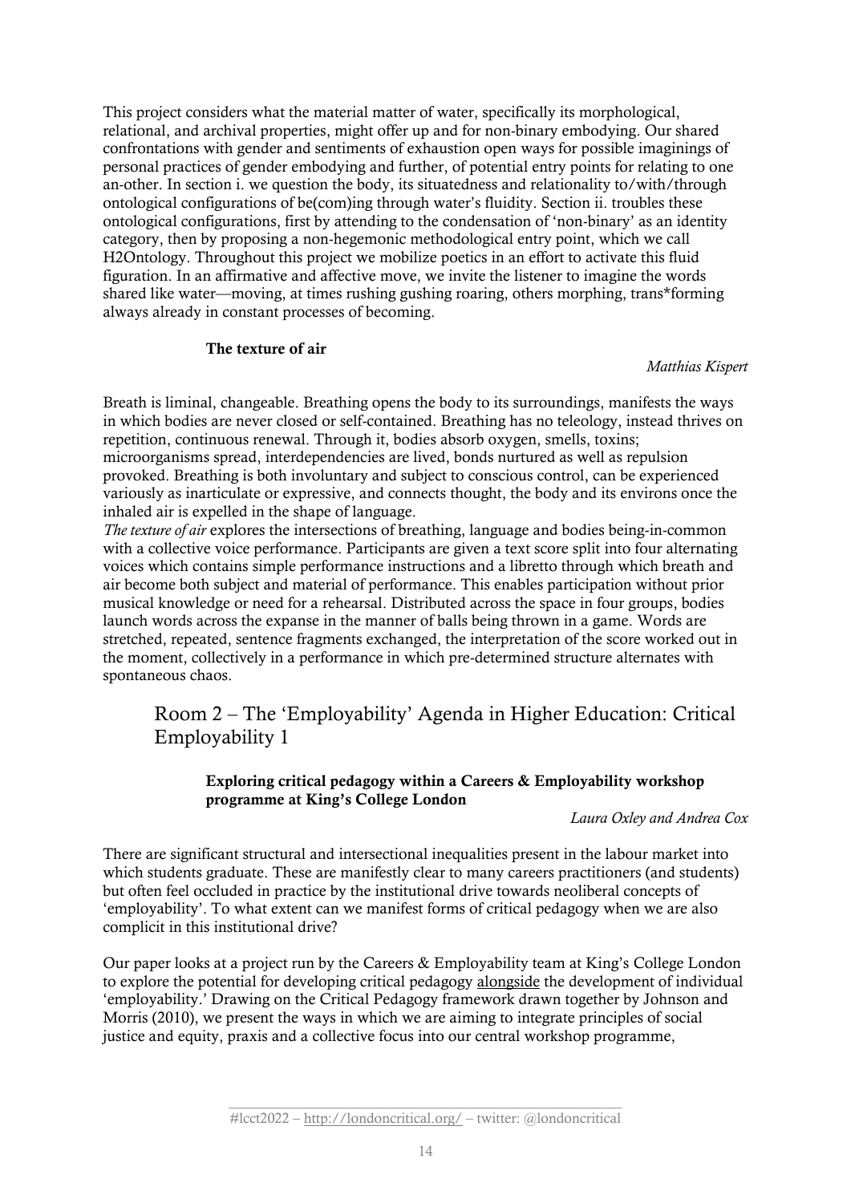This project considers what the material matter of water, specifically its morphological, relational, and archival properties, might offer up and for non-binary embodying. Our shared confrontations with gender and sentiments of exhaustion open ways for possible imaginings of personal practices of gender embodying and further, of potential entry points for relating to one an-other. In section i. we question the body, its situatedness and relationality to/with/through ontological configurations of be(com)ing through water's fluidity. Section ii. troubles these ontological configurations, first by attending to the condensation of 'non-binary' as an identity category, then by proposing a non-hegemonic methodological entry point, which we call H2Ontology. Throughout this project we mobilize poetics in an effort to activate this fluid figuration. In an affirmative and affective move, we invite the listener to imagine the words shared like water—moving, at times rushing gushing roaring, others morphing, trans*forming always already in constant processes of becoming.

### The texture of air

*Matthias Kispert*

Breath is liminal, changeable. Breathing opens the body to its surroundings, manifests the ways in which bodies are never closed or self-contained. Breathing has no teleology, instead thrives on repetition, continuous renewal. Through it, bodies absorb oxygen, smells, toxins; microorganisms spread, interdependencies are lived, bonds nurtured as well as repulsion provoked. Breathing is both involuntary and subject to conscious control, can be experienced variously as inarticulate or expressive, and connects thought, the body and its environs once the inhaled air is expelled in the shape of language.

*The texture of air* explores the intersections of breathing, language and bodies being-in-common with a collective voice performance. Participants are given a text score split into four alternating voices which contains simple performance instructions and a libretto through which breath and air become both subject and material of performance. This enables participation without prior musical knowledge or need for a rehearsal. Distributed across the space in four groups, bodies launch words across the expanse in the manner of balls being thrown in a game. Words are stretched, repeated, sentence fragments exchanged, the interpretation of the score worked out in the moment, collectively in a performance in which pre-determined structure alternates with spontaneous chaos.

## Room 2 – The 'Employability' Agenda in Higher Education: Critical Employability 1

### Exploring critical pedagogy within a Careers & Employability workshop programme at King's College London

*Laura Oxley and Andrea Cox*

There are significant structural and intersectional inequalities present in the labour market into which students graduate. These are manifestly clear to many careers practitioners (and students) but often feel occluded in practice by the institutional drive towards neoliberal concepts of 'employability'. To what extent can we manifest forms of critical pedagogy when we are also complicit in this institutional drive?

Our paper looks at a project run by the Careers & Employability team at King's College London to explore the potential for developing critical pedagogy alongside the development of individual 'employability.' Drawing on the Critical Pedagogy framework drawn together by Johnson and Morris (2010), we present the ways in which we are aiming to integrate principles of social justice and equity, praxis and a collective focus into our central workshop programme,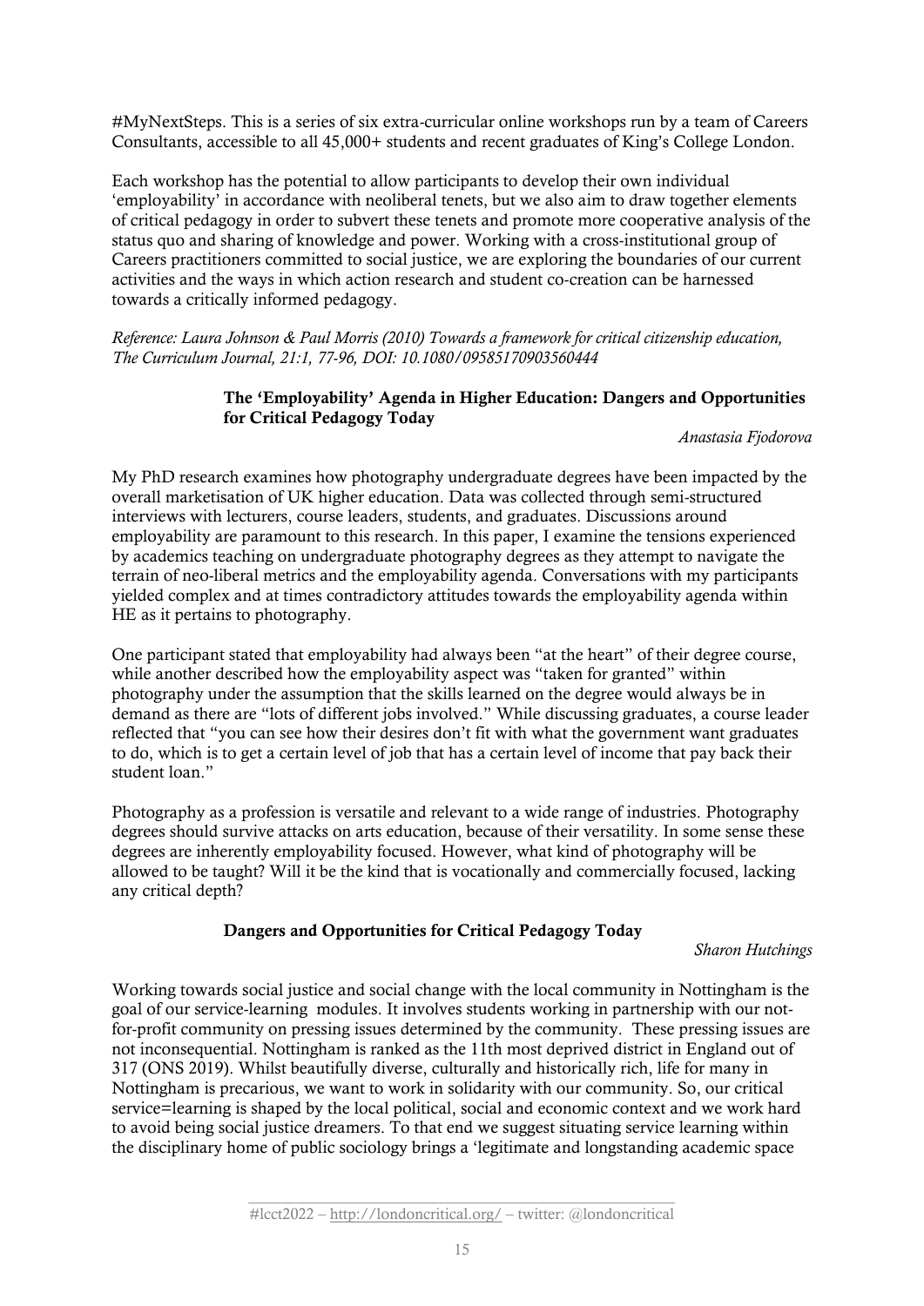#MyNextSteps. This is a series of six extra-curricular online workshops run by a team of Careers Consultants, accessible to all 45,000+ students and recent graduates of King's College London.

Each workshop has the potential to allow participants to develop their own individual 'employability' in accordance with neoliberal tenets, but we also aim to draw together elements of critical pedagogy in order to subvert these tenets and promote more cooperative analysis of the status quo and sharing of knowledge and power. Working with a cross-institutional group of Careers practitioners committed to social justice, we are exploring the boundaries of our current activities and the ways in which action research and student co-creation can be harnessed towards a critically informed pedagogy.

*Reference: Laura Johnson & Paul Morris (2010) Towards a framework for critical citizenship education, The Curriculum Journal, 21:1, 77-96, DOI: 10.1080/09585170903560444*

### The 'Employability' Agenda in Higher Education: Dangers and Opportunities for Critical Pedagogy Today

*Anastasia Fjodorova*

My PhD research examines how photography undergraduate degrees have been impacted by the overall marketisation of UK higher education. Data was collected through semi-structured interviews with lecturers, course leaders, students, and graduates. Discussions around employability are paramount to this research. In this paper, I examine the tensions experienced by academics teaching on undergraduate photography degrees as they attempt to navigate the terrain of neo-liberal metrics and the employability agenda. Conversations with my participants yielded complex and at times contradictory attitudes towards the employability agenda within HE as it pertains to photography.

One participant stated that employability had always been "at the heart" of their degree course, while another described how the employability aspect was "taken for granted" within photography under the assumption that the skills learned on the degree would always be in demand as there are "lots of different jobs involved." While discussing graduates, a course leader reflected that "you can see how their desires don't fit with what the government want graduates to do, which is to get a certain level of job that has a certain level of income that pay back their student loan."

Photography as a profession is versatile and relevant to a wide range of industries. Photography degrees should survive attacks on arts education, because of their versatility. In some sense these degrees are inherently employability focused. However, what kind of photography will be allowed to be taught? Will it be the kind that is vocationally and commercially focused, lacking any critical depth?

### Dangers and Opportunities for Critical Pedagogy Today

*Sharon Hutchings*

Working towards social justice and social change with the local community in Nottingham is the goal of our service-learning modules. It involves students working in partnership with our not-for-profit community on pressing issues determined by the community. These pressing issues are not inconsequential. Nottingham is ranked as the 11th most deprived district in England out of 317 (ONS 2019). Whilst beautifully diverse, culturally and historically rich, life for many in Nottingham is precarious, we want to work in solidarity with our community. So, our critical service=learning is shaped by the local political, social and economic context and we work hard to avoid being social justice dreamers. To that end we suggest situating service learning within the disciplinary home of public sociology brings a 'legitimate and longstanding academic space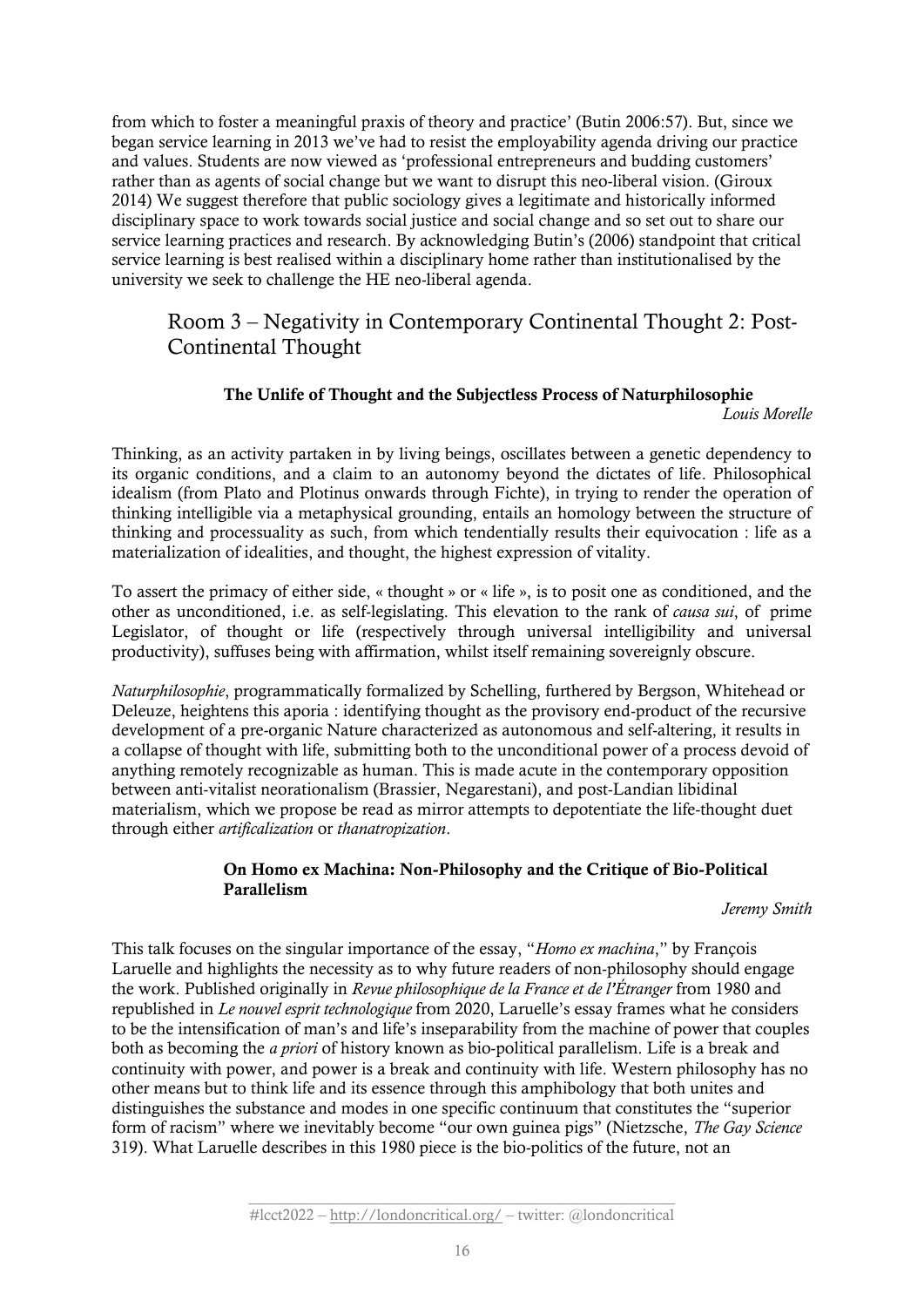from which to foster a meaningful praxis of theory and practice' (Butin 2006:57). But, since we began service learning in 2013 we've had to resist the employability agenda driving our practice and values. Students are now viewed as 'professional entrepreneurs and budding customers' rather than as agents of social change but we want to disrupt this neo-liberal vision. (Giroux 2014) We suggest therefore that public sociology gives a legitimate and historically informed disciplinary space to work towards social justice and social change and so set out to share our service learning practices and research. By acknowledging Butin's (2006) standpoint that critical service learning is best realised within a disciplinary home rather than institutionalised by the university we seek to challenge the HE neo-liberal agenda.

## Room 3 – Negativity in Contemporary Continental Thought 2: Post-Continental Thought

### The Unlife of Thought and the Subjectless Process of Naturphilosophie

*Louis Morelle*

Thinking, as an activity partaken in by living beings, oscillates between a genetic dependency to its organic conditions, and a claim to an autonomy beyond the dictates of life. Philosophical idealism (from Plato and Plotinus onwards through Fichte), in trying to render the operation of thinking intelligible via a metaphysical grounding, entails an homology between the structure of thinking and processuality as such, from which tendentially results their equivocation : life as a materialization of idealities, and thought, the highest expression of vitality.

To assert the primacy of either side, « thought » or « life », is to posit one as conditioned, and the other as unconditioned, i.e. as self-legislating. This elevation to the rank of *causa sui*, of prime Legislator, of thought or life (respectively through universal intelligibility and universal productivity), suffuses being with affirmation, whilst itself remaining sovereignly obscure.

*Naturphilosophie*, programmatically formalized by Schelling, furthered by Bergson, Whitehead or Deleuze, heightens this aporia : identifying thought as the provisory end-product of the recursive development of a pre-organic Nature characterized as autonomous and self-altering, it results in a collapse of thought with life, submitting both to the unconditional power of a process devoid of anything remotely recognizable as human. This is made acute in the contemporary opposition between anti-vitalist neorationalism (Brassier, Negarestani), and post-Landian libidinal materialism, which we propose be read as mirror attempts to depotentiate the life-thought duet through either *artificalization* or *thanatropization*.

### On Homo ex Machina: Non-Philosophy and the Critique of Bio-Political Parallelism

*Jeremy Smith*

This talk focuses on the singular importance of the essay, "*Homo ex machina*," by François Laruelle and highlights the necessity as to why future readers of non-philosophy should engage the work. Published originally in *Revue philosophique de la France et de l'Étranger* from 1980 and republished in *Le nouvel esprit technologique* from 2020, Laruelle's essay frames what he considers to be the intensification of man's and life's inseparability from the machine of power that couples both as becoming the *a priori* of history known as bio-political parallelism. Life is a break and continuity with power, and power is a break and continuity with life. Western philosophy has no other means but to think life and its essence through this amphibology that both unites and distinguishes the substance and modes in one specific continuum that constitutes the "superior form of racism" where we inevitably become "our own guinea pigs" (Nietzsche, *The Gay Science* 319). What Laruelle describes in this 1980 piece is the bio-politics of the future, not an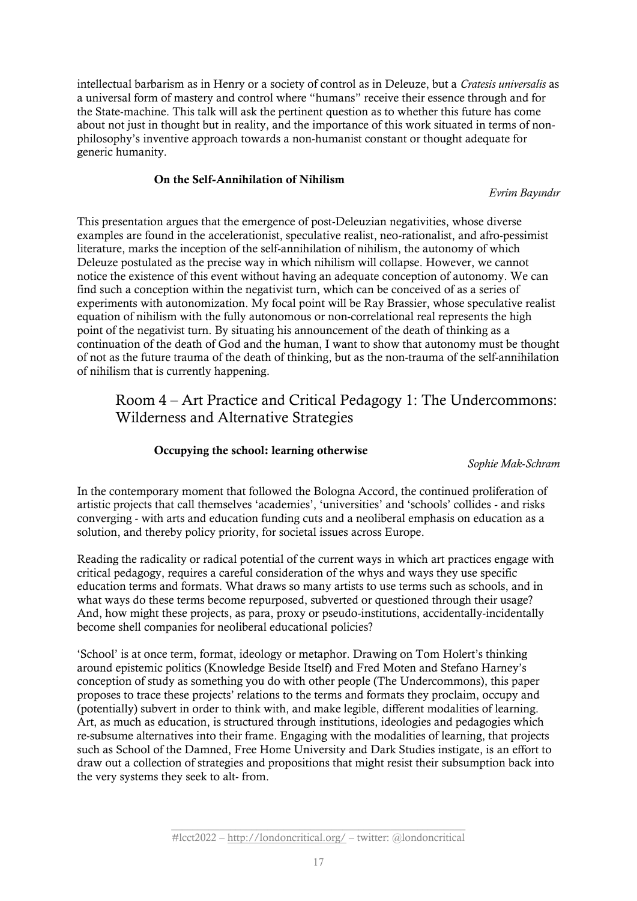intellectual barbarism as in Henry or a society of control as in Deleuze, but a *Cratesis universalis* as a universal form of mastery and control where "humans" receive their essence through and for the State-machine. This talk will ask the pertinent question as to whether this future has come about not just in thought but in reality, and the importance of this work situated in terms of non-philosophy's inventive approach towards a non-humanist constant or thought adequate for generic humanity.

### On the Self-Annihilation of Nihilism

*Evrim Bayındır*

This presentation argues that the emergence of post-Deleuzian negativities, whose diverse examples are found in the accelerationist, speculative realist, neo-rationalist, and afro-pessimist literature, marks the inception of the self-annihilation of nihilism, the autonomy of which Deleuze postulated as the precise way in which nihilism will collapse. However, we cannot notice the existence of this event without having an adequate conception of autonomy. We can find such a conception within the negativist turn, which can be conceived of as a series of experiments with autonomization. My focal point will be Ray Brassier, whose speculative realist equation of nihilism with the fully autonomous or non-correlational real represents the high point of the negativist turn. By situating his announcement of the death of thinking as a continuation of the death of God and the human, I want to show that autonomy must be thought of not as the future trauma of the death of thinking, but as the non-trauma of the self-annihilation of nihilism that is currently happening.

## Room 4 – Art Practice and Critical Pedagogy 1: The Undercommons: Wilderness and Alternative Strategies

### Occupying the school: learning otherwise

*Sophie Mak-Schram*

In the contemporary moment that followed the Bologna Accord, the continued proliferation of artistic projects that call themselves 'academies', 'universities' and 'schools' collides - and risks converging - with arts and education funding cuts and a neoliberal emphasis on education as a solution, and thereby policy priority, for societal issues across Europe.

Reading the radicality or radical potential of the current ways in which art practices engage with critical pedagogy, requires a careful consideration of the whys and ways they use specific education terms and formats. What draws so many artists to use terms such as schools, and in what ways do these terms become repurposed, subverted or questioned through their usage? And, how might these projects, as para, proxy or pseudo-institutions, accidentally-incidentally become shell companies for neoliberal educational policies?

'School' is at once term, format, ideology or metaphor. Drawing on Tom Holert's thinking around epistemic politics (Knowledge Beside Itself) and Fred Moten and Stefano Harney's conception of study as something you do with other people (The Undercommons), this paper proposes to trace these projects' relations to the terms and formats they proclaim, occupy and (potentially) subvert in order to think with, and make legible, different modalities of learning. Art, as much as education, is structured through institutions, ideologies and pedagogies which re-subsume alternatives into their frame. Engaging with the modalities of learning, that projects such as School of the Damned, Free Home University and Dark Studies instigate, is an effort to draw out a collection of strategies and propositions that might resist their subsumption back into the very systems they seek to alt- from.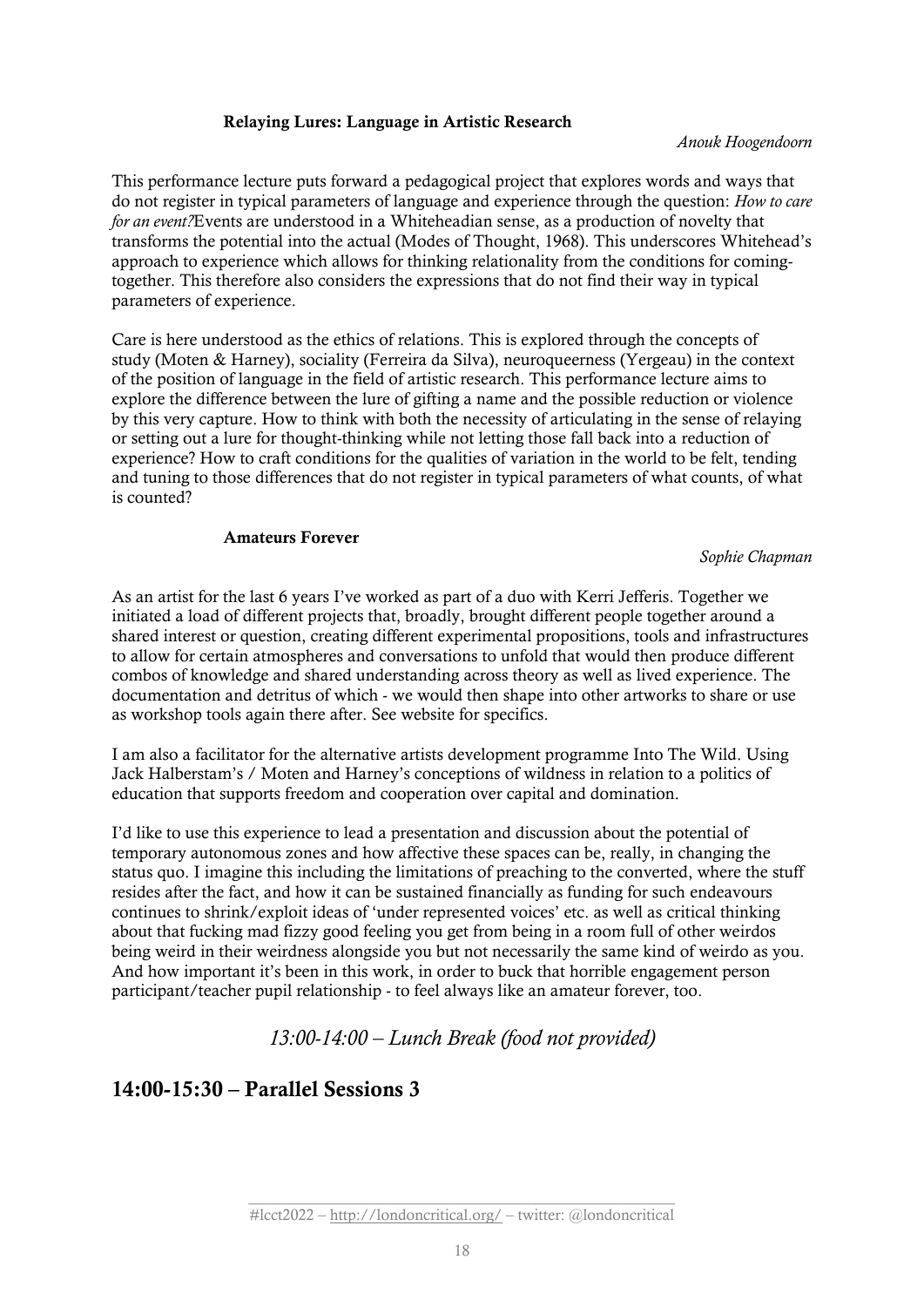### Relaying Lures: Language in Artistic Research

*Anouk Hoogendoorn*

This performance lecture puts forward a pedagogical project that explores words and ways that do not register in typical parameters of language and experience through the question: *How to care for an event?*Events are understood in a Whiteheadian sense, as a production of novelty that transforms the potential into the actual (Modes of Thought, 1968). This underscores Whitehead's approach to experience which allows for thinking relationality from the conditions for coming-together. This therefore also considers the expressions that do not find their way in typical parameters of experience.

Care is here understood as the ethics of relations. This is explored through the concepts of study (Moten & Harney), sociality (Ferreira da Silva), neuroqueerness (Yergeau) in the context of the position of language in the field of artistic research. This performance lecture aims to explore the difference between the lure of gifting a name and the possible reduction or violence by this very capture. How to think with both the necessity of articulating in the sense of relaying or setting out a lure for thought-thinking while not letting those fall back into a reduction of experience? How to craft conditions for the qualities of variation in the world to be felt, tending and tuning to those differences that do not register in typical parameters of what counts, of what is counted?

### Amateurs Forever

*Sophie Chapman*

As an artist for the last 6 years I've worked as part of a duo with Kerri Jefferis. Together we initiated a load of different projects that, broadly, brought different people together around a shared interest or question, creating different experimental propositions, tools and infrastructures to allow for certain atmospheres and conversations to unfold that would then produce different combos of knowledge and shared understanding across theory as well as lived experience. The documentation and detritus of which - we would then shape into other artworks to share or use as workshop tools again there after. See website for specifics.

I am also a facilitator for the alternative artists development programme Into The Wild. Using Jack Halberstam's / Moten and Harney's conceptions of wildness in relation to a politics of education that supports freedom and cooperation over capital and domination.

I'd like to use this experience to lead a presentation and discussion about the potential of temporary autonomous zones and how affective these spaces can be, really, in changing the status quo. I imagine this including the limitations of preaching to the converted, where the stuff resides after the fact, and how it can be sustained financially as funding for such endeavours continues to shrink/exploit ideas of 'under represented voices' etc. as well as critical thinking about that fucking mad fizzy good feeling you get from being in a room full of other weirdos being weird in their weirdness alongside you but not necessarily the same kind of weirdo as you. And how important it's been in this work, in order to buck that horrible engagement person participant/teacher pupil relationship - to feel always like an amateur forever, too.

*13:00-14:00 – Lunch Break (food not provided)*

## 14:00-15:30 – Parallel Sessions 3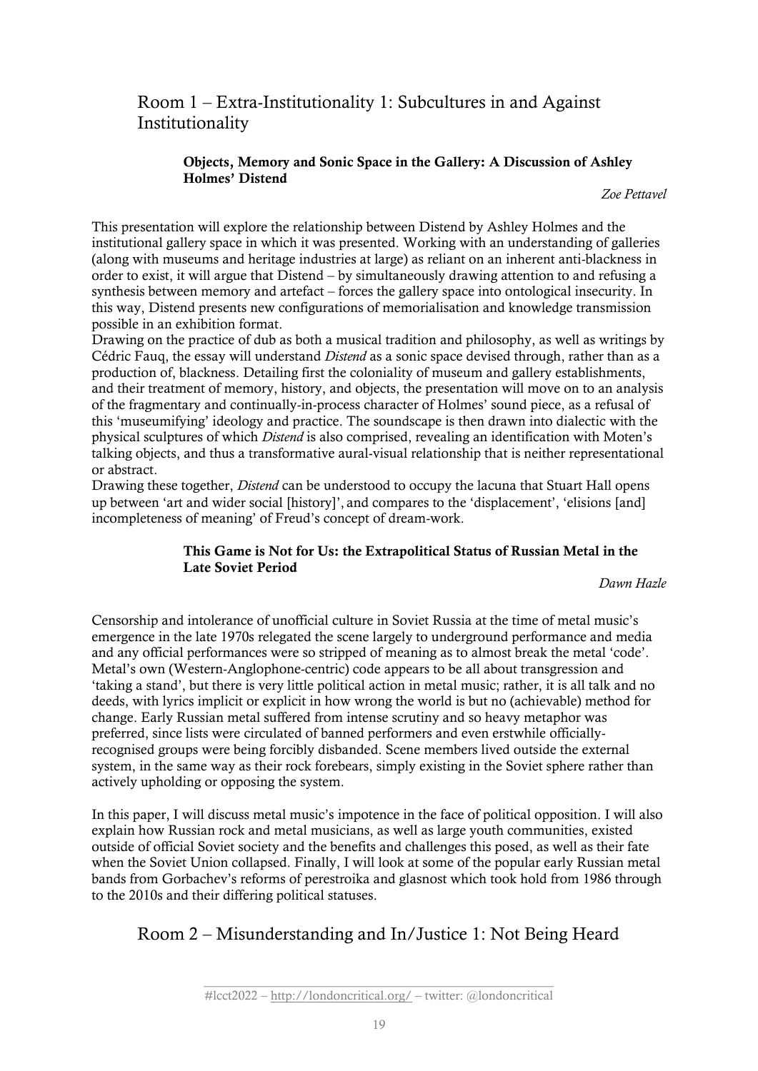## Room 1 – Extra-Institutionality 1: Subcultures in and Against Institutionality

### Objects, Memory and Sonic Space in the Gallery: A Discussion of Ashley Holmes' Distend

*Zoe Pettavel*

This presentation will explore the relationship between Distend by Ashley Holmes and the institutional gallery space in which it was presented. Working with an understanding of galleries (along with museums and heritage industries at large) as reliant on an inherent anti-blackness in order to exist, it will argue that Distend – by simultaneously drawing attention to and refusing a synthesis between memory and artefact – forces the gallery space into ontological insecurity. In this way, Distend presents new configurations of memorialisation and knowledge transmission possible in an exhibition format.

Drawing on the practice of dub as both a musical tradition and philosophy, as well as writings by Cédric Fauq, the essay will understand *Distend* as a sonic space devised through, rather than as a production of, blackness. Detailing first the coloniality of museum and gallery establishments, and their treatment of memory, history, and objects, the presentation will move on to an analysis of the fragmentary and continually-in-process character of Holmes' sound piece, as a refusal of this 'museumifying' ideology and practice. The soundscape is then drawn into dialectic with the physical sculptures of which *Distend* is also comprised, revealing an identification with Moten's talking objects, and thus a transformative aural-visual relationship that is neither representational or abstract.

Drawing these together, *Distend* can be understood to occupy the lacuna that Stuart Hall opens up between 'art and wider social [history]', and compares to the 'displacement', 'elisions [and] incompleteness of meaning' of Freud's concept of dream-work.

### This Game is Not for Us: the Extrapolitical Status of Russian Metal in the Late Soviet Period

*Dawn Hazle*

Censorship and intolerance of unofficial culture in Soviet Russia at the time of metal music's emergence in the late 1970s relegated the scene largely to underground performance and media and any official performances were so stripped of meaning as to almost break the metal 'code'. Metal's own (Western-Anglophone-centric) code appears to be all about transgression and 'taking a stand', but there is very little political action in metal music; rather, it is all talk and no deeds, with lyrics implicit or explicit in how wrong the world is but no (achievable) method for change. Early Russian metal suffered from intense scrutiny and so heavy metaphor was preferred, since lists were circulated of banned performers and even erstwhile officially-recognised groups were being forcibly disbanded. Scene members lived outside the external system, in the same way as their rock forebears, simply existing in the Soviet sphere rather than actively upholding or opposing the system.

In this paper, I will discuss metal music's impotence in the face of political opposition. I will also explain how Russian rock and metal musicians, as well as large youth communities, existed outside of official Soviet society and the benefits and challenges this posed, as well as their fate when the Soviet Union collapsed. Finally, I will look at some of the popular early Russian metal bands from Gorbachev's reforms of perestroika and glasnost which took hold from 1986 through to the 2010s and their differing political statuses.

## Room 2 – Misunderstanding and In/Justice 1: Not Being Heard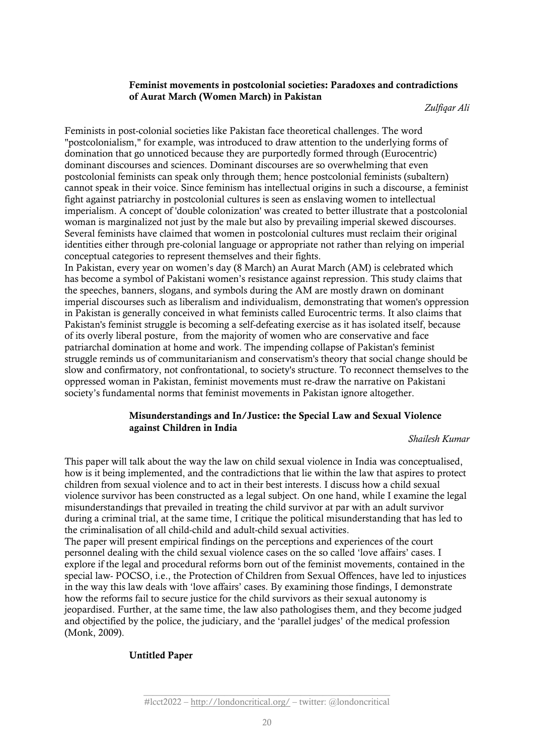### Feminist movements in postcolonial societies: Paradoxes and contradictions of Aurat March (Women March) in Pakistan

*Zulfiqar Ali*

Feminists in post-colonial societies like Pakistan face theoretical challenges. The word "postcolonialism," for example, was introduced to draw attention to the underlying forms of domination that go unnoticed because they are purportedly formed through (Eurocentric) dominant discourses and sciences. Dominant discourses are so overwhelming that even postcolonial feminists can speak only through them; hence postcolonial feminists (subaltern) cannot speak in their voice. Since feminism has intellectual origins in such a discourse, a feminist fight against patriarchy in postcolonial cultures is seen as enslaving women to intellectual imperialism. A concept of 'double colonization' was created to better illustrate that a postcolonial woman is marginalized not just by the male but also by prevailing imperial skewed discourses. Several feminists have claimed that women in postcolonial cultures must reclaim their original identities either through pre-colonial language or appropriate not rather than relying on imperial conceptual categories to represent themselves and their fights.

In Pakistan, every year on women's day (8 March) an Aurat March (AM) is celebrated which has become a symbol of Pakistani women's resistance against repression. This study claims that the speeches, banners, slogans, and symbols during the AM are mostly drawn on dominant imperial discourses such as liberalism and individualism, demonstrating that women's oppression in Pakistan is generally conceived in what feminists called Eurocentric terms. It also claims that Pakistan's feminist struggle is becoming a self-defeating exercise as it has isolated itself, because of its overly liberal posture, from the majority of women who are conservative and face patriarchal domination at home and work. The impending collapse of Pakistan's feminist struggle reminds us of communitarianism and conservatism's theory that social change should be slow and confirmatory, not confrontational, to society's structure. To reconnect themselves to the oppressed woman in Pakistan, feminist movements must re-draw the narrative on Pakistani society's fundamental norms that feminist movements in Pakistan ignore altogether.

### Misunderstandings and In/Justice: the Special Law and Sexual Violence against Children in India

*Shailesh Kumar*

This paper will talk about the way the law on child sexual violence in India was conceptualised, how is it being implemented, and the contradictions that lie within the law that aspires to protect children from sexual violence and to act in their best interests. I discuss how a child sexual violence survivor has been constructed as a legal subject. On one hand, while I examine the legal misunderstandings that prevailed in treating the child survivor at par with an adult survivor during a criminal trial, at the same time, I critique the political misunderstanding that has led to the criminalisation of all child-child and adult-child sexual activities.

The paper will present empirical findings on the perceptions and experiences of the court personnel dealing with the child sexual violence cases on the so called 'love affairs' cases. I explore if the legal and procedural reforms born out of the feminist movements, contained in the special law- POCSO, i.e., the Protection of Children from Sexual Offences, have led to injustices in the way this law deals with 'love affairs' cases. By examining those findings, I demonstrate how the reforms fail to secure justice for the child survivors as their sexual autonomy is jeopardised. Further, at the same time, the law also pathologises them, and they become judged and objectified by the police, the judiciary, and the 'parallel judges' of the medical profession (Monk, 2009).

### Untitled Paper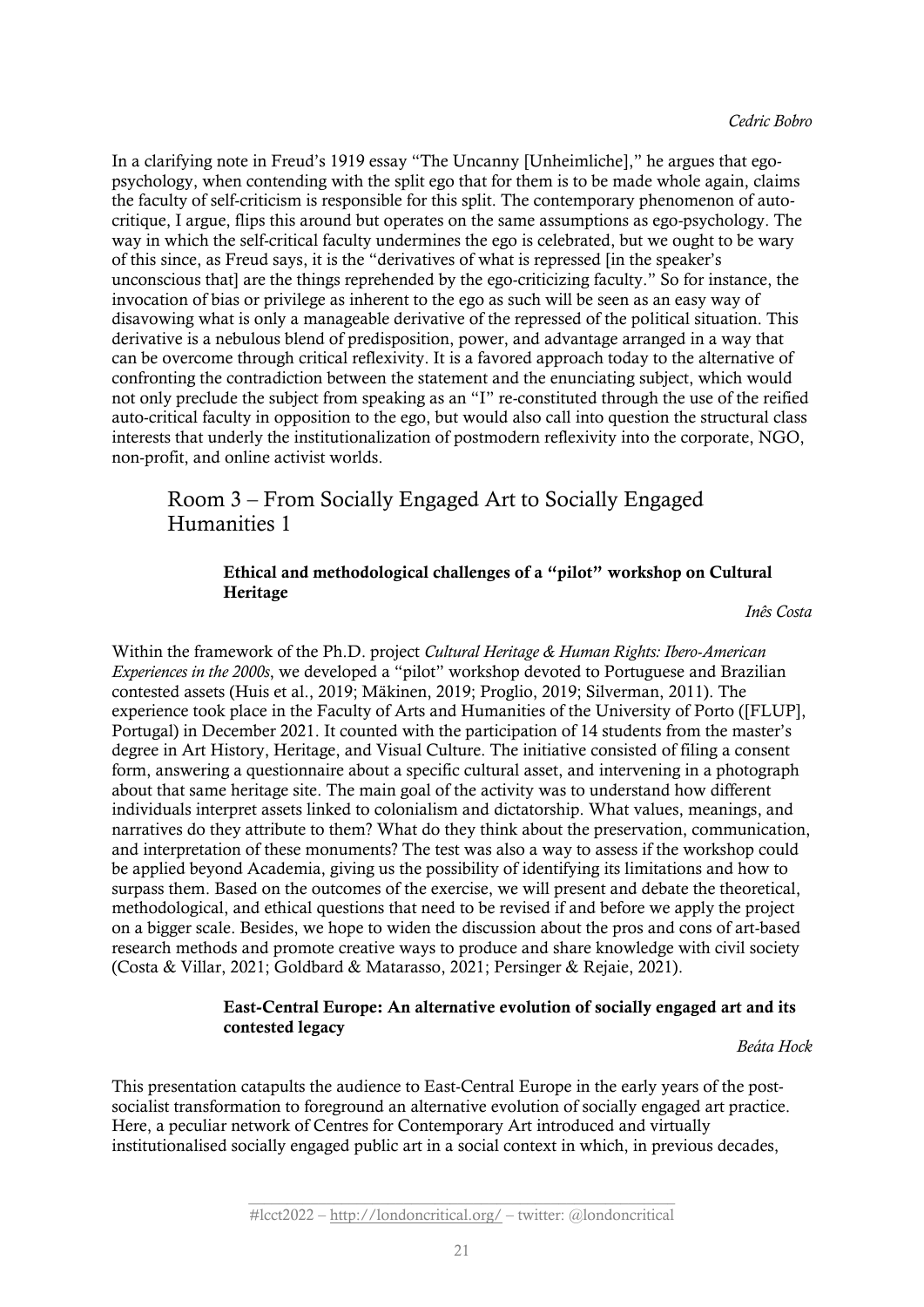*Cedric Bobro*

In a clarifying note in Freud's 1919 essay "The Uncanny [Unheimliche]," he argues that ego-psychology, when contending with the split ego that for them is to be made whole again, claims the faculty of self-criticism is responsible for this split. The contemporary phenomenon of auto-critique, I argue, flips this around but operates on the same assumptions as ego-psychology. The way in which the self-critical faculty undermines the ego is celebrated, but we ought to be wary of this since, as Freud says, it is the "derivatives of what is repressed [in the speaker's unconscious that] are the things reprehended by the ego-criticizing faculty." So for instance, the invocation of bias or privilege as inherent to the ego as such will be seen as an easy way of disavowing what is only a manageable derivative of the repressed of the political situation. This derivative is a nebulous blend of predisposition, power, and advantage arranged in a way that can be overcome through critical reflexivity. It is a favored approach today to the alternative of confronting the contradiction between the statement and the enunciating subject, which would not only preclude the subject from speaking as an "I" re-constituted through the use of the reified auto-critical faculty in opposition to the ego, but would also call into question the structural class interests that underly the institutionalization of postmodern reflexivity into the corporate, NGO, non-profit, and online activist worlds.

## Room 3 – From Socially Engaged Art to Socially Engaged Humanities 1

### Ethical and methodological challenges of a "pilot" workshop on Cultural Heritage

*Inês Costa*

Within the framework of the Ph.D. project *Cultural Heritage & Human Rights: Ibero-American Experiences in the 2000s*, we developed a "pilot" workshop devoted to Portuguese and Brazilian contested assets (Huis et al., 2019; Mäkinen, 2019; Proglio, 2019; Silverman, 2011). The experience took place in the Faculty of Arts and Humanities of the University of Porto ([FLUP], Portugal) in December 2021. It counted with the participation of 14 students from the master's degree in Art History, Heritage, and Visual Culture. The initiative consisted of filing a consent form, answering a questionnaire about a specific cultural asset, and intervening in a photograph about that same heritage site. The main goal of the activity was to understand how different individuals interpret assets linked to colonialism and dictatorship. What values, meanings, and narratives do they attribute to them? What do they think about the preservation, communication, and interpretation of these monuments? The test was also a way to assess if the workshop could be applied beyond Academia, giving us the possibility of identifying its limitations and how to surpass them. Based on the outcomes of the exercise, we will present and debate the theoretical, methodological, and ethical questions that need to be revised if and before we apply the project on a bigger scale. Besides, we hope to widen the discussion about the pros and cons of art-based research methods and promote creative ways to produce and share knowledge with civil society (Costa & Villar, 2021; Goldbard & Matarasso, 2021; Persinger & Rejaie, 2021).

### East-Central Europe: An alternative evolution of socially engaged art and its contested legacy

*Beáta Hock*

This presentation catapults the audience to East-Central Europe in the early years of the post-socialist transformation to foreground an alternative evolution of socially engaged art practice. Here, a peculiar network of Centres for Contemporary Art introduced and virtually institutionalised socially engaged public art in a social context in which, in previous decades,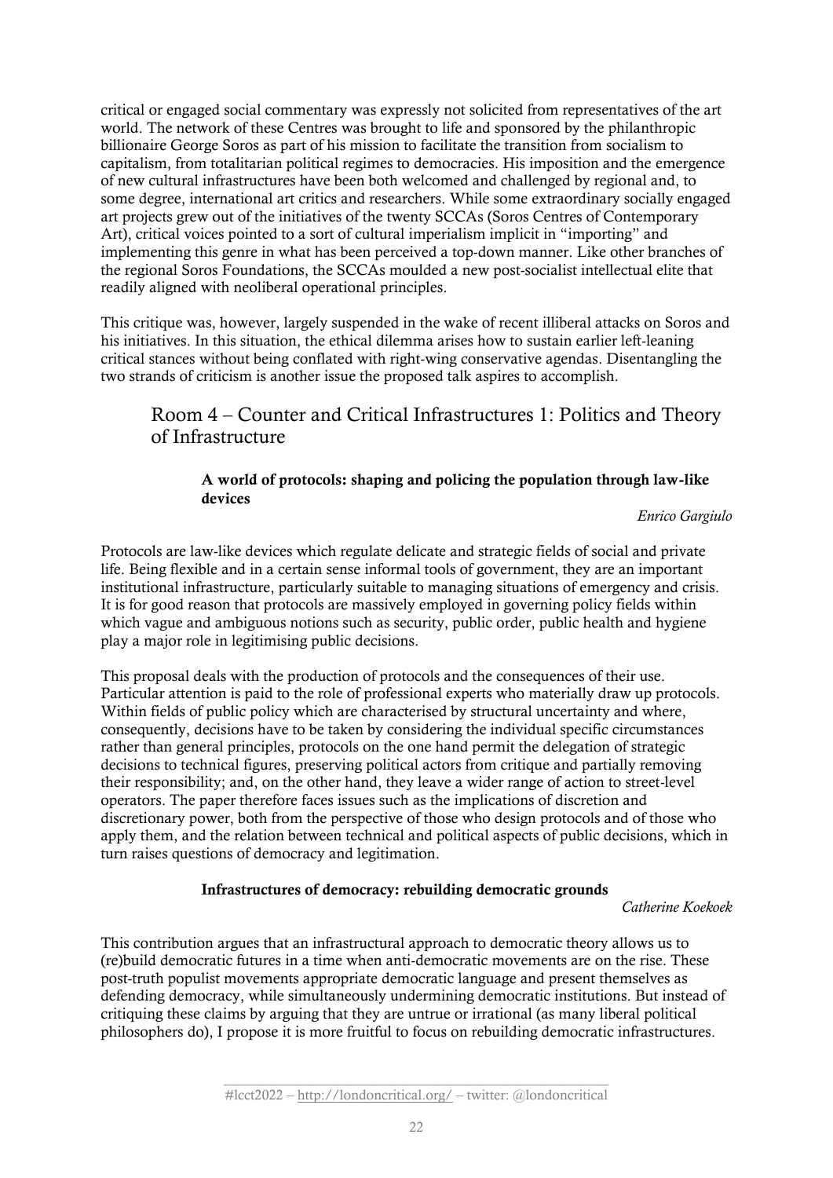critical or engaged social commentary was expressly not solicited from representatives of the art world. The network of these Centres was brought to life and sponsored by the philanthropic billionaire George Soros as part of his mission to facilitate the transition from socialism to capitalism, from totalitarian political regimes to democracies. His imposition and the emergence of new cultural infrastructures have been both welcomed and challenged by regional and, to some degree, international art critics and researchers. While some extraordinary socially engaged art projects grew out of the initiatives of the twenty SCCAs (Soros Centres of Contemporary Art), critical voices pointed to a sort of cultural imperialism implicit in "importing" and implementing this genre in what has been perceived a top-down manner. Like other branches of the regional Soros Foundations, the SCCAs moulded a new post-socialist intellectual elite that readily aligned with neoliberal operational principles.

This critique was, however, largely suspended in the wake of recent illiberal attacks on Soros and his initiatives. In this situation, the ethical dilemma arises how to sustain earlier left-leaning critical stances without being conflated with right-wing conservative agendas. Disentangling the two strands of criticism is another issue the proposed talk aspires to accomplish.

## Room 4 – Counter and Critical Infrastructures 1: Politics and Theory of Infrastructure

### A world of protocols: shaping and policing the population through law-like devices

*Enrico Gargiulo*

Protocols are law-like devices which regulate delicate and strategic fields of social and private life. Being flexible and in a certain sense informal tools of government, they are an important institutional infrastructure, particularly suitable to managing situations of emergency and crisis. It is for good reason that protocols are massively employed in governing policy fields within which vague and ambiguous notions such as security, public order, public health and hygiene play a major role in legitimising public decisions.

This proposal deals with the production of protocols and the consequences of their use. Particular attention is paid to the role of professional experts who materially draw up protocols. Within fields of public policy which are characterised by structural uncertainty and where, consequently, decisions have to be taken by considering the individual specific circumstances rather than general principles, protocols on the one hand permit the delegation of strategic decisions to technical figures, preserving political actors from critique and partially removing their responsibility; and, on the other hand, they leave a wider range of action to street-level operators. The paper therefore faces issues such as the implications of discretion and discretionary power, both from the perspective of those who design protocols and of those who apply them, and the relation between technical and political aspects of public decisions, which in turn raises questions of democracy and legitimation.

### Infrastructures of democracy: rebuilding democratic grounds

*Catherine Koekoek*

This contribution argues that an infrastructural approach to democratic theory allows us to (re)build democratic futures in a time when anti-democratic movements are on the rise. These post-truth populist movements appropriate democratic language and present themselves as defending democracy, while simultaneously undermining democratic institutions. But instead of critiquing these claims by arguing that they are untrue or irrational (as many liberal political philosophers do), I propose it is more fruitful to focus on rebuilding democratic infrastructures.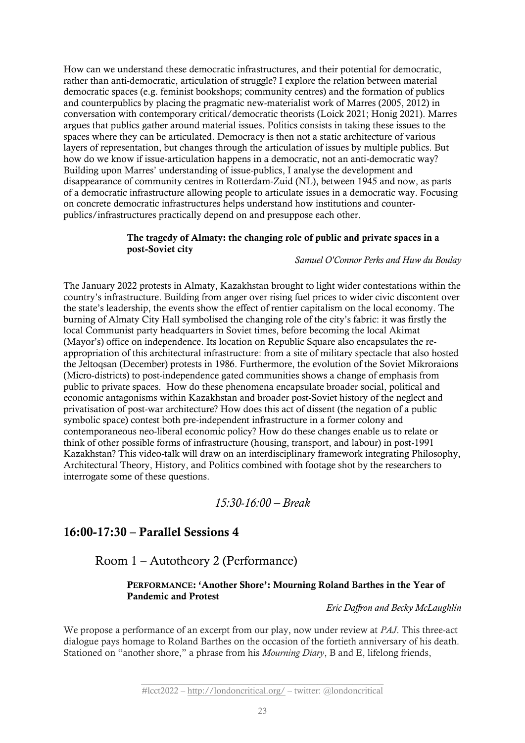How can we understand these democratic infrastructures, and their potential for democratic, rather than anti-democratic, articulation of struggle? I explore the relation between material democratic spaces (e.g. feminist bookshops; community centres) and the formation of publics and counterpublics by placing the pragmatic new-materialist work of Marres (2005, 2012) in conversation with contemporary critical/democratic theorists (Loick 2021; Honig 2021). Marres argues that publics gather around material issues. Politics consists in taking these issues to the spaces where they can be articulated. Democracy is then not a static architecture of various layers of representation, but changes through the articulation of issues by multiple publics. But how do we know if issue-articulation happens in a democratic, not an anti-democratic way? Building upon Marres' understanding of issue-publics, I analyse the development and disappearance of community centres in Rotterdam-Zuid (NL), between 1945 and now, as parts of a democratic infrastructure allowing people to articulate issues in a democratic way. Focusing on concrete democratic infrastructures helps understand how institutions and counter-publics/infrastructures practically depend on and presuppose each other.

**The tragedy of Almaty: the changing role of public and private spaces in a post-Soviet city**

*Samuel O'Connor Perks and Huw du Boulay*

The January 2022 protests in Almaty, Kazakhstan brought to light wider contestations within the country's infrastructure. Building from anger over rising fuel prices to wider civic discontent over the state's leadership, the events show the effect of rentier capitalism on the local economy. The burning of Almaty City Hall symbolised the changing role of the city's fabric: it was firstly the local Communist party headquarters in Soviet times, before becoming the local Akimat (Mayor's) office on independence. Its location on Republic Square also encapsulates the re-appropriation of this architectural infrastructure: from a site of military spectacle that also hosted the Jeltoqsan (December) protests in 1986. Furthermore, the evolution of the Soviet Mikroraions (Micro-districts) to post-independence gated communities shows a change of emphasis from public to private spaces. How do these phenomena encapsulate broader social, political and economic antagonisms within Kazakhstan and broader post-Soviet history of the neglect and privatisation of post-war architecture? How does this act of dissent (the negation of a public symbolic space) contest both pre-independent infrastructure in a former colony and contemporaneous neo-liberal economic policy? How do these changes enable us to relate or think of other possible forms of infrastructure (housing, transport, and labour) in post-1991 Kazakhstan? This video-talk will draw on an interdisciplinary framework integrating Philosophy, Architectural Theory, History, and Politics combined with footage shot by the researchers to interrogate some of these questions.

*15:30-16:00 – Break*

## 16:00-17:30 – Parallel Sessions 4

### Room 1 – Autotheory 2 (Performance)

**PERFORMANCE: 'Another Shore': Mourning Roland Barthes in the Year of Pandemic and Protest**

*Eric Daffron and Becky McLaughlin*

We propose a performance of an excerpt from our play, now under review at *PAJ*. This three-act dialogue pays homage to Roland Barthes on the occasion of the fortieth anniversary of his death. Stationed on "another shore," a phrase from his *Mourning Diary*, B and E, lifelong friends,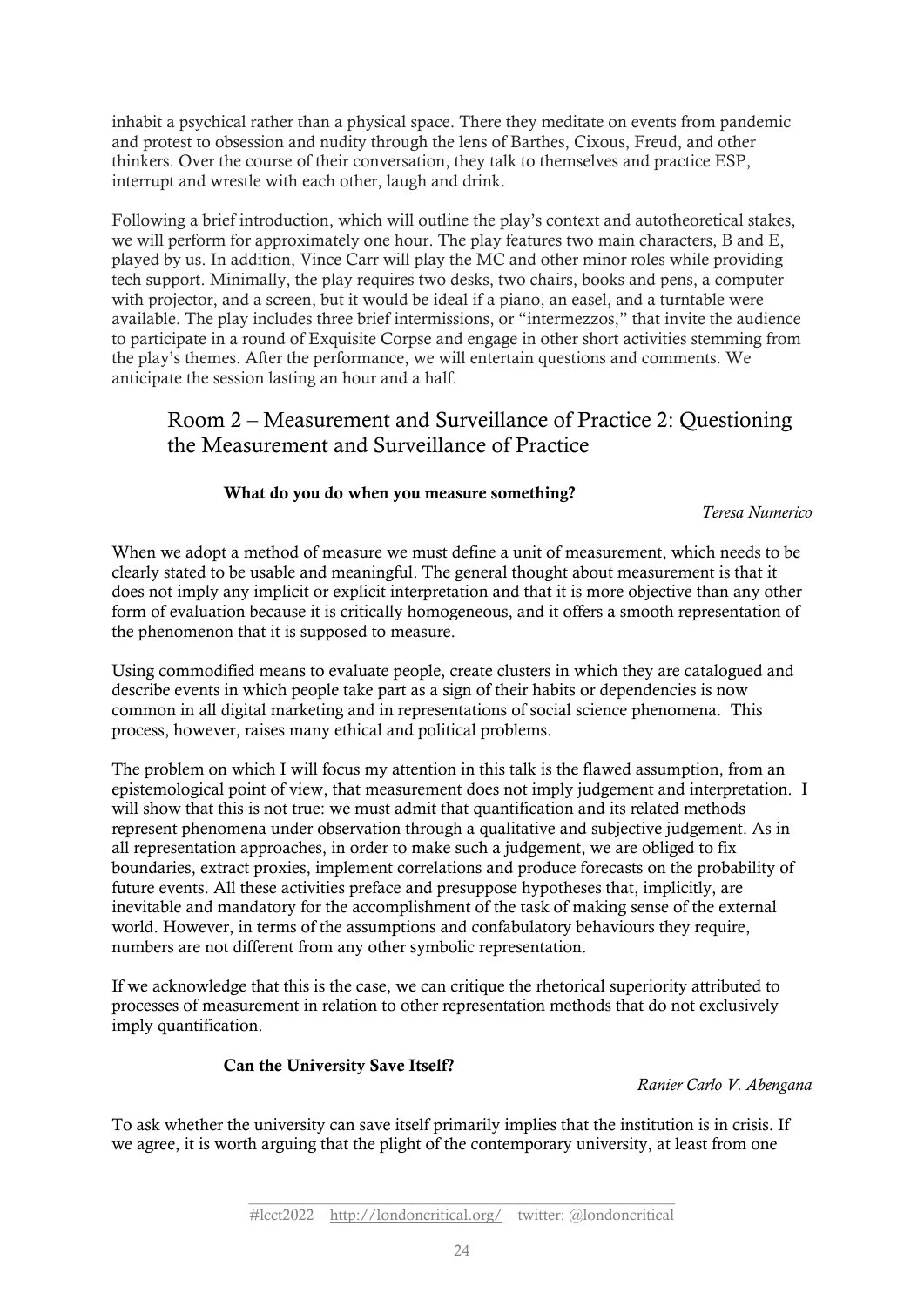inhabit a psychical rather than a physical space. There they meditate on events from pandemic and protest to obsession and nudity through the lens of Barthes, Cixous, Freud, and other thinkers. Over the course of their conversation, they talk to themselves and practice ESP, interrupt and wrestle with each other, laugh and drink.

Following a brief introduction, which will outline the play's context and autotheoretical stakes, we will perform for approximately one hour. The play features two main characters, B and E, played by us. In addition, Vince Carr will play the MC and other minor roles while providing tech support. Minimally, the play requires two desks, two chairs, books and pens, a computer with projector, and a screen, but it would be ideal if a piano, an easel, and a turntable were available. The play includes three brief intermissions, or "intermezzos," that invite the audience to participate in a round of Exquisite Corpse and engage in other short activities stemming from the play's themes. After the performance, we will entertain questions and comments. We anticipate the session lasting an hour and a half.

## Room 2 – Measurement and Surveillance of Practice 2: Questioning the Measurement and Surveillance of Practice

### What do you do when you measure something?

*Teresa Numerico*

When we adopt a method of measure we must define a unit of measurement, which needs to be clearly stated to be usable and meaningful. The general thought about measurement is that it does not imply any implicit or explicit interpretation and that it is more objective than any other form of evaluation because it is critically homogeneous, and it offers a smooth representation of the phenomenon that it is supposed to measure.

Using commodified means to evaluate people, create clusters in which they are catalogued and describe events in which people take part as a sign of their habits or dependencies is now common in all digital marketing and in representations of social science phenomena. This process, however, raises many ethical and political problems.

The problem on which I will focus my attention in this talk is the flawed assumption, from an epistemological point of view, that measurement does not imply judgement and interpretation. I will show that this is not true: we must admit that quantification and its related methods represent phenomena under observation through a qualitative and subjective judgement. As in all representation approaches, in order to make such a judgement, we are obliged to fix boundaries, extract proxies, implement correlations and produce forecasts on the probability of future events. All these activities preface and presuppose hypotheses that, implicitly, are inevitable and mandatory for the accomplishment of the task of making sense of the external world. However, in terms of the assumptions and confabulatory behaviours they require, numbers are not different from any other symbolic representation.

If we acknowledge that this is the case, we can critique the rhetorical superiority attributed to processes of measurement in relation to other representation methods that do not exclusively imply quantification.

### Can the University Save Itself?

*Ranier Carlo V. Abengana*

To ask whether the university can save itself primarily implies that the institution is in crisis. If we agree, it is worth arguing that the plight of the contemporary university, at least from one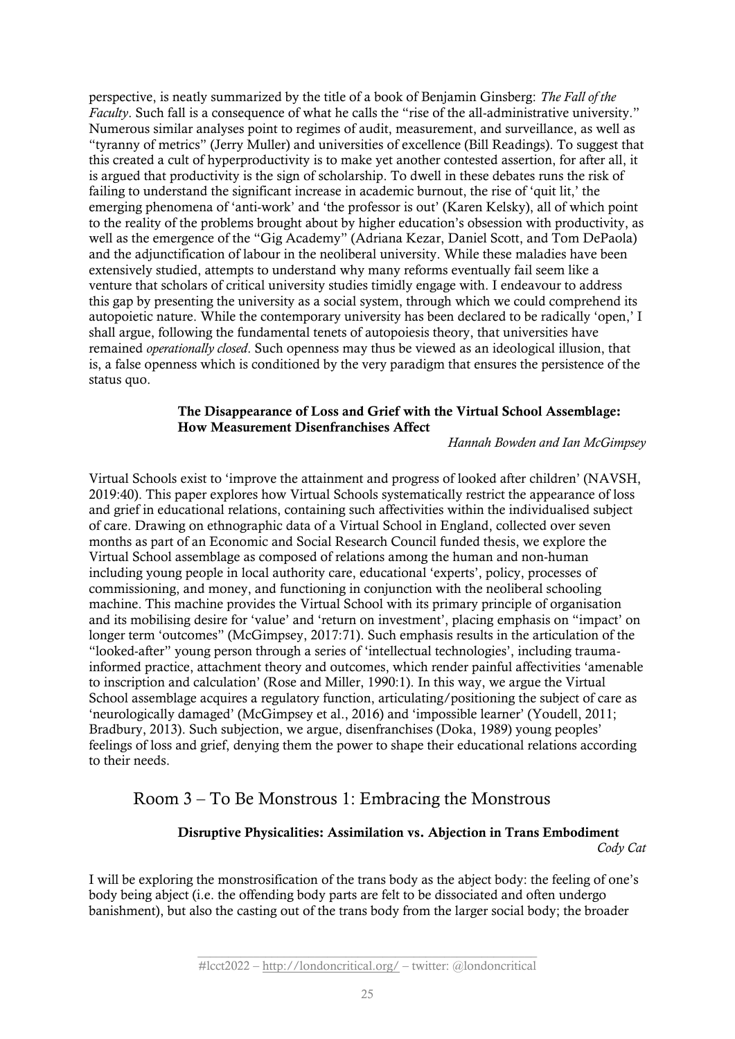perspective, is neatly summarized by the title of a book of Benjamin Ginsberg: *The Fall of the Faculty*. Such fall is a consequence of what he calls the "rise of the all-administrative university." Numerous similar analyses point to regimes of audit, measurement, and surveillance, as well as "tyranny of metrics" (Jerry Muller) and universities of excellence (Bill Readings). To suggest that this created a cult of hyperproductivity is to make yet another contested assertion, for after all, it is argued that productivity is the sign of scholarship. To dwell in these debates runs the risk of failing to understand the significant increase in academic burnout, the rise of 'quit lit,' the emerging phenomena of 'anti-work' and 'the professor is out' (Karen Kelsky), all of which point to the reality of the problems brought about by higher education's obsession with productivity, as well as the emergence of the "Gig Academy" (Adriana Kezar, Daniel Scott, and Tom DePaola) and the adjunctification of labour in the neoliberal university. While these maladies have been extensively studied, attempts to understand why many reforms eventually fail seem like a venture that scholars of critical university studies timidly engage with. I endeavour to address this gap by presenting the university as a social system, through which we could comprehend its autopoietic nature. While the contemporary university has been declared to be radically 'open,' I shall argue, following the fundamental tenets of autopoiesis theory, that universities have remained *operationally closed*. Such openness may thus be viewed as an ideological illusion, that is, a false openness which is conditioned by the very paradigm that ensures the persistence of the status quo.

### The Disappearance of Loss and Grief with the Virtual School Assemblage: How Measurement Disenfranchises Affect

*Hannah Bowden and Ian McGimpsey*

Virtual Schools exist to 'improve the attainment and progress of looked after children' (NAVSH, 2019:40). This paper explores how Virtual Schools systematically restrict the appearance of loss and grief in educational relations, containing such affectivities within the individualised subject of care. Drawing on ethnographic data of a Virtual School in England, collected over seven months as part of an Economic and Social Research Council funded thesis, we explore the Virtual School assemblage as composed of relations among the human and non-human including young people in local authority care, educational 'experts', policy, processes of commissioning, and money, and functioning in conjunction with the neoliberal schooling machine. This machine provides the Virtual School with its primary principle of organisation and its mobilising desire for 'value' and 'return on investment', placing emphasis on "impact' on longer term 'outcomes" (McGimpsey, 2017:71). Such emphasis results in the articulation of the "looked-after" young person through a series of 'intellectual technologies', including trauma-informed practice, attachment theory and outcomes, which render painful affectivities 'amenable to inscription and calculation' (Rose and Miller, 1990:1). In this way, we argue the Virtual School assemblage acquires a regulatory function, articulating/positioning the subject of care as 'neurologically damaged' (McGimpsey et al., 2016) and 'impossible learner' (Youdell, 2011; Bradbury, 2013). Such subjection, we argue, disenfranchises (Doka, 1989) young peoples' feelings of loss and grief, denying them the power to shape their educational relations according to their needs.

## Room 3 – To Be Monstrous 1: Embracing the Monstrous

### Disruptive Physicalities: Assimilation vs. Abjection in Trans Embodiment

*Cody Cat*

I will be exploring the monstrosification of the trans body as the abject body: the feeling of one's body being abject (i.e. the offending body parts are felt to be dissociated and often undergo banishment), but also the casting out of the trans body from the larger social body; the broader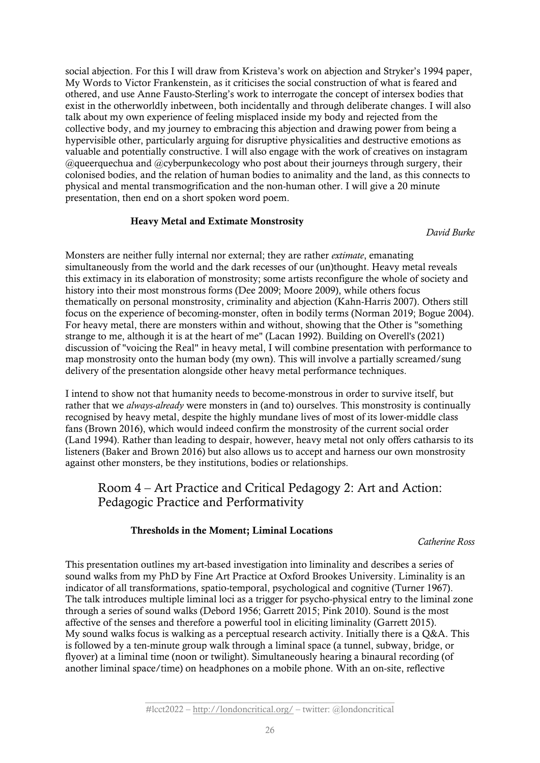social abjection. For this I will draw from Kristeva's work on abjection and Stryker's 1994 paper, My Words to Victor Frankenstein, as it criticises the social construction of what is feared and othered, and use Anne Fausto-Sterling's work to interrogate the concept of intersex bodies that exist in the otherworldly inbetween, both incidentally and through deliberate changes. I will also talk about my own experience of feeling misplaced inside my body and rejected from the collective body, and my journey to embracing this abjection and drawing power from being a hypervisible other, particularly arguing for disruptive physicalities and destructive emotions as valuable and potentially constructive. I will also engage with the work of creatives on instagram @queerquechua and @cyberpunkecology who post about their journeys through surgery, their colonised bodies, and the relation of human bodies to animality and the land, as this connects to physical and mental transmogrification and the non-human other. I will give a 20 minute presentation, then end on a short spoken word poem.

### Heavy Metal and Extimate Monstrosity

*David Burke*

Monsters are neither fully internal nor external; they are rather *extimate*, emanating simultaneously from the world and the dark recesses of our (un)thought. Heavy metal reveals this extimacy in its elaboration of monstrosity; some artists reconfigure the whole of society and history into their most monstrous forms (Dee 2009; Moore 2009), while others focus thematically on personal monstrosity, criminality and abjection (Kahn-Harris 2007). Others still focus on the experience of becoming-monster, often in bodily terms (Norman 2019; Bogue 2004). For heavy metal, there are monsters within and without, showing that the Other is "something strange to me, although it is at the heart of me" (Lacan 1992). Building on Overell's (2021) discussion of "voicing the Real" in heavy metal, I will combine presentation with performance to map monstrosity onto the human body (my own). This will involve a partially screamed/sung delivery of the presentation alongside other heavy metal performance techniques.

I intend to show not that humanity needs to become-monstrous in order to survive itself, but rather that we *always-already* were monsters in (and to) ourselves. This monstrosity is continually recognised by heavy metal, despite the highly mundane lives of most of its lower-middle class fans (Brown 2016), which would indeed confirm the monstrosity of the current social order (Land 1994). Rather than leading to despair, however, heavy metal not only offers catharsis to its listeners (Baker and Brown 2016) but also allows us to accept and harness our own monstrosity against other monsters, be they institutions, bodies or relationships.

## Room 4 – Art Practice and Critical Pedagogy 2: Art and Action: Pedagogic Practice and Performativity

### Thresholds in the Moment; Liminal Locations

*Catherine Ross*

This presentation outlines my art-based investigation into liminality and describes a series of sound walks from my PhD by Fine Art Practice at Oxford Brookes University. Liminality is an indicator of all transformations, spatio-temporal, psychological and cognitive (Turner 1967). The talk introduces multiple liminal loci as a trigger for psycho-physical entry to the liminal zone through a series of sound walks (Debord 1956; Garrett 2015; Pink 2010). Sound is the most affective of the senses and therefore a powerful tool in eliciting liminality (Garrett 2015). My sound walks focus is walking as a perceptual research activity. Initially there is a Q&A. This is followed by a ten-minute group walk through a liminal space (a tunnel, subway, bridge, or flyover) at a liminal time (noon or twilight). Simultaneously hearing a binaural recording (of another liminal space/time) on headphones on a mobile phone. With an on-site, reflective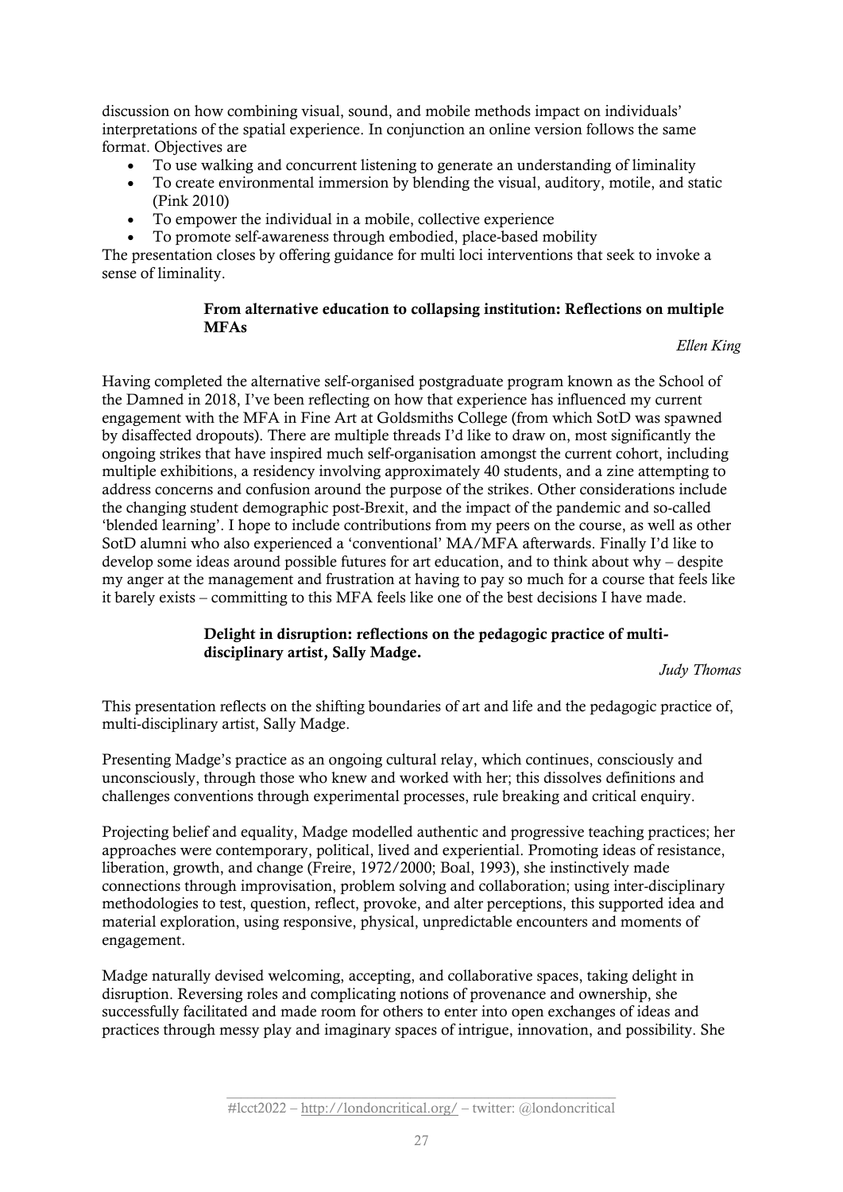discussion on how combining visual, sound, and mobile methods impact on individuals' interpretations of the spatial experience. In conjunction an online version follows the same format. Objectives are

- To use walking and concurrent listening to generate an understanding of liminality
- To create environmental immersion by blending the visual, auditory, motile, and static (Pink 2010)
- To empower the individual in a mobile, collective experience
- To promote self-awareness through embodied, place-based mobility

The presentation closes by offering guidance for multi loci interventions that seek to invoke a sense of liminality.

### From alternative education to collapsing institution: Reflections on multiple MFAs

*Ellen King*

Having completed the alternative self-organised postgraduate program known as the School of the Damned in 2018, I've been reflecting on how that experience has influenced my current engagement with the MFA in Fine Art at Goldsmiths College (from which SotD was spawned by disaffected dropouts). There are multiple threads I'd like to draw on, most significantly the ongoing strikes that have inspired much self-organisation amongst the current cohort, including multiple exhibitions, a residency involving approximately 40 students, and a zine attempting to address concerns and confusion around the purpose of the strikes. Other considerations include the changing student demographic post-Brexit, and the impact of the pandemic and so-called 'blended learning'. I hope to include contributions from my peers on the course, as well as other SotD alumni who also experienced a 'conventional' MA/MFA afterwards. Finally I'd like to develop some ideas around possible futures for art education, and to think about why – despite my anger at the management and frustration at having to pay so much for a course that feels like it barely exists – committing to this MFA feels like one of the best decisions I have made.

### Delight in disruption: reflections on the pedagogic practice of multi-disciplinary artist, Sally Madge.

*Judy Thomas*

This presentation reflects on the shifting boundaries of art and life and the pedagogic practice of, multi-disciplinary artist, Sally Madge.

Presenting Madge's practice as an ongoing cultural relay, which continues, consciously and unconsciously, through those who knew and worked with her; this dissolves definitions and challenges conventions through experimental processes, rule breaking and critical enquiry.

Projecting belief and equality, Madge modelled authentic and progressive teaching practices; her approaches were contemporary, political, lived and experiential. Promoting ideas of resistance, liberation, growth, and change (Freire, 1972/2000; Boal, 1993), she instinctively made connections through improvisation, problem solving and collaboration; using inter-disciplinary methodologies to test, question, reflect, provoke, and alter perceptions, this supported idea and material exploration, using responsive, physical, unpredictable encounters and moments of engagement.

Madge naturally devised welcoming, accepting, and collaborative spaces, taking delight in disruption. Reversing roles and complicating notions of provenance and ownership, she successfully facilitated and made room for others to enter into open exchanges of ideas and practices through messy play and imaginary spaces of intrigue, innovation, and possibility. She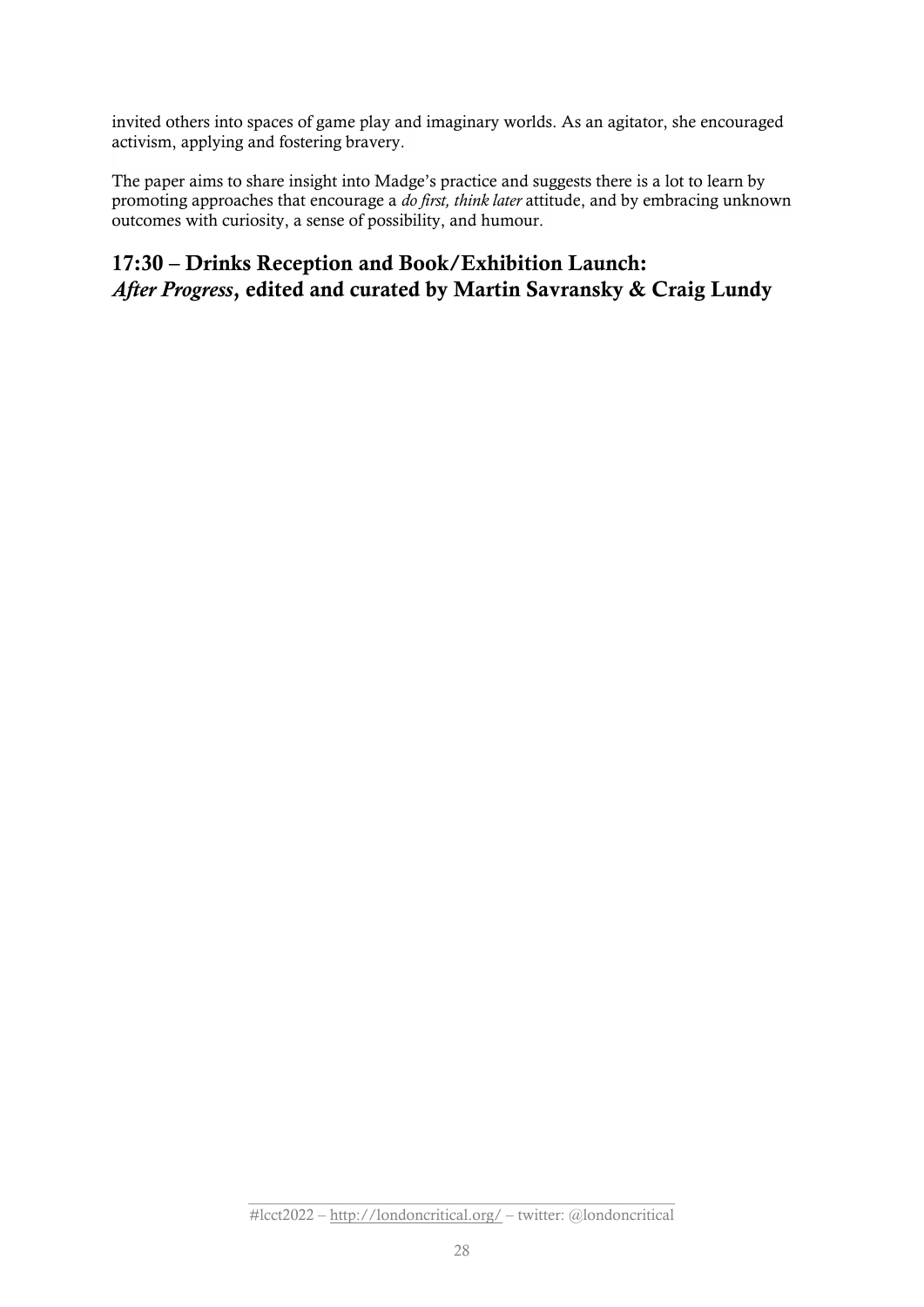invited others into spaces of game play and imaginary worlds. As an agitator, she encouraged activism, applying and fostering bravery.

The paper aims to share insight into Madge's practice and suggests there is a lot to learn by promoting approaches that encourage a *do first, think later* attitude, and by embracing unknown outcomes with curiosity, a sense of possibility, and humour.

## 17:30 – Drinks Reception and Book/Exhibition Launch: *After Progress*, edited and curated by Martin Savransky & Craig Lundy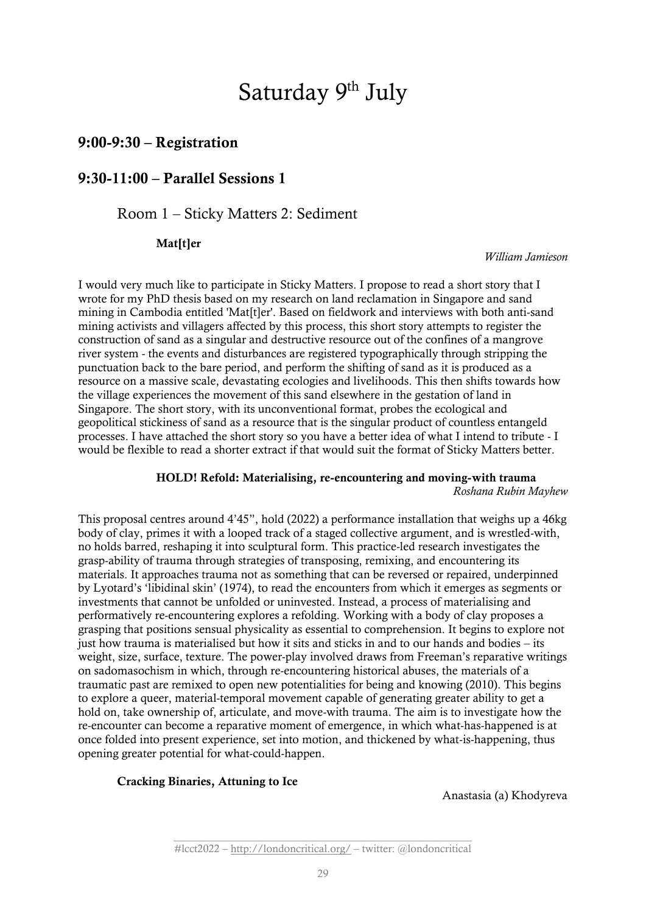# Saturday 9th July

## 9:00-9:30 – Registration

## 9:30-11:00 – Parallel Sessions 1

### Room 1 – Sticky Matters 2: Sediment

**Mat[t]er**

*William Jamieson*

I would very much like to participate in Sticky Matters. I propose to read a short story that I wrote for my PhD thesis based on my research on land reclamation in Singapore and sand mining in Cambodia entitled 'Mat[t]er'. Based on fieldwork and interviews with both anti-sand mining activists and villagers affected by this process, this short story attempts to register the construction of sand as a singular and destructive resource out of the confines of a mangrove river system - the events and disturbances are registered typographically through stripping the punctuation back to the bare period, and perform the shifting of sand as it is produced as a resource on a massive scale, devastating ecologies and livelihoods. This then shifts towards how the village experiences the movement of this sand elsewhere in the gestation of land in Singapore. The short story, with its unconventional format, probes the ecological and geopolitical stickiness of sand as a resource that is the singular product of countless entangeld processes. I have attached the short story so you have a better idea of what I intend to tribute - I would be flexible to read a shorter extract if that would suit the format of Sticky Matters better.

**HOLD! Refold: Materialising, re-encountering and moving-with trauma**

*Roshana Rubin Mayhew*

This proposal centres around 4’45”, hold (2022) a performance installation that weighs up a 46kg body of clay, primes it with a looped track of a staged collective argument, and is wrestled-with, no holds barred, reshaping it into sculptural form. This practice-led research investigates the grasp-ability of trauma through strategies of transposing, remixing, and encountering its materials. It approaches trauma not as something that can be reversed or repaired, underpinned by Lyotard’s ‘libidinal skin’ (1974), to read the encounters from which it emerges as segments or investments that cannot be unfolded or uninvested. Instead, a process of materialising and performatively re-encountering explores a refolding. Working with a body of clay proposes a grasping that positions sensual physicality as essential to comprehension. It begins to explore not just how trauma is materialised but how it sits and sticks in and to our hands and bodies – its weight, size, surface, texture. The power-play involved draws from Freeman’s reparative writings on sadomasochism in which, through re-encountering historical abuses, the materials of a traumatic past are remixed to open new potentialities for being and knowing (2010). This begins to explore a queer, material-temporal movement capable of generating greater ability to get a hold on, take ownership of, articulate, and move-with trauma. The aim is to investigate how the re-encounter can become a reparative moment of emergence, in which what-has-happened is at once folded into present experience, set into motion, and thickened by what-is-happening, thus opening greater potential for what-could-happen.

**Cracking Binaries, Attuning to Ice**

Anastasia (a) Khodyreva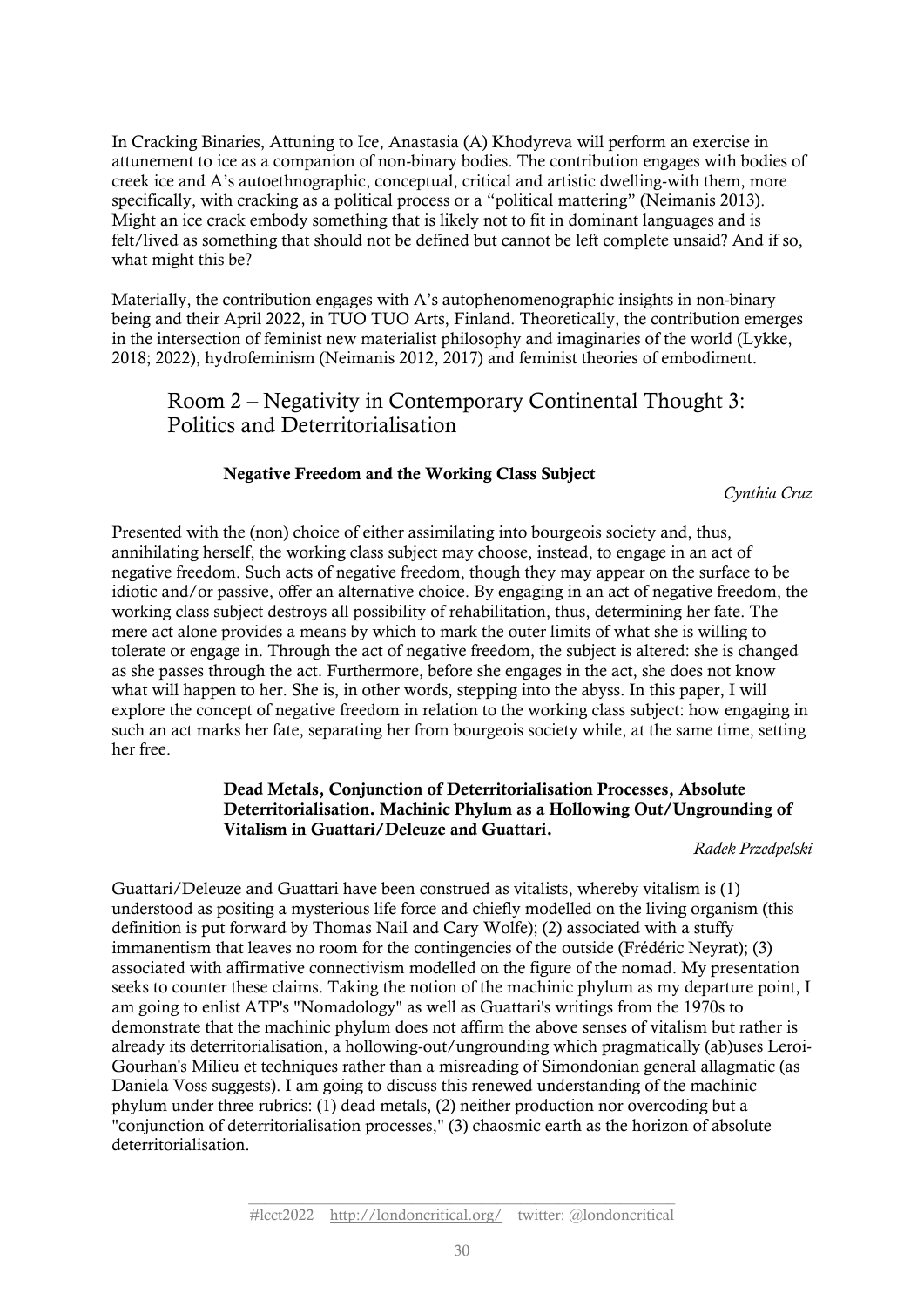In Cracking Binaries, Attuning to Ice, Anastasia (A) Khodyreva will perform an exercise in attunement to ice as a companion of non-binary bodies. The contribution engages with bodies of creek ice and A's autoethnographic, conceptual, critical and artistic dwelling-with them, more specifically, with cracking as a political process or a "political mattering" (Neimanis 2013). Might an ice crack embody something that is likely not to fit in dominant languages and is felt/lived as something that should not be defined but cannot be left complete unsaid? And if so, what might this be?

Materially, the contribution engages with A's autophenomenographic insights in non-binary being and their April 2022, in TUO TUO Arts, Finland. Theoretically, the contribution emerges in the intersection of feminist new materialist philosophy and imaginaries of the world (Lykke, 2018; 2022), hydrofeminism (Neimanis 2012, 2017) and feminist theories of embodiment.

## Room 2 – Negativity in Contemporary Continental Thought 3: Politics and Deterritorialisation

### Negative Freedom and the Working Class Subject

*Cynthia Cruz*

Presented with the (non) choice of either assimilating into bourgeois society and, thus, annihilating herself, the working class subject may choose, instead, to engage in an act of negative freedom. Such acts of negative freedom, though they may appear on the surface to be idiotic and/or passive, offer an alternative choice. By engaging in an act of negative freedom, the working class subject destroys all possibility of rehabilitation, thus, determining her fate. The mere act alone provides a means by which to mark the outer limits of what she is willing to tolerate or engage in. Through the act of negative freedom, the subject is altered: she is changed as she passes through the act. Furthermore, before she engages in the act, she does not know what will happen to her. She is, in other words, stepping into the abyss. In this paper, I will explore the concept of negative freedom in relation to the working class subject: how engaging in such an act marks her fate, separating her from bourgeois society while, at the same time, setting her free.

### Dead Metals, Conjunction of Deterritorialisation Processes, Absolute Deterritorialisation. Machinic Phylum as a Hollowing Out/Ungrounding of Vitalism in Guattari/Deleuze and Guattari.

*Radek Przedpelski*

Guattari/Deleuze and Guattari have been construed as vitalists, whereby vitalism is (1) understood as positing a mysterious life force and chiefly modelled on the living organism (this definition is put forward by Thomas Nail and Cary Wolfe); (2) associated with a stuffy immanentism that leaves no room for the contingencies of the outside (Frédéric Neyrat); (3) associated with affirmative connectivism modelled on the figure of the nomad. My presentation seeks to counter these claims. Taking the notion of the machinic phylum as my departure point, I am going to enlist ATP's "Nomadology" as well as Guattari's writings from the 1970s to demonstrate that the machinic phylum does not affirm the above senses of vitalism but rather is already its deterritorialisation, a hollowing-out/ungrounding which pragmatically (ab)uses Leroi-Gourhan's Milieu et techniques rather than a misreading of Simondonian general allagmatic (as Daniela Voss suggests). I am going to discuss this renewed understanding of the machinic phylum under three rubrics: (1) dead metals, (2) neither production nor overcoding but a "conjunction of deterritorialisation processes," (3) chaosmic earth as the horizon of absolute deterritorialisation.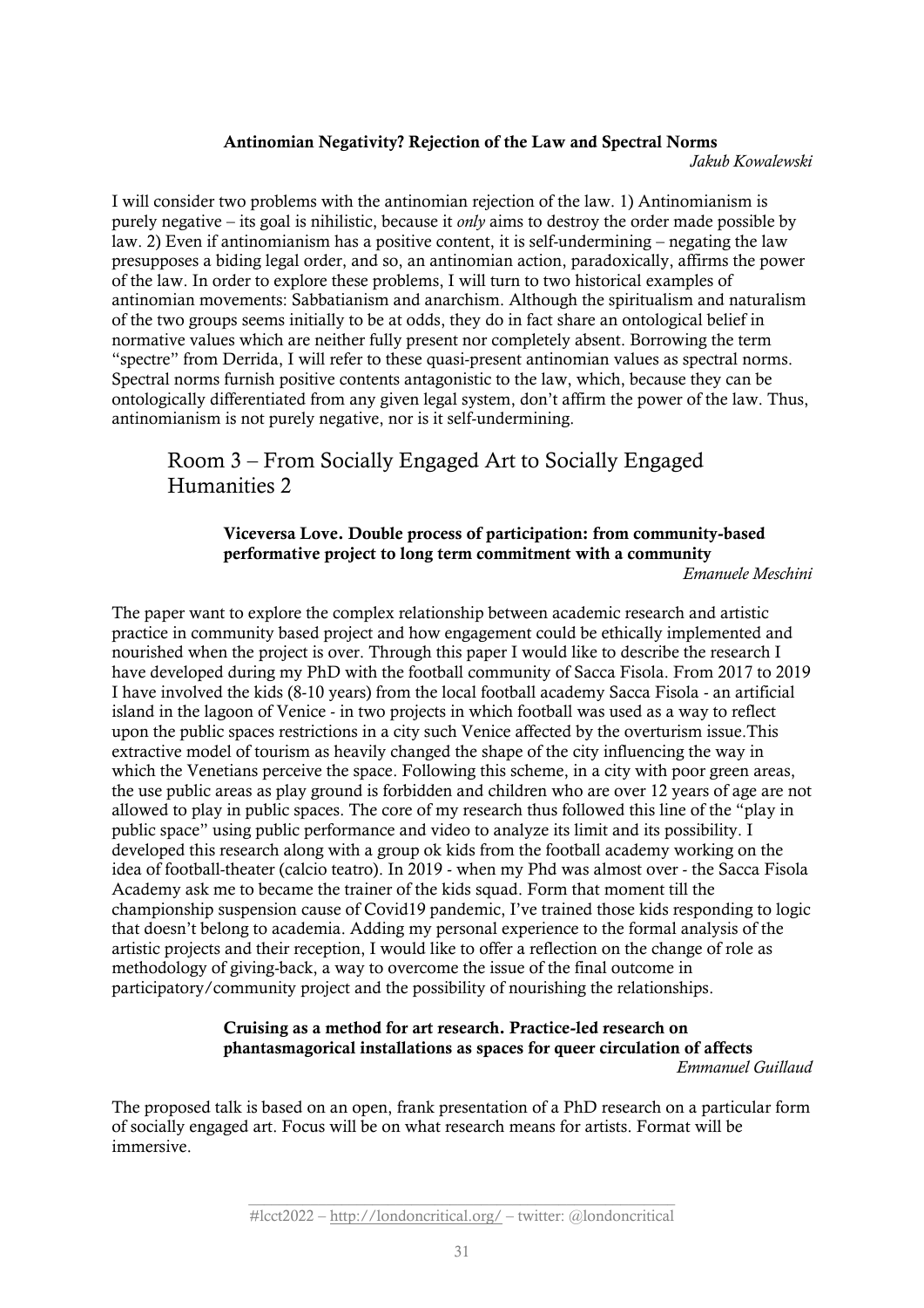### Antinomian Negativity? Rejection of the Law and Spectral Norms

*Jakub Kowalewski*

I will consider two problems with the antinomian rejection of the law. 1) Antinomianism is purely negative – its goal is nihilistic, because it *only* aims to destroy the order made possible by law. 2) Even if antinomianism has a positive content, it is self-undermining – negating the law presupposes a biding legal order, and so, an antinomian action, paradoxically, affirms the power of the law. In order to explore these problems, I will turn to two historical examples of antinomian movements: Sabbatianism and anarchism. Although the spiritualism and naturalism of the two groups seems initially to be at odds, they do in fact share an ontological belief in normative values which are neither fully present nor completely absent. Borrowing the term "spectre" from Derrida, I will refer to these quasi-present antinomian values as spectral norms. Spectral norms furnish positive contents antagonistic to the law, which, because they can be ontologically differentiated from any given legal system, don't affirm the power of the law. Thus, antinomianism is not purely negative, nor is it self-undermining.

## Room 3 – From Socially Engaged Art to Socially Engaged Humanities 2

### Viceversa Love. Double process of participation: from community-based performative project to long term commitment with a community

*Emanuele Meschini*

The paper want to explore the complex relationship between academic research and artistic practice in community based project and how engagement could be ethically implemented and nourished when the project is over. Through this paper I would like to describe the research I have developed during my PhD with the football community of Sacca Fisola. From 2017 to 2019 I have involved the kids (8-10 years) from the local football academy Sacca Fisola - an artificial island in the lagoon of Venice - in two projects in which football was used as a way to reflect upon the public spaces restrictions in a city such Venice affected by the overturism issue.This extractive model of tourism as heavily changed the shape of the city influencing the way in which the Venetians perceive the space. Following this scheme, in a city with poor green areas, the use public areas as play ground is forbidden and children who are over 12 years of age are not allowed to play in public spaces. The core of my research thus followed this line of the "play in public space" using public performance and video to analyze its limit and its possibility. I developed this research along with a group ok kids from the football academy working on the idea of football-theater (calcio teatro). In 2019 - when my Phd was almost over - the Sacca Fisola Academy ask me to became the trainer of the kids squad. Form that moment till the championship suspension cause of Covid19 pandemic, I've trained those kids responding to logic that doesn't belong to academia. Adding my personal experience to the formal analysis of the artistic projects and their reception, I would like to offer a reflection on the change of role as methodology of giving-back, a way to overcome the issue of the final outcome in participatory/community project and the possibility of nourishing the relationships.

### Cruising as a method for art research. Practice-led research on phantasmagorical installations as spaces for queer circulation of affects

*Emmanuel Guillaud*

The proposed talk is based on an open, frank presentation of a PhD research on a particular form of socially engaged art. Focus will be on what research means for artists. Format will be immersive.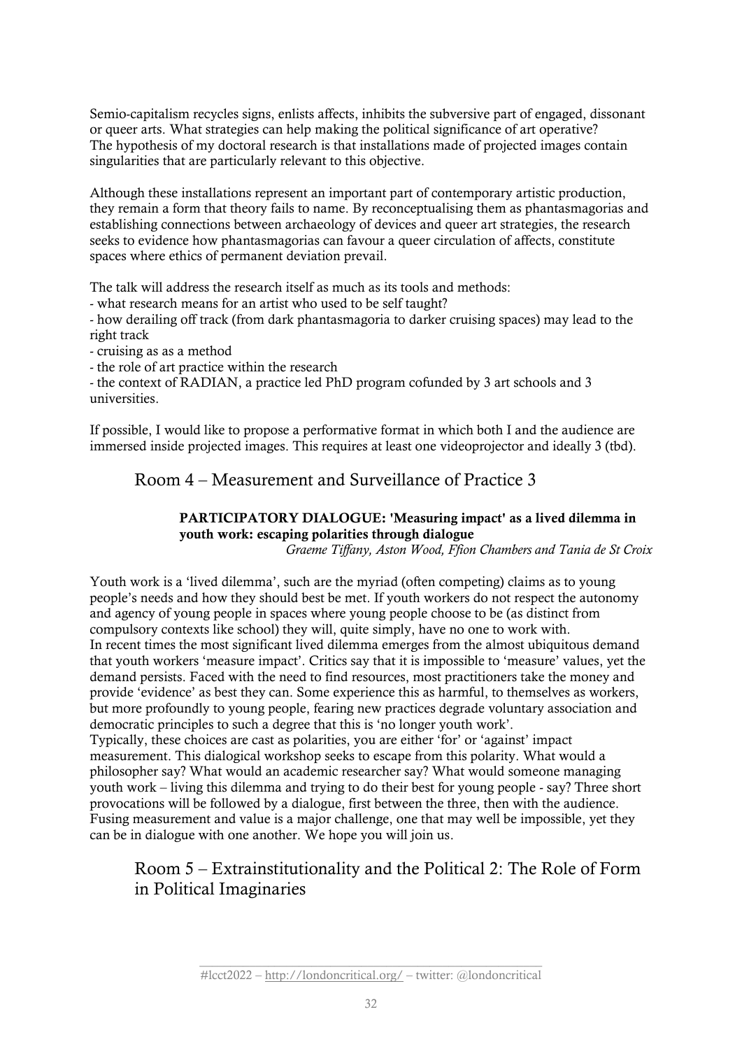Semio-capitalism recycles signs, enlists affects, inhibits the subversive part of engaged, dissonant or queer arts. What strategies can help making the political significance of art operative? The hypothesis of my doctoral research is that installations made of projected images contain singularities that are particularly relevant to this objective.

Although these installations represent an important part of contemporary artistic production, they remain a form that theory fails to name. By reconceptualising them as phantasmagorias and establishing connections between archaeology of devices and queer art strategies, the research seeks to evidence how phantasmagorias can favour a queer circulation of affects, constitute spaces where ethics of permanent deviation prevail.

The talk will address the research itself as much as its tools and methods:

- what research means for an artist who used to be self taught?
- how derailing off track (from dark phantasmagoria to darker cruising spaces) may lead to the right track
- cruising as as a method
- the role of art practice within the research
- the context of RADIAN, a practice led PhD program cofunded by 3 art schools and 3 universities.

If possible, I would like to propose a performative format in which both I and the audience are immersed inside projected images. This requires at least one videoprojector and ideally 3 (tbd).

## Room 4 – Measurement and Surveillance of Practice 3

**PARTICIPATORY DIALOGUE: 'Measuring impact' as a lived dilemma in youth work: escaping polarities through dialogue**

*Graeme Tiffany, Aston Wood, Ffion Chambers and Tania de St Croix*

Youth work is a 'lived dilemma', such are the myriad (often competing) claims as to young people's needs and how they should best be met. If youth workers do not respect the autonomy and agency of young people in spaces where young people choose to be (as distinct from compulsory contexts like school) they will, quite simply, have no one to work with.
In recent times the most significant lived dilemma emerges from the almost ubiquitous demand that youth workers 'measure impact'. Critics say that it is impossible to 'measure' values, yet the demand persists. Faced with the need to find resources, most practitioners take the money and provide 'evidence' as best they can. Some experience this as harmful, to themselves as workers, but more profoundly to young people, fearing new practices degrade voluntary association and democratic principles to such a degree that this is 'no longer youth work'.
Typically, these choices are cast as polarities, you are either 'for' or 'against' impact measurement. This dialogical workshop seeks to escape from this polarity. What would a philosopher say? What would an academic researcher say? What would someone managing youth work – living this dilemma and trying to do their best for young people - say? Three short provocations will be followed by a dialogue, first between the three, then with the audience. Fusing measurement and value is a major challenge, one that may well be impossible, yet they can be in dialogue with one another. We hope you will join us.

## Room 5 – Extrainstitutionality and the Political 2: The Role of Form in Political Imaginaries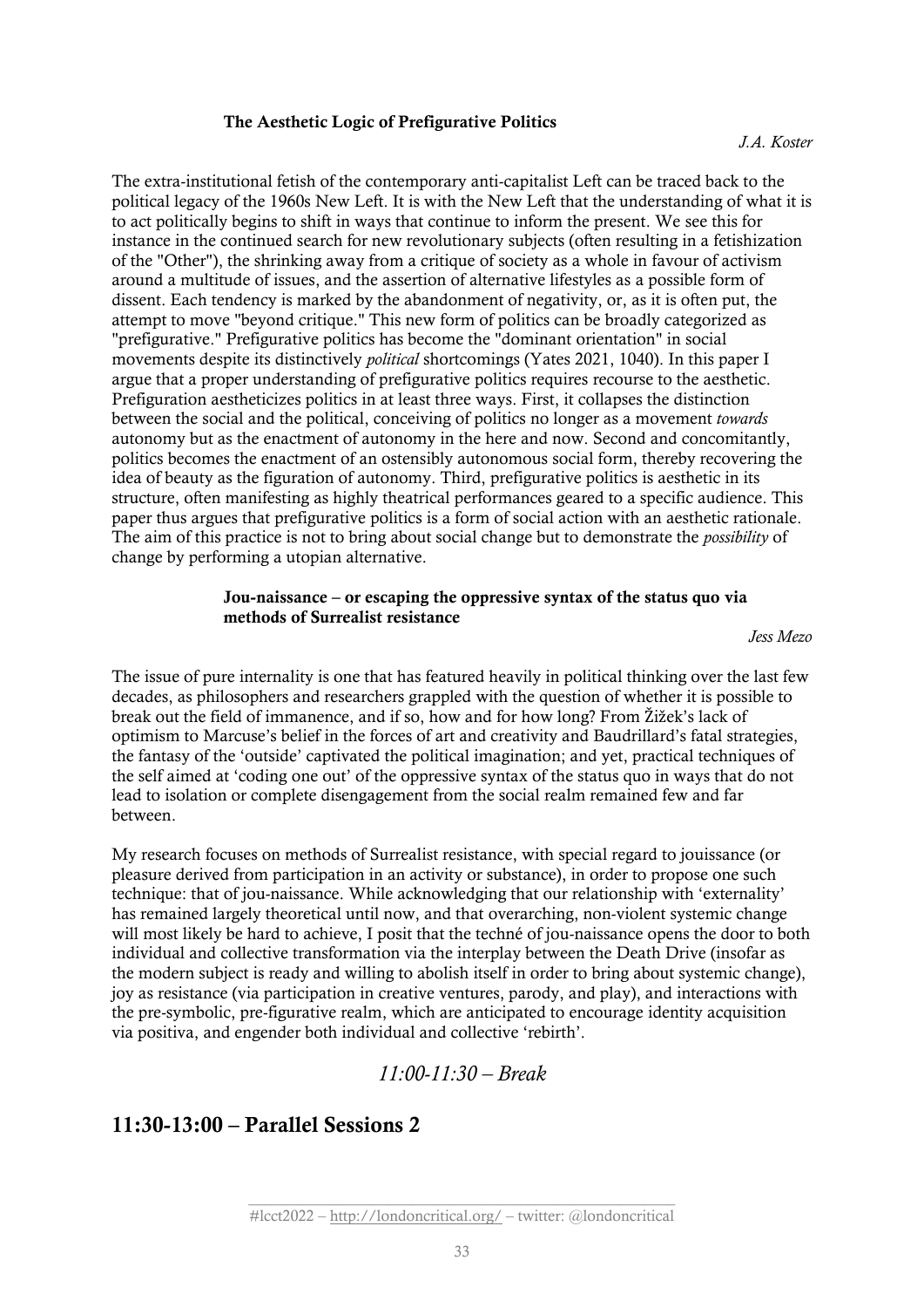### The Aesthetic Logic of Prefigurative Politics

*J.A. Koster*

The extra-institutional fetish of the contemporary anti-capitalist Left can be traced back to the political legacy of the 1960s New Left. It is with the New Left that the understanding of what it is to act politically begins to shift in ways that continue to inform the present. We see this for instance in the continued search for new revolutionary subjects (often resulting in a fetishization of the "Other"), the shrinking away from a critique of society as a whole in favour of activism around a multitude of issues, and the assertion of alternative lifestyles as a possible form of dissent. Each tendency is marked by the abandonment of negativity, or, as it is often put, the attempt to move "beyond critique." This new form of politics can be broadly categorized as "prefigurative." Prefigurative politics has become the "dominant orientation" in social movements despite its distinctively *political* shortcomings (Yates 2021, 1040). In this paper I argue that a proper understanding of prefigurative politics requires recourse to the aesthetic. Prefiguration aestheticizes politics in at least three ways. First, it collapses the distinction between the social and the political, conceiving of politics no longer as a movement *towards* autonomy but as the enactment of autonomy in the here and now. Second and concomitantly, politics becomes the enactment of an ostensibly autonomous social form, thereby recovering the idea of beauty as the figuration of autonomy. Third, prefigurative politics is aesthetic in its structure, often manifesting as highly theatrical performances geared to a specific audience. This paper thus argues that prefigurative politics is a form of social action with an aesthetic rationale. The aim of this practice is not to bring about social change but to demonstrate the *possibility* of change by performing a utopian alternative.

### Jou-naissance – or escaping the oppressive syntax of the status quo via methods of Surrealist resistance

*Jess Mezo*

The issue of pure internality is one that has featured heavily in political thinking over the last few decades, as philosophers and researchers grappled with the question of whether it is possible to break out the field of immanence, and if so, how and for how long? From Žižek's lack of optimism to Marcuse's belief in the forces of art and creativity and Baudrillard's fatal strategies, the fantasy of the 'outside' captivated the political imagination; and yet, practical techniques of the self aimed at 'coding one out' of the oppressive syntax of the status quo in ways that do not lead to isolation or complete disengagement from the social realm remained few and far between.

My research focuses on methods of Surrealist resistance, with special regard to jouissance (or pleasure derived from participation in an activity or substance), in order to propose one such technique: that of jou-naissance. While acknowledging that our relationship with 'externality' has remained largely theoretical until now, and that overarching, non-violent systemic change will most likely be hard to achieve, I posit that the techné of jou-naissance opens the door to both individual and collective transformation via the interplay between the Death Drive (insofar as the modern subject is ready and willing to abolish itself in order to bring about systemic change), joy as resistance (via participation in creative ventures, parody, and play), and interactions with the pre-symbolic, pre-figurative realm, which are anticipated to encourage identity acquisition via positiva, and engender both individual and collective 'rebirth'.

*11:00-11:30 – Break*

## 11:30-13:00 – Parallel Sessions 2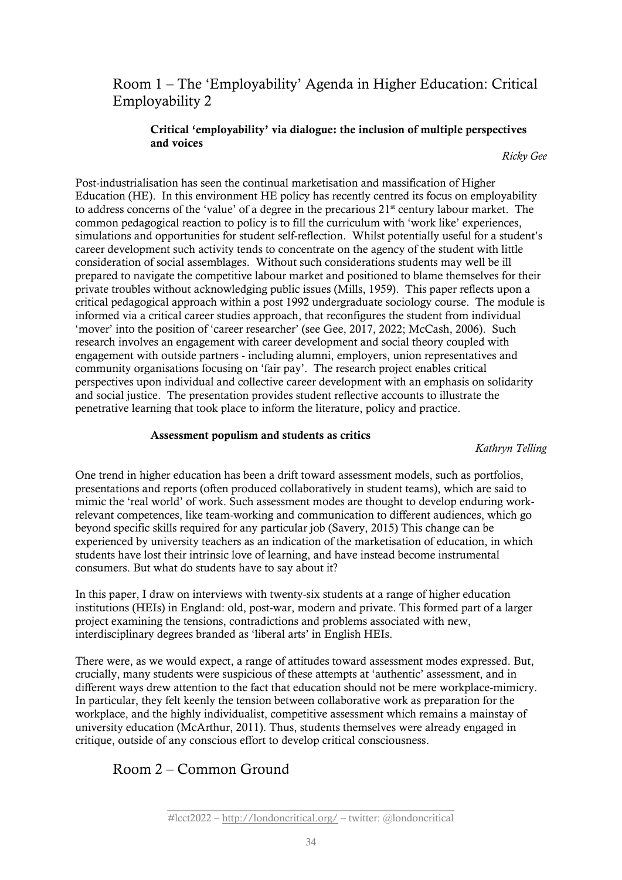## Room 1 – The 'Employability' Agenda in Higher Education: Critical Employability 2

### Critical 'employability' via dialogue: the inclusion of multiple perspectives and voices

*Ricky Gee*

Post-industrialisation has seen the continual marketisation and massification of Higher Education (HE). In this environment HE policy has recently centred its focus on employability to address concerns of the 'value' of a degree in the precarious 21st century labour market. The common pedagogical reaction to policy is to fill the curriculum with 'work like' experiences, simulations and opportunities for student self-reflection. Whilst potentially useful for a student's career development such activity tends to concentrate on the agency of the student with little consideration of social assemblages. Without such considerations students may well be ill prepared to navigate the competitive labour market and positioned to blame themselves for their private troubles without acknowledging public issues (Mills, 1959). This paper reflects upon a critical pedagogical approach within a post 1992 undergraduate sociology course. The module is informed via a critical career studies approach, that reconfigures the student from individual 'mover' into the position of 'career researcher' (see Gee, 2017, 2022; McCash, 2006). Such research involves an engagement with career development and social theory coupled with engagement with outside partners - including alumni, employers, union representatives and community organisations focusing on 'fair pay'. The research project enables critical perspectives upon individual and collective career development with an emphasis on solidarity and social justice. The presentation provides student reflective accounts to illustrate the penetrative learning that took place to inform the literature, policy and practice.

### Assessment populism and students as critics

*Kathryn Telling*

One trend in higher education has been a drift toward assessment models, such as portfolios, presentations and reports (often produced collaboratively in student teams), which are said to mimic the 'real world' of work. Such assessment modes are thought to develop enduring work-relevant competences, like team-working and communication to different audiences, which go beyond specific skills required for any particular job (Savery, 2015) This change can be experienced by university teachers as an indication of the marketisation of education, in which students have lost their intrinsic love of learning, and have instead become instrumental consumers. But what do students have to say about it?

In this paper, I draw on interviews with twenty-six students at a range of higher education institutions (HEIs) in England: old, post-war, modern and private. This formed part of a larger project examining the tensions, contradictions and problems associated with new, interdisciplinary degrees branded as 'liberal arts' in English HEIs.

There were, as we would expect, a range of attitudes toward assessment modes expressed. But, crucially, many students were suspicious of these attempts at 'authentic' assessment, and in different ways drew attention to the fact that education should not be mere workplace-mimicry. In particular, they felt keenly the tension between collaborative work as preparation for the workplace, and the highly individualist, competitive assessment which remains a mainstay of university education (McArthur, 2011). Thus, students themselves were already engaged in critique, outside of any conscious effort to develop critical consciousness.

## Room 2 – Common Ground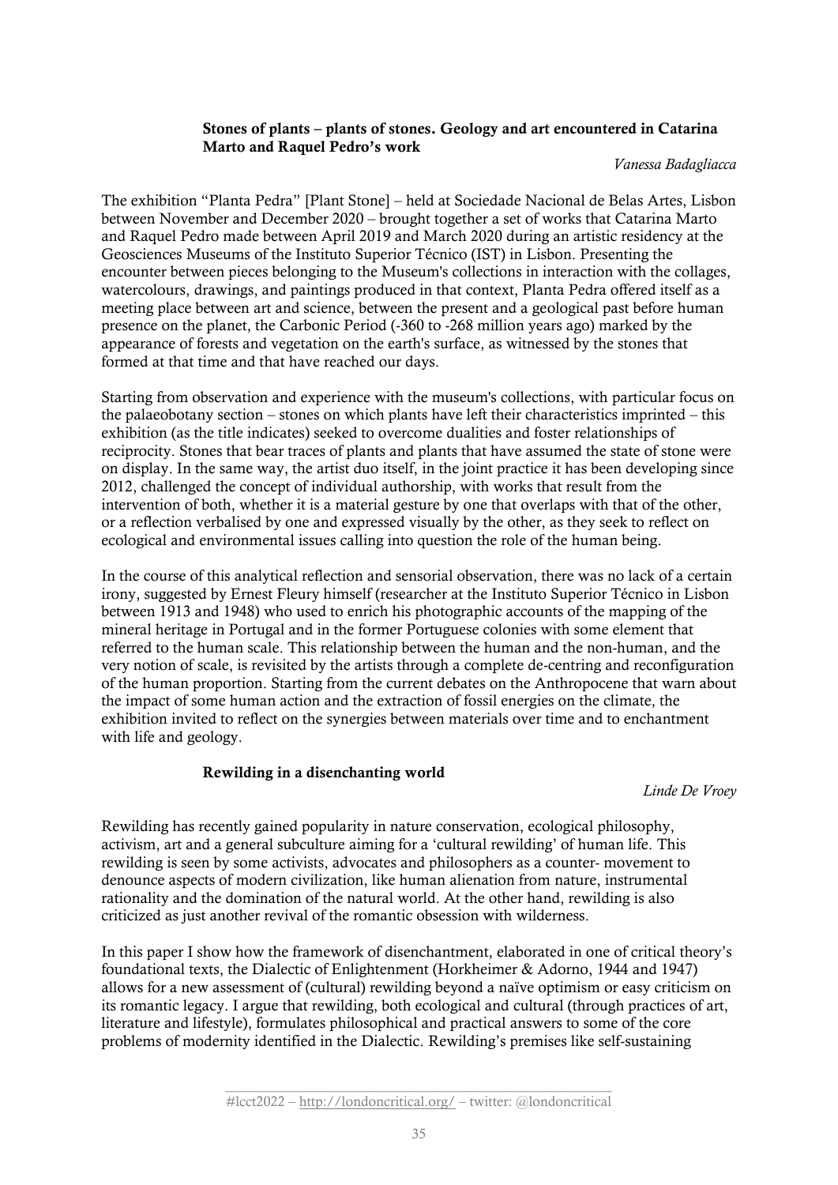### **Stones of plants – plants of stones. Geology and art encountered in Catarina Marto and Raquel Pedro's work**

*Vanessa Badagliacca*

The exhibition "Planta Pedra" [Plant Stone] – held at Sociedade Nacional de Belas Artes, Lisbon between November and December 2020 – brought together a set of works that Catarina Marto and Raquel Pedro made between April 2019 and March 2020 during an artistic residency at the Geosciences Museums of the Instituto Superior Técnico (IST) in Lisbon. Presenting the encounter between pieces belonging to the Museum's collections in interaction with the collages, watercolours, drawings, and paintings produced in that context, Planta Pedra offered itself as a meeting place between art and science, between the present and a geological past before human presence on the planet, the Carbonic Period (-360 to -268 million years ago) marked by the appearance of forests and vegetation on the earth's surface, as witnessed by the stones that formed at that time and that have reached our days.

Starting from observation and experience with the museum's collections, with particular focus on the palaeobotany section – stones on which plants have left their characteristics imprinted – this exhibition (as the title indicates) seeked to overcome dualities and foster relationships of reciprocity. Stones that bear traces of plants and plants that have assumed the state of stone were on display. In the same way, the artist duo itself, in the joint practice it has been developing since 2012, challenged the concept of individual authorship, with works that result from the intervention of both, whether it is a material gesture by one that overlaps with that of the other, or a reflection verbalised by one and expressed visually by the other, as they seek to reflect on ecological and environmental issues calling into question the role of the human being.

In the course of this analytical reflection and sensorial observation, there was no lack of a certain irony, suggested by Ernest Fleury himself (researcher at the Instituto Superior Técnico in Lisbon between 1913 and 1948) who used to enrich his photographic accounts of the mapping of the mineral heritage in Portugal and in the former Portuguese colonies with some element that referred to the human scale. This relationship between the human and the non-human, and the very notion of scale, is revisited by the artists through a complete de-centring and reconfiguration of the human proportion. Starting from the current debates on the Anthropocene that warn about the impact of some human action and the extraction of fossil energies on the climate, the exhibition invited to reflect on the synergies between materials over time and to enchantment with life and geology.

### **Rewilding in a disenchanting world**

*Linde De Vroey*

Rewilding has recently gained popularity in nature conservation, ecological philosophy, activism, art and a general subculture aiming for a 'cultural rewilding' of human life. This rewilding is seen by some activists, advocates and philosophers as a counter- movement to denounce aspects of modern civilization, like human alienation from nature, instrumental rationality and the domination of the natural world. At the other hand, rewilding is also criticized as just another revival of the romantic obsession with wilderness.

In this paper I show how the framework of disenchantment, elaborated in one of critical theory's foundational texts, the Dialectic of Enlightenment (Horkheimer & Adorno, 1944 and 1947) allows for a new assessment of (cultural) rewilding beyond a naïve optimism or easy criticism on its romantic legacy. I argue that rewilding, both ecological and cultural (through practices of art, literature and lifestyle), formulates philosophical and practical answers to some of the core problems of modernity identified in the Dialectic. Rewilding's premises like self-sustaining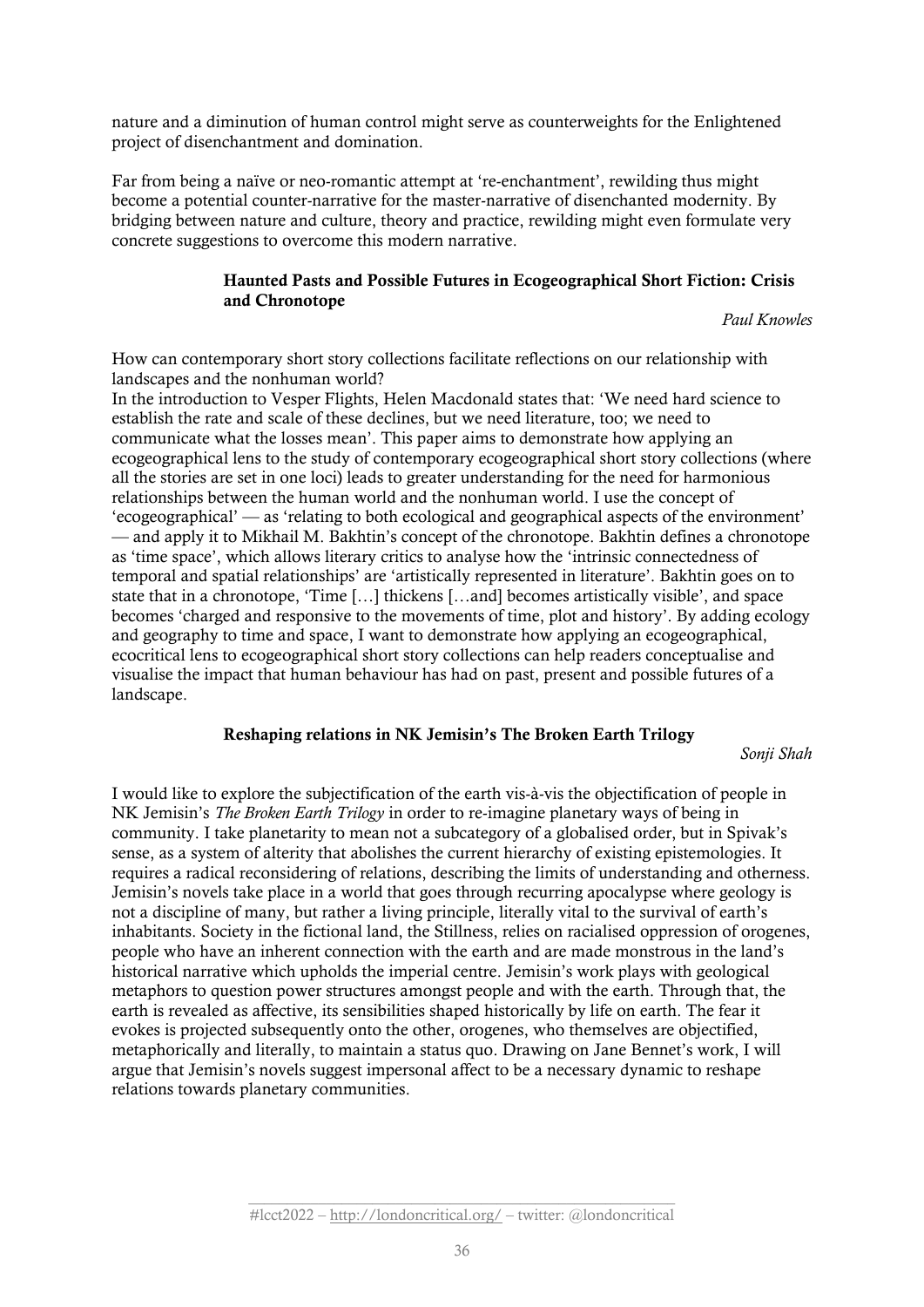nature and a diminution of human control might serve as counterweights for the Enlightened project of disenchantment and domination.

Far from being a naïve or neo-romantic attempt at 're-enchantment', rewilding thus might become a potential counter-narrative for the master-narrative of disenchanted modernity. By bridging between nature and culture, theory and practice, rewilding might even formulate very concrete suggestions to overcome this modern narrative.

### Haunted Pasts and Possible Futures in Ecogeographical Short Fiction: Crisis and Chronotope

*Paul Knowles*

How can contemporary short story collections facilitate reflections on our relationship with landscapes and the nonhuman world?
In the introduction to Vesper Flights, Helen Macdonald states that: 'We need hard science to establish the rate and scale of these declines, but we need literature, too; we need to communicate what the losses mean'. This paper aims to demonstrate how applying an ecogeographical lens to the study of contemporary ecogeographical short story collections (where all the stories are set in one loci) leads to greater understanding for the need for harmonious relationships between the human world and the nonhuman world. I use the concept of 'ecogeographical' — as 'relating to both ecological and geographical aspects of the environment' — and apply it to Mikhail M. Bakhtin's concept of the chronotope. Bakhtin defines a chronotope as 'time space', which allows literary critics to analyse how the 'intrinsic connectedness of temporal and spatial relationships' are 'artistically represented in literature'. Bakhtin goes on to state that in a chronotope, 'Time […] thickens […and] becomes artistically visible', and space becomes 'charged and responsive to the movements of time, plot and history'. By adding ecology and geography to time and space, I want to demonstrate how applying an ecogeographical, ecocritical lens to ecogeographical short story collections can help readers conceptualise and visualise the impact that human behaviour has had on past, present and possible futures of a landscape.

### Reshaping relations in NK Jemisin's The Broken Earth Trilogy

*Sonji Shah*

I would like to explore the subjectification of the earth vis-à-vis the objectification of people in NK Jemisin's *The Broken Earth Trilogy* in order to re-imagine planetary ways of being in community. I take planetarity to mean not a subcategory of a globalised order, but in Spivak's sense, as a system of alterity that abolishes the current hierarchy of existing epistemologies. It requires a radical reconsidering of relations, describing the limits of understanding and otherness. Jemisin's novels take place in a world that goes through recurring apocalypse where geology is not a discipline of many, but rather a living principle, literally vital to the survival of earth's inhabitants. Society in the fictional land, the Stillness, relies on racialised oppression of orogenes, people who have an inherent connection with the earth and are made monstrous in the land's historical narrative which upholds the imperial centre. Jemisin's work plays with geological metaphors to question power structures amongst people and with the earth. Through that, the earth is revealed as affective, its sensibilities shaped historically by life on earth. The fear it evokes is projected subsequently onto the other, orogenes, who themselves are objectified, metaphorically and literally, to maintain a status quo. Drawing on Jane Bennet's work, I will argue that Jemisin's novels suggest impersonal affect to be a necessary dynamic to reshape relations towards planetary communities.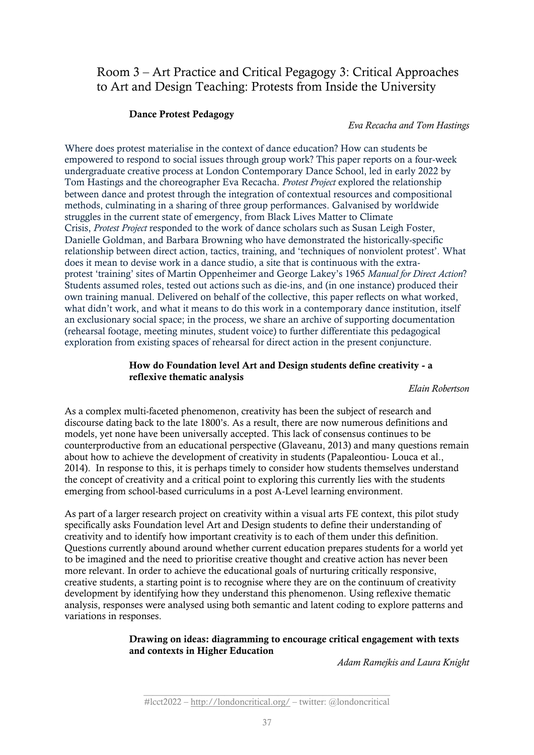## Room 3 – Art Practice and Critical Pegagogy 3: Critical Approaches to Art and Design Teaching: Protests from Inside the University

### Dance Protest Pedagogy

*Eva Recacha and Tom Hastings*

Where does protest materialise in the context of dance education? How can students be empowered to respond to social issues through group work? This paper reports on a four-week undergraduate creative process at London Contemporary Dance School, led in early 2022 by Tom Hastings and the choreographer Eva Recacha. *Protest Project* explored the relationship between dance and protest through the integration of contextual resources and compositional methods, culminating in a sharing of three group performances. Galvanised by worldwide struggles in the current state of emergency, from Black Lives Matter to Climate Crisis, *Protest Project* responded to the work of dance scholars such as Susan Leigh Foster, Danielle Goldman, and Barbara Browning who have demonstrated the historically-specific relationship between direct action, tactics, training, and 'techniques of nonviolent protest'. What does it mean to devise work in a dance studio, a site that is continuous with the extra-protest 'training' sites of Martin Oppenheimer and George Lakey's 1965 *Manual for Direct Action*? Students assumed roles, tested out actions such as die-ins, and (in one instance) produced their own training manual. Delivered on behalf of the collective, this paper reflects on what worked, what didn't work, and what it means to do this work in a contemporary dance institution, itself an exclusionary social space; in the process, we share an archive of supporting documentation (rehearsal footage, meeting minutes, student voice) to further differentiate this pedagogical exploration from existing spaces of rehearsal for direct action in the present conjuncture.

### How do Foundation level Art and Design students define creativity - a reflexive thematic analysis

*Elain Robertson*

As a complex multi-faceted phenomenon, creativity has been the subject of research and discourse dating back to the late 1800's. As a result, there are now numerous definitions and models, yet none have been universally accepted. This lack of consensus continues to be counterproductive from an educational perspective (Glaveanu, 2013) and many questions remain about how to achieve the development of creativity in students (Papaleontiou- Louca et al., 2014). In response to this, it is perhaps timely to consider how students themselves understand the concept of creativity and a critical point to exploring this currently lies with the students emerging from school-based curriculums in a post A-Level learning environment.

As part of a larger research project on creativity within a visual arts FE context, this pilot study specifically asks Foundation level Art and Design students to define their understanding of creativity and to identify how important creativity is to each of them under this definition. Questions currently abound around whether current education prepares students for a world yet to be imagined and the need to prioritise creative thought and creative action has never been more relevant. In order to achieve the educational goals of nurturing critically responsive, creative students, a starting point is to recognise where they are on the continuum of creativity development by identifying how they understand this phenomenon. Using reflexive thematic analysis, responses were analysed using both semantic and latent coding to explore patterns and variations in responses.

### Drawing on ideas: diagramming to encourage critical engagement with texts and contexts in Higher Education

*Adam Ramejkis and Laura Knight*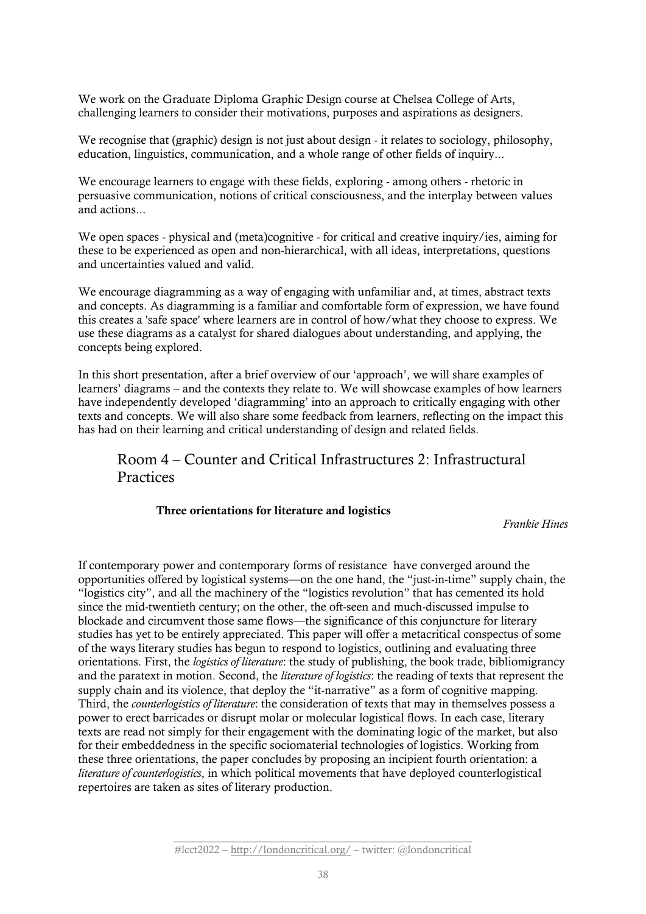We work on the Graduate Diploma Graphic Design course at Chelsea College of Arts, challenging learners to consider their motivations, purposes and aspirations as designers.

We recognise that (graphic) design is not just about design - it relates to sociology, philosophy, education, linguistics, communication, and a whole range of other fields of inquiry...

We encourage learners to engage with these fields, exploring - among others - rhetoric in persuasive communication, notions of critical consciousness, and the interplay between values and actions...

We open spaces - physical and (meta)cognitive - for critical and creative inquiry/ies, aiming for these to be experienced as open and non-hierarchical, with all ideas, interpretations, questions and uncertainties valued and valid.

We encourage diagramming as a way of engaging with unfamiliar and, at times, abstract texts and concepts. As diagramming is a familiar and comfortable form of expression, we have found this creates a 'safe space' where learners are in control of how/what they choose to express. We use these diagrams as a catalyst for shared dialogues about understanding, and applying, the concepts being explored.

In this short presentation, after a brief overview of our 'approach', we will share examples of learners' diagrams – and the contexts they relate to. We will showcase examples of how learners have independently developed 'diagramming' into an approach to critically engaging with other texts and concepts. We will also share some feedback from learners, reflecting on the impact this has had on their learning and critical understanding of design and related fields.

## Room 4 – Counter and Critical Infrastructures 2: Infrastructural Practices

### Three orientations for literature and logistics

*Frankie Hines*

If contemporary power and contemporary forms of resistance have converged around the opportunities offered by logistical systems—on the one hand, the "just-in-time" supply chain, the "logistics city", and all the machinery of the "logistics revolution" that has cemented its hold since the mid-twentieth century; on the other, the oft-seen and much-discussed impulse to blockade and circumvent those same flows—the significance of this conjuncture for literary studies has yet to be entirely appreciated. This paper will offer a metacritical conspectus of some of the ways literary studies has begun to respond to logistics, outlining and evaluating three orientations. First, the *logistics of literature*: the study of publishing, the book trade, bibliomigrancy and the paratext in motion. Second, the *literature of logistics*: the reading of texts that represent the supply chain and its violence, that deploy the "it-narrative" as a form of cognitive mapping. Third, the *counterlogistics of literature*: the consideration of texts that may in themselves possess a power to erect barricades or disrupt molar or molecular logistical flows. In each case, literary texts are read not simply for their engagement with the dominating logic of the market, but also for their embeddedness in the specific sociomaterial technologies of logistics. Working from these three orientations, the paper concludes by proposing an incipient fourth orientation: a *literature of counterlogistics*, in which political movements that have deployed counterlogistical repertoires are taken as sites of literary production.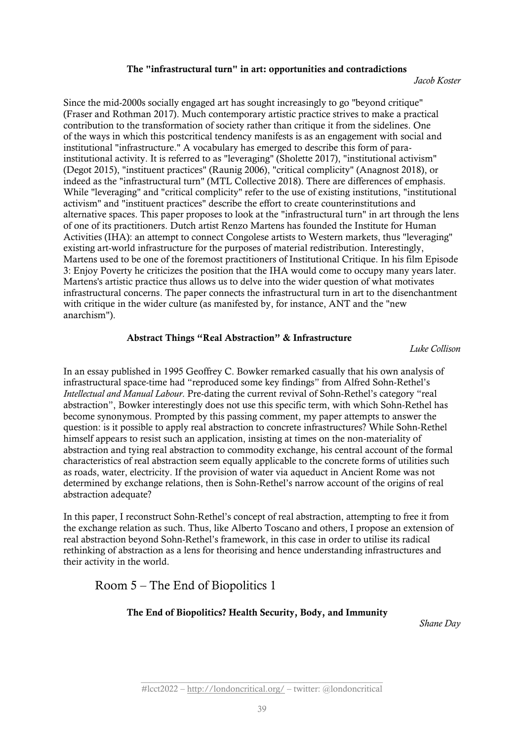### The "infrastructural turn" in art: opportunities and contradictions

*Jacob Koster*

Since the mid-2000s socially engaged art has sought increasingly to go "beyond critique" (Fraser and Rothman 2017). Much contemporary artistic practice strives to make a practical contribution to the transformation of society rather than critique it from the sidelines. One of the ways in which this postcritical tendency manifests is as an engagement with social and institutional "infrastructure." A vocabulary has emerged to describe this form of para-institutional activity. It is referred to as "leveraging" (Sholette 2017), "institutional activism" (Degot 2015), "instituent practices" (Raunig 2006), "critical complicity" (Anagnost 2018), or indeed as the "infrastructural turn" (MTL Collective 2018). There are differences of emphasis. While "leveraging" and "critical complicity" refer to the use of existing institutions, "institutional activism" and "instituent practices" describe the effort to create counterinstitutions and alternative spaces. This paper proposes to look at the "infrastructural turn" in art through the lens of one of its practitioners. Dutch artist Renzo Martens has founded the Institute for Human Activities (IHA): an attempt to connect Congolese artists to Western markets, thus "leveraging" existing art-world infrastructure for the purposes of material redistribution. Interestingly, Martens used to be one of the foremost practitioners of Institutional Critique. In his film Episode 3: Enjoy Poverty he criticizes the position that the IHA would come to occupy many years later. Martens's artistic practice thus allows us to delve into the wider question of what motivates infrastructural concerns. The paper connects the infrastructural turn in art to the disenchantment with critique in the wider culture (as manifested by, for instance, ANT and the "new anarchism").

### Abstract Things "Real Abstraction" & Infrastructure

*Luke Collison*

In an essay published in 1995 Geoffrey C. Bowker remarked casually that his own analysis of infrastructural space-time had "reproduced some key findings" from Alfred Sohn-Rethel's *Intellectual and Manual Labour*. Pre-dating the current revival of Sohn-Rethel's category "real abstraction", Bowker interestingly does not use this specific term, with which Sohn-Rethel has become synonymous. Prompted by this passing comment, my paper attempts to answer the question: is it possible to apply real abstraction to concrete infrastructures? While Sohn-Rethel himself appears to resist such an application, insisting at times on the non-materiality of abstraction and tying real abstraction to commodity exchange, his central account of the formal characteristics of real abstraction seem equally applicable to the concrete forms of utilities such as roads, water, electricity. If the provision of water via aqueduct in Ancient Rome was not determined by exchange relations, then is Sohn-Rethel's narrow account of the origins of real abstraction adequate?

In this paper, I reconstruct Sohn-Rethel's concept of real abstraction, attempting to free it from the exchange relation as such. Thus, like Alberto Toscano and others, I propose an extension of real abstraction beyond Sohn-Rethel's framework, in this case in order to utilise its radical rethinking of abstraction as a lens for theorising and hence understanding infrastructures and their activity in the world.

## Room 5 – The End of Biopolitics 1

### The End of Biopolitics? Health Security, Body, and Immunity

*Shane Day*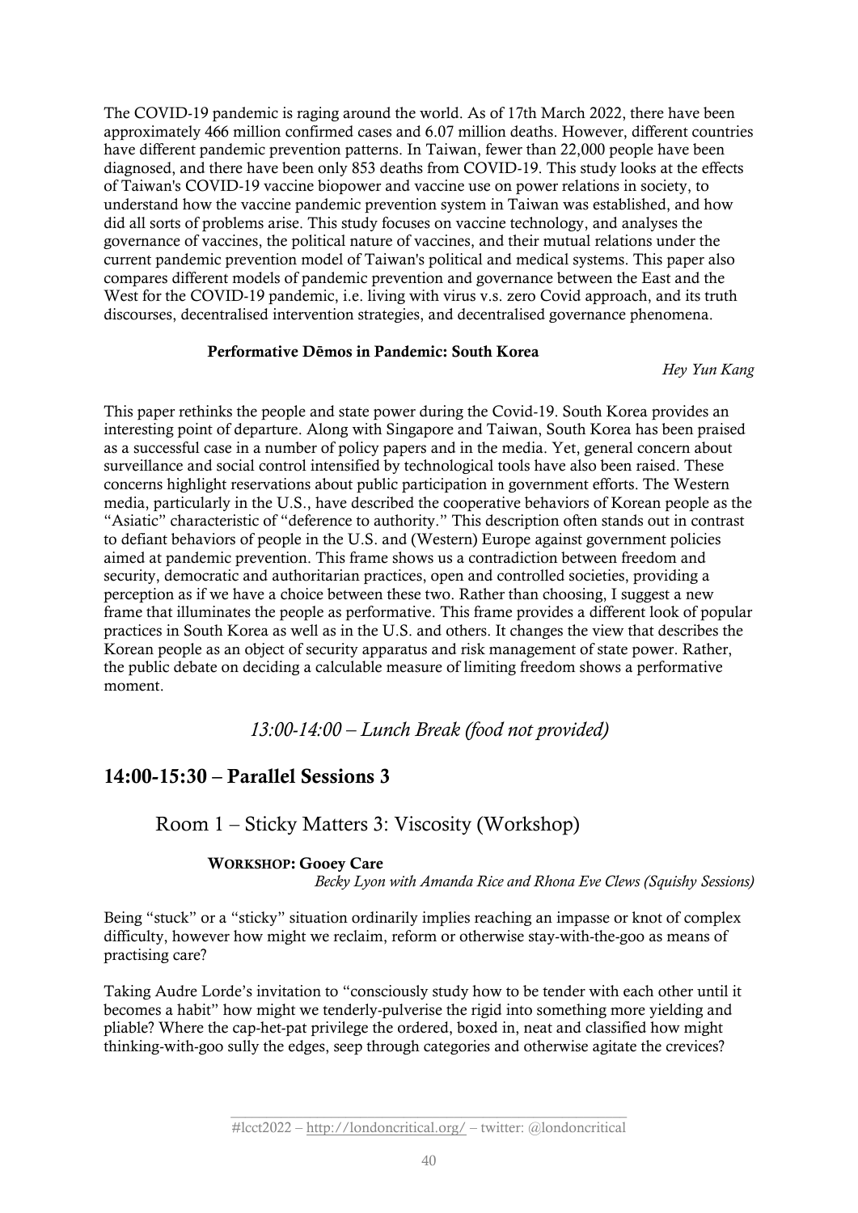The COVID-19 pandemic is raging around the world. As of 17th March 2022, there have been approximately 466 million confirmed cases and 6.07 million deaths. However, different countries have different pandemic prevention patterns. In Taiwan, fewer than 22,000 people have been diagnosed, and there have been only 853 deaths from COVID-19. This study looks at the effects of Taiwan's COVID-19 vaccine biopower and vaccine use on power relations in society, to understand how the vaccine pandemic prevention system in Taiwan was established, and how did all sorts of problems arise. This study focuses on vaccine technology, and analyses the governance of vaccines, the political nature of vaccines, and their mutual relations under the current pandemic prevention model of Taiwan's political and medical systems. This paper also compares different models of pandemic prevention and governance between the East and the West for the COVID-19 pandemic, i.e. living with virus v.s. zero Covid approach, and its truth discourses, decentralised intervention strategies, and decentralised governance phenomena.

#### Performative Dēmos in Pandemic: South Korea

*Hey Yun Kang*

This paper rethinks the people and state power during the Covid-19. South Korea provides an interesting point of departure. Along with Singapore and Taiwan, South Korea has been praised as a successful case in a number of policy papers and in the media. Yet, general concern about surveillance and social control intensified by technological tools have also been raised. These concerns highlight reservations about public participation in government efforts. The Western media, particularly in the U.S., have described the cooperative behaviors of Korean people as the "Asiatic" characteristic of "deference to authority." This description often stands out in contrast to defiant behaviors of people in the U.S. and (Western) Europe against government policies aimed at pandemic prevention. This frame shows us a contradiction between freedom and security, democratic and authoritarian practices, open and controlled societies, providing a perception as if we have a choice between these two. Rather than choosing, I suggest a new frame that illuminates the people as performative. This frame provides a different look of popular practices in South Korea as well as in the U.S. and others. It changes the view that describes the Korean people as an object of security apparatus and risk management of state power. Rather, the public debate on deciding a calculable measure of limiting freedom shows a performative moment.

*13:00-14:00 – Lunch Break (food not provided)*

## 14:00-15:30 – Parallel Sessions 3

### Room 1 – Sticky Matters 3: Viscosity (Workshop)

#### WORKSHOP: Gooey Care

*Becky Lyon with Amanda Rice and Rhona Eve Clews (Squishy Sessions)*

Being "stuck" or a "sticky" situation ordinarily implies reaching an impasse or knot of complex difficulty, however how might we reclaim, reform or otherwise stay-with-the-goo as means of practising care?

Taking Audre Lorde's invitation to "consciously study how to be tender with each other until it becomes a habit" how might we tenderly-pulverise the rigid into something more yielding and pliable? Where the cap-het-pat privilege the ordered, boxed in, neat and classified how might thinking-with-goo sully the edges, seep through categories and otherwise agitate the crevices?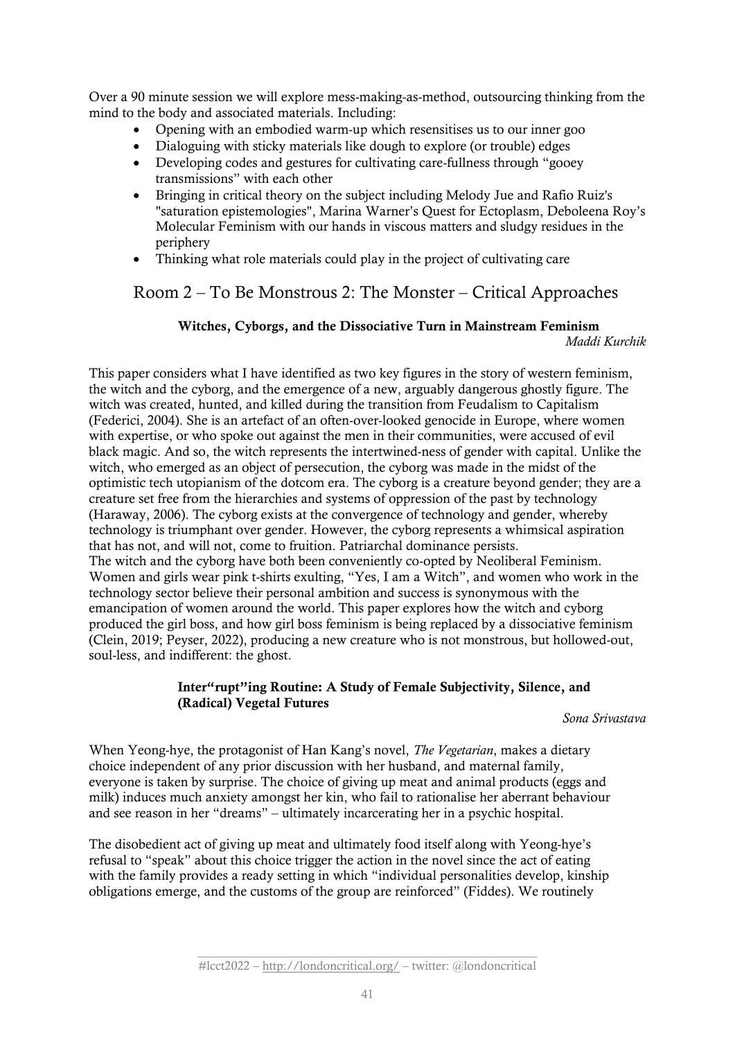Over a 90 minute session we will explore mess-making-as-method, outsourcing thinking from the mind to the body and associated materials. Including:

- Opening with an embodied warm-up which resensitises us to our inner goo
- Dialoguing with sticky materials like dough to explore (or trouble) edges
- Developing codes and gestures for cultivating care-fullness through "gooey transmissions" with each other
- Bringing in critical theory on the subject including Melody Jue and Rafio Ruiz's "saturation epistemologies", Marina Warner's Quest for Ectoplasm, Deboleena Roy's Molecular Feminism with our hands in viscous matters and sludgy residues in the periphery
- Thinking what role materials could play in the project of cultivating care

## Room 2 – To Be Monstrous 2: The Monster – Critical Approaches

### Witches, Cyborgs, and the Dissociative Turn in Mainstream Feminism

*Maddi Kurchik*

This paper considers what I have identified as two key figures in the story of western feminism, the witch and the cyborg, and the emergence of a new, arguably dangerous ghostly figure. The witch was created, hunted, and killed during the transition from Feudalism to Capitalism (Federici, 2004). She is an artefact of an often-over-looked genocide in Europe, where women with expertise, or who spoke out against the men in their communities, were accused of evil black magic. And so, the witch represents the intertwined-ness of gender with capital. Unlike the witch, who emerged as an object of persecution, the cyborg was made in the midst of the optimistic tech utopianism of the dotcom era. The cyborg is a creature beyond gender; they are a creature set free from the hierarchies and systems of oppression of the past by technology (Haraway, 2006). The cyborg exists at the convergence of technology and gender, whereby technology is triumphant over gender. However, the cyborg represents a whimsical aspiration that has not, and will not, come to fruition. Patriarchal dominance persists.
The witch and the cyborg have both been conveniently co-opted by Neoliberal Feminism. Women and girls wear pink t-shirts exulting, "Yes, I am a Witch", and women who work in the technology sector believe their personal ambition and success is synonymous with the emancipation of women around the world. This paper explores how the witch and cyborg produced the girl boss, and how girl boss feminism is being replaced by a dissociative feminism (Clein, 2019; Peyser, 2022), producing a new creature who is not monstrous, but hollowed-out, soul-less, and indifferent: the ghost.

### Inter"rupt"ing Routine: A Study of Female Subjectivity, Silence, and (Radical) Vegetal Futures

*Sona Srivastava*

When Yeong-hye, the protagonist of Han Kang's novel, *The Vegetarian*, makes a dietary choice independent of any prior discussion with her husband, and maternal family, everyone is taken by surprise. The choice of giving up meat and animal products (eggs and milk) induces much anxiety amongst her kin, who fail to rationalise her aberrant behaviour and see reason in her "dreams" – ultimately incarcerating her in a psychic hospital.

The disobedient act of giving up meat and ultimately food itself along with Yeong-hye's refusal to "speak" about this choice trigger the action in the novel since the act of eating with the family provides a ready setting in which "individual personalities develop, kinship obligations emerge, and the customs of the group are reinforced" (Fiddes). We routinely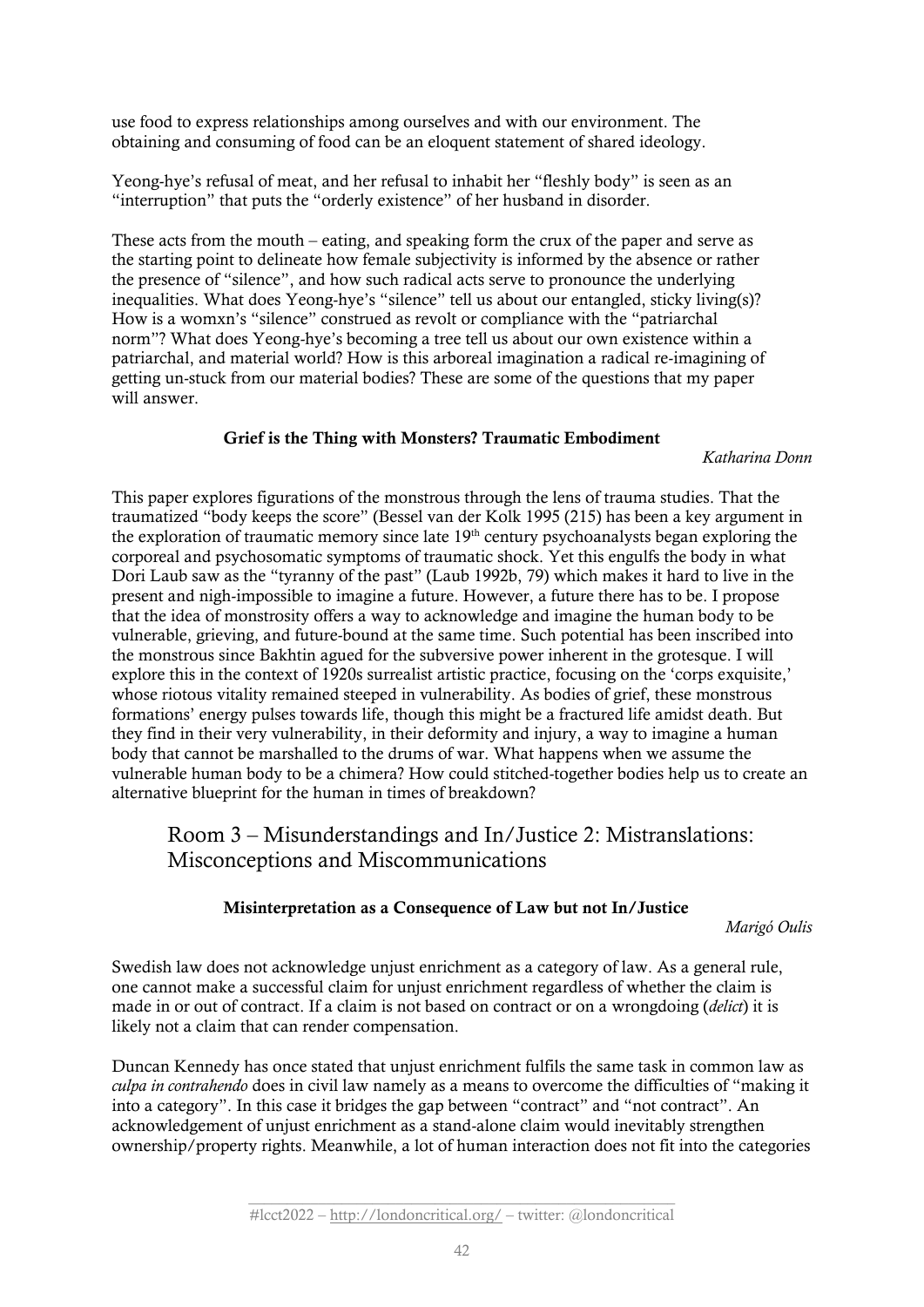use food to express relationships among ourselves and with our environment. The obtaining and consuming of food can be an eloquent statement of shared ideology.

Yeong-hye's refusal of meat, and her refusal to inhabit her "fleshly body" is seen as an "interruption" that puts the "orderly existence" of her husband in disorder.

These acts from the mouth – eating, and speaking form the crux of the paper and serve as the starting point to delineate how female subjectivity is informed by the absence or rather the presence of "silence", and how such radical acts serve to pronounce the underlying inequalities. What does Yeong-hye's "silence" tell us about our entangled, sticky living(s)? How is a womxn's "silence" construed as revolt or compliance with the "patriarchal norm"? What does Yeong-hye's becoming a tree tell us about our own existence within a patriarchal, and material world? How is this arboreal imagination a radical re-imagining of getting un-stuck from our material bodies? These are some of the questions that my paper will answer.

### Grief is the Thing with Monsters? Traumatic Embodiment

*Katharina Donn*

This paper explores figurations of the monstrous through the lens of trauma studies. That the traumatized "body keeps the score" (Bessel van der Kolk 1995 (215) has been a key argument in the exploration of traumatic memory since late 19th century psychoanalysts began exploring the corporeal and psychosomatic symptoms of traumatic shock. Yet this engulfs the body in what Dori Laub saw as the "tyranny of the past" (Laub 1992b, 79) which makes it hard to live in the present and nigh-impossible to imagine a future. However, a future there has to be. I propose that the idea of monstrosity offers a way to acknowledge and imagine the human body to be vulnerable, grieving, and future-bound at the same time. Such potential has been inscribed into the monstrous since Bakhtin agued for the subversive power inherent in the grotesque. I will explore this in the context of 1920s surrealist artistic practice, focusing on the 'corps exquisite,' whose riotous vitality remained steeped in vulnerability. As bodies of grief, these monstrous formations' energy pulses towards life, though this might be a fractured life amidst death. But they find in their very vulnerability, in their deformity and injury, a way to imagine a human body that cannot be marshalled to the drums of war. What happens when we assume the vulnerable human body to be a chimera? How could stitched-together bodies help us to create an alternative blueprint for the human in times of breakdown?

## Room 3 – Misunderstandings and In/Justice 2: Mistranslations: Misconceptions and Miscommunications

### Misinterpretation as a Consequence of Law but not In/Justice

*Marigó Oulis*

Swedish law does not acknowledge unjust enrichment as a category of law. As a general rule, one cannot make a successful claim for unjust enrichment regardless of whether the claim is made in or out of contract. If a claim is not based on contract or on a wrongdoing (*delict*) it is likely not a claim that can render compensation.

Duncan Kennedy has once stated that unjust enrichment fulfils the same task in common law as *culpa in contrahendo* does in civil law namely as a means to overcome the difficulties of "making it into a category". In this case it bridges the gap between "contract" and "not contract". An acknowledgement of unjust enrichment as a stand-alone claim would inevitably strengthen ownership/property rights. Meanwhile, a lot of human interaction does not fit into the categories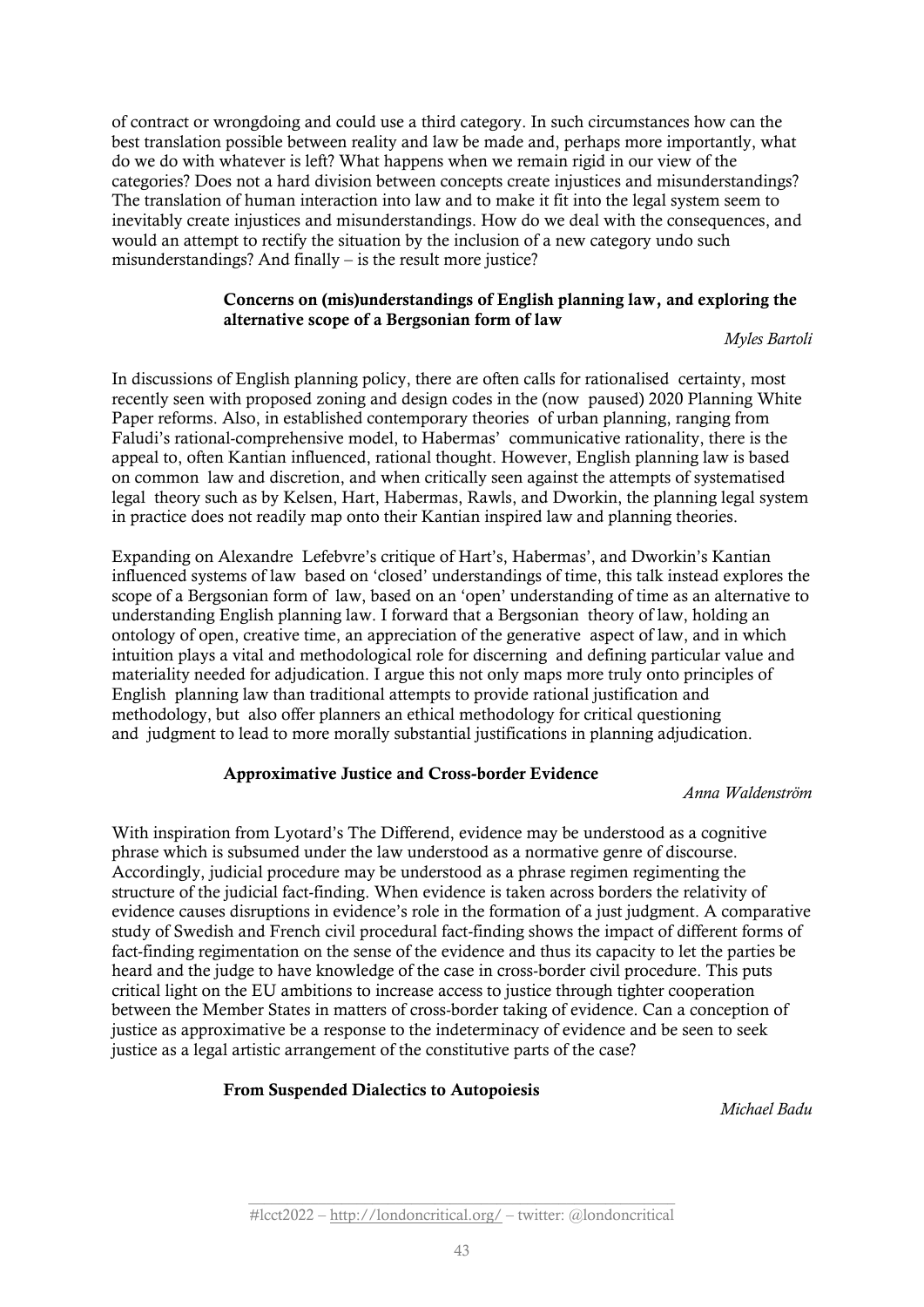of contract or wrongdoing and could use a third category. In such circumstances how can the best translation possible between reality and law be made and, perhaps more importantly, what do we do with whatever is left? What happens when we remain rigid in our view of the categories? Does not a hard division between concepts create injustices and misunderstandings? The translation of human interaction into law and to make it fit into the legal system seem to inevitably create injustices and misunderstandings. How do we deal with the consequences, and would an attempt to rectify the situation by the inclusion of a new category undo such misunderstandings? And finally – is the result more justice?

### Concerns on (mis)understandings of English planning law, and exploring the alternative scope of a Bergsonian form of law

*Myles Bartoli*

In discussions of English planning policy, there are often calls for rationalised certainty, most recently seen with proposed zoning and design codes in the (now paused) 2020 Planning White Paper reforms. Also, in established contemporary theories of urban planning, ranging from Faludi's rational-comprehensive model, to Habermas' communicative rationality, there is the appeal to, often Kantian influenced, rational thought. However, English planning law is based on common law and discretion, and when critically seen against the attempts of systematised legal theory such as by Kelsen, Hart, Habermas, Rawls, and Dworkin, the planning legal system in practice does not readily map onto their Kantian inspired law and planning theories.

Expanding on Alexandre Lefebvre's critique of Hart's, Habermas', and Dworkin's Kantian influenced systems of law based on 'closed' understandings of time, this talk instead explores the scope of a Bergsonian form of law, based on an 'open' understanding of time as an alternative to understanding English planning law. I forward that a Bergsonian theory of law, holding an ontology of open, creative time, an appreciation of the generative aspect of law, and in which intuition plays a vital and methodological role for discerning and defining particular value and materiality needed for adjudication. I argue this not only maps more truly onto principles of English planning law than traditional attempts to provide rational justification and methodology, but also offer planners an ethical methodology for critical questioning and judgment to lead to more morally substantial justifications in planning adjudication.

### Approximative Justice and Cross-border Evidence

*Anna Waldenström*

With inspiration from Lyotard's The Differend, evidence may be understood as a cognitive phrase which is subsumed under the law understood as a normative genre of discourse. Accordingly, judicial procedure may be understood as a phrase regimen regimenting the structure of the judicial fact-finding. When evidence is taken across borders the relativity of evidence causes disruptions in evidence's role in the formation of a just judgment. A comparative study of Swedish and French civil procedural fact-finding shows the impact of different forms of fact-finding regimentation on the sense of the evidence and thus its capacity to let the parties be heard and the judge to have knowledge of the case in cross-border civil procedure. This puts critical light on the EU ambitions to increase access to justice through tighter cooperation between the Member States in matters of cross-border taking of evidence. Can a conception of justice as approximative be a response to the indeterminacy of evidence and be seen to seek justice as a legal artistic arrangement of the constitutive parts of the case?

### From Suspended Dialectics to Autopoiesis

*Michael Badu*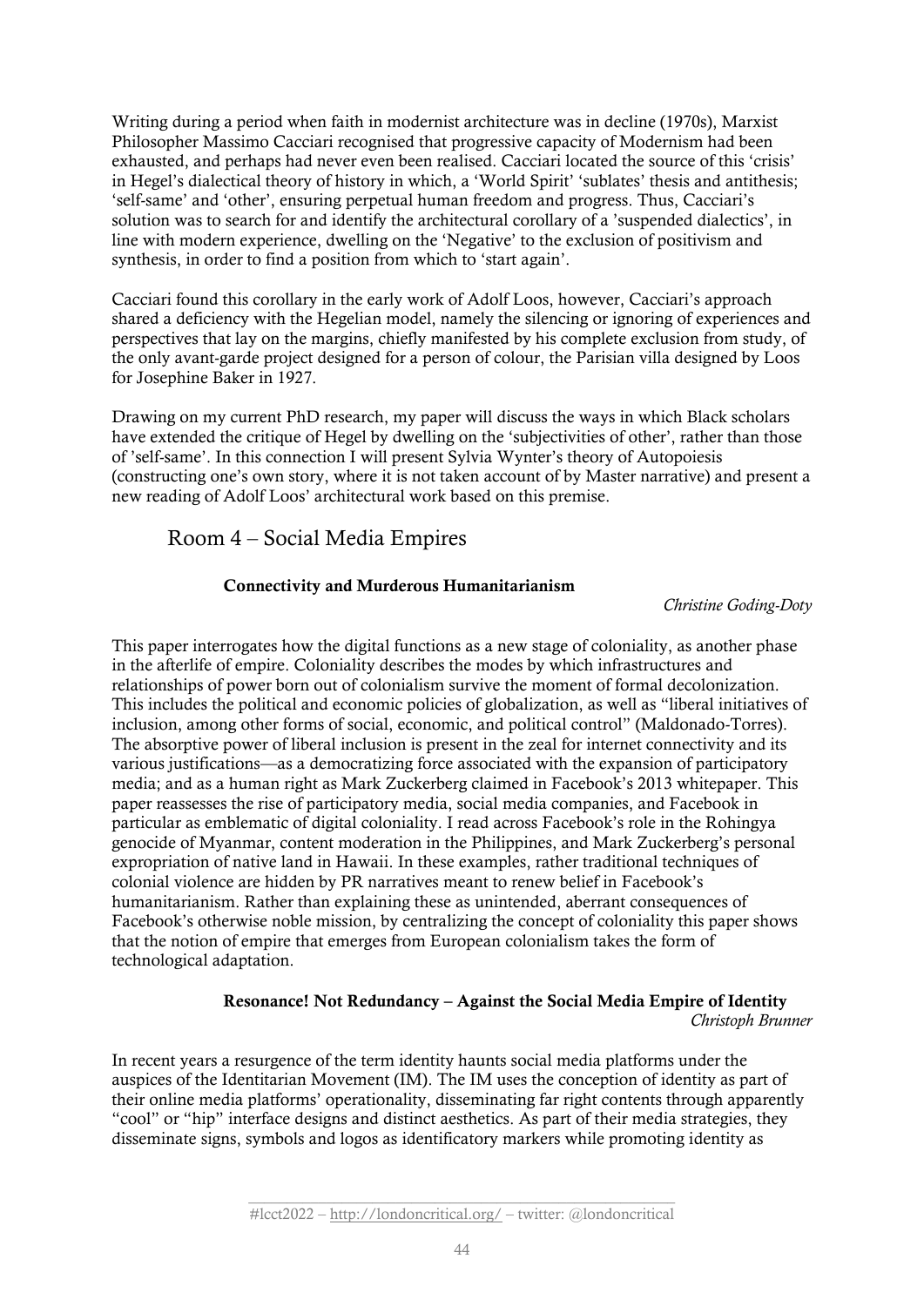Writing during a period when faith in modernist architecture was in decline (1970s), Marxist Philosopher Massimo Cacciari recognised that progressive capacity of Modernism had been exhausted, and perhaps had never even been realised. Cacciari located the source of this 'crisis' in Hegel's dialectical theory of history in which, a 'World Spirit' 'sublates' thesis and antithesis; 'self-same' and 'other', ensuring perpetual human freedom and progress. Thus, Cacciari's solution was to search for and identify the architectural corollary of a 'suspended dialectics', in line with modern experience, dwelling on the 'Negative' to the exclusion of positivism and synthesis, in order to find a position from which to 'start again'.

Cacciari found this corollary in the early work of Adolf Loos, however, Cacciari's approach shared a deficiency with the Hegelian model, namely the silencing or ignoring of experiences and perspectives that lay on the margins, chiefly manifested by his complete exclusion from study, of the only avant-garde project designed for a person of colour, the Parisian villa designed by Loos for Josephine Baker in 1927.

Drawing on my current PhD research, my paper will discuss the ways in which Black scholars have extended the critique of Hegel by dwelling on the 'subjectivities of other', rather than those of 'self-same'. In this connection I will present Sylvia Wynter's theory of Autopoiesis (constructing one's own story, where it is not taken account of by Master narrative) and present a new reading of Adolf Loos' architectural work based on this premise.

## Room 4 – Social Media Empires

### Connectivity and Murderous Humanitarianism

*Christine Goding-Doty*

This paper interrogates how the digital functions as a new stage of coloniality, as another phase in the afterlife of empire. Coloniality describes the modes by which infrastructures and relationships of power born out of colonialism survive the moment of formal decolonization. This includes the political and economic policies of globalization, as well as "liberal initiatives of inclusion, among other forms of social, economic, and political control" (Maldonado-Torres). The absorptive power of liberal inclusion is present in the zeal for internet connectivity and its various justifications—as a democratizing force associated with the expansion of participatory media; and as a human right as Mark Zuckerberg claimed in Facebook's 2013 whitepaper. This paper reassesses the rise of participatory media, social media companies, and Facebook in particular as emblematic of digital coloniality. I read across Facebook's role in the Rohingya genocide of Myanmar, content moderation in the Philippines, and Mark Zuckerberg's personal expropriation of native land in Hawaii. In these examples, rather traditional techniques of colonial violence are hidden by PR narratives meant to renew belief in Facebook's humanitarianism. Rather than explaining these as unintended, aberrant consequences of Facebook's otherwise noble mission, by centralizing the concept of coloniality this paper shows that the notion of empire that emerges from European colonialism takes the form of technological adaptation.

### Resonance! Not Redundancy – Against the Social Media Empire of Identity

*Christoph Brunner*

In recent years a resurgence of the term identity haunts social media platforms under the auspices of the Identitarian Movement (IM). The IM uses the conception of identity as part of their online media platforms' operationality, disseminating far right contents through apparently "cool" or "hip" interface designs and distinct aesthetics. As part of their media strategies, they disseminate signs, symbols and logos as identificatory markers while promoting identity as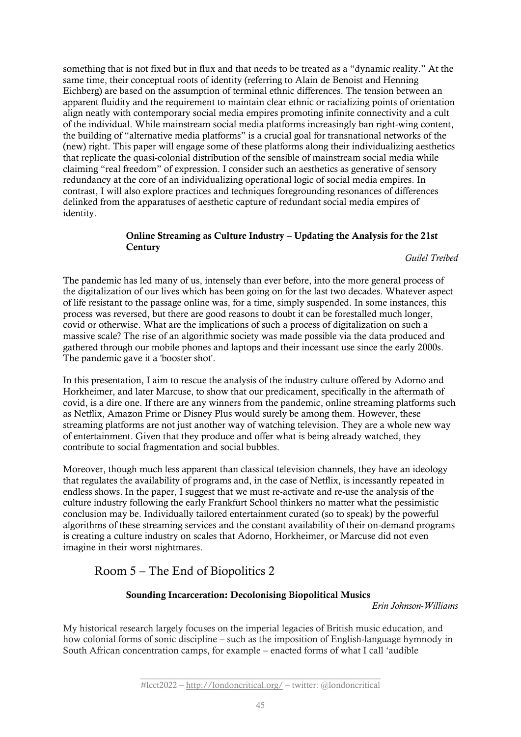something that is not fixed but in flux and that needs to be treated as a "dynamic reality." At the same time, their conceptual roots of identity (referring to Alain de Benoist and Henning Eichberg) are based on the assumption of terminal ethnic differences. The tension between an apparent fluidity and the requirement to maintain clear ethnic or racializing points of orientation align neatly with contemporary social media empires promoting infinite connectivity and a cult of the individual. While mainstream social media platforms increasingly ban right-wing content, the building of "alternative media platforms" is a crucial goal for transnational networks of the (new) right. This paper will engage some of these platforms along their individualizing aesthetics that replicate the quasi-colonial distribution of the sensible of mainstream social media while claiming "real freedom" of expression. I consider such an aesthetics as generative of sensory redundancy at the core of an individualizing operational logic of social media empires. In contrast, I will also explore practices and techniques foregrounding resonances of differences delinked from the apparatuses of aesthetic capture of redundant social media empires of identity.

### Online Streaming as Culture Industry – Updating the Analysis for the 21st Century

*Guilel Treibed*

The pandemic has led many of us, intensely than ever before, into the more general process of the digitalization of our lives which has been going on for the last two decades. Whatever aspect of life resistant to the passage online was, for a time, simply suspended. In some instances, this process was reversed, but there are good reasons to doubt it can be forestalled much longer, covid or otherwise. What are the implications of such a process of digitalization on such a massive scale? The rise of an algorithmic society was made possible via the data produced and gathered through our mobile phones and laptops and their incessant use since the early 2000s. The pandemic gave it a 'booster shot'.

In this presentation, I aim to rescue the analysis of the industry culture offered by Adorno and Horkheimer, and later Marcuse, to show that our predicament, specifically in the aftermath of covid, is a dire one. If there are any winners from the pandemic, online streaming platforms such as Netflix, Amazon Prime or Disney Plus would surely be among them. However, these streaming platforms are not just another way of watching television. They are a whole new way of entertainment. Given that they produce and offer what is being already watched, they contribute to social fragmentation and social bubbles.

Moreover, though much less apparent than classical television channels, they have an ideology that regulates the availability of programs and, in the case of Netflix, is incessantly repeated in endless shows. In the paper, I suggest that we must re-activate and re-use the analysis of the culture industry following the early Frankfurt School thinkers no matter what the pessimistic conclusion may be. Individually tailored entertainment curated (so to speak) by the powerful algorithms of these streaming services and the constant availability of their on-demand programs is creating a culture industry on scales that Adorno, Horkheimer, or Marcuse did not even imagine in their worst nightmares.

## Room 5 – The End of Biopolitics 2

### Sounding Incarceration: Decolonising Biopolitical Musics

*Erin Johnson-Williams*

My historical research largely focuses on the imperial legacies of British music education, and how colonial forms of sonic discipline – such as the imposition of English-language hymnody in South African concentration camps, for example – enacted forms of what I call 'audible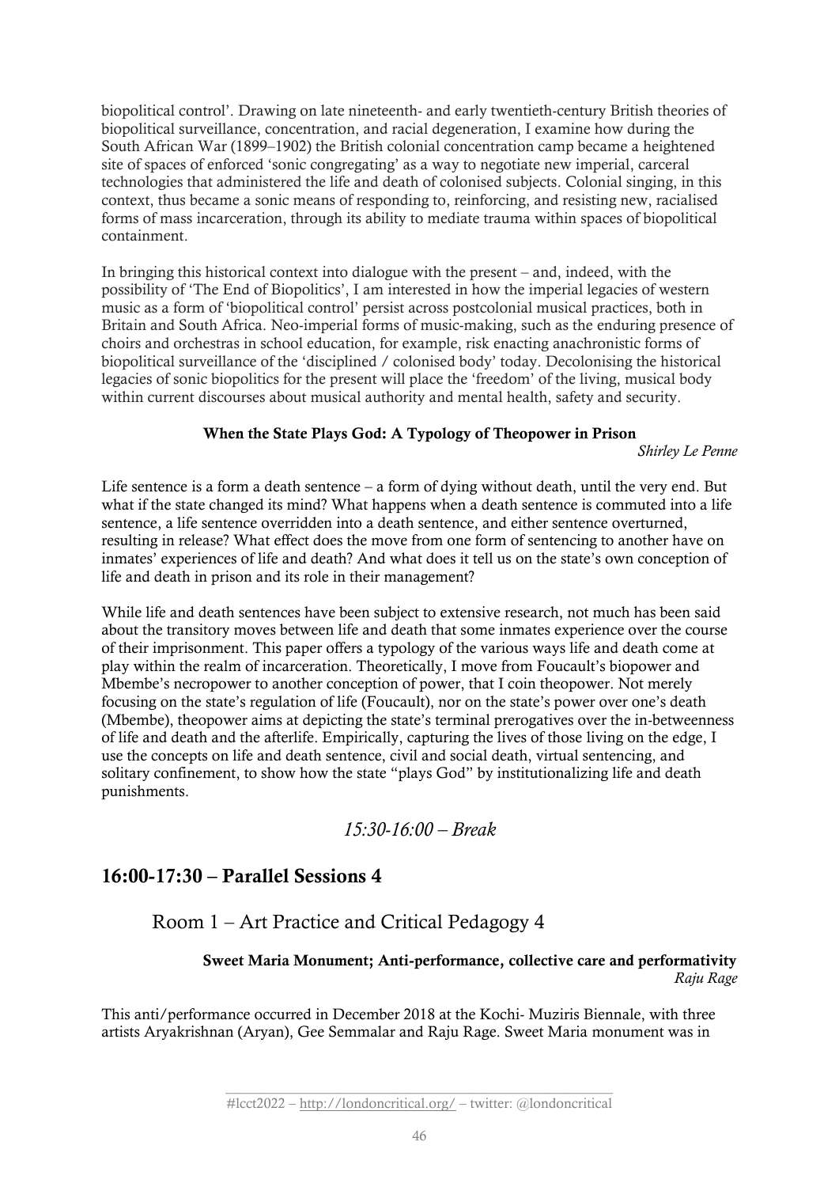biopolitical control'. Drawing on late nineteenth- and early twentieth-century British theories of biopolitical surveillance, concentration, and racial degeneration, I examine how during the South African War (1899–1902) the British colonial concentration camp became a heightened site of spaces of enforced 'sonic congregating' as a way to negotiate new imperial, carceral technologies that administered the life and death of colonised subjects. Colonial singing, in this context, thus became a sonic means of responding to, reinforcing, and resisting new, racialised forms of mass incarceration, through its ability to mediate trauma within spaces of biopolitical containment.

In bringing this historical context into dialogue with the present – and, indeed, with the possibility of 'The End of Biopolitics', I am interested in how the imperial legacies of western music as a form of 'biopolitical control' persist across postcolonial musical practices, both in Britain and South Africa. Neo-imperial forms of music-making, such as the enduring presence of choirs and orchestras in school education, for example, risk enacting anachronistic forms of biopolitical surveillance of the 'disciplined / colonised body' today. Decolonising the historical legacies of sonic biopolitics for the present will place the 'freedom' of the living, musical body within current discourses about musical authority and mental health, safety and security.

**When the State Plays God: A Typology of Theopower in Prison**

*Shirley Le Penne*

Life sentence is a form a death sentence – a form of dying without death, until the very end. But what if the state changed its mind? What happens when a death sentence is commuted into a life sentence, a life sentence overridden into a death sentence, and either sentence overturned, resulting in release? What effect does the move from one form of sentencing to another have on inmates' experiences of life and death? And what does it tell us on the state's own conception of life and death in prison and its role in their management?

While life and death sentences have been subject to extensive research, not much has been said about the transitory moves between life and death that some inmates experience over the course of their imprisonment. This paper offers a typology of the various ways life and death come at play within the realm of incarceration. Theoretically, I move from Foucault's biopower and Mbembe's necropower to another conception of power, that I coin theopower. Not merely focusing on the state's regulation of life (Foucault), nor on the state's power over one's death (Mbembe), theopower aims at depicting the state's terminal prerogatives over the in-betweenness of life and death and the afterlife. Empirically, capturing the lives of those living on the edge, I use the concepts on life and death sentence, civil and social death, virtual sentencing, and solitary confinement, to show how the state "plays God" by institutionalizing life and death punishments.

*15:30-16:00 – Break*

## 16:00-17:30 – Parallel Sessions 4

### Room 1 – Art Practice and Critical Pedagogy 4

**Sweet Maria Monument; Anti-performance, collective care and performativity**

*Raju Rage*

This anti/performance occurred in December 2018 at the Kochi- Muziris Biennale, with three artists Aryakrishnan (Aryan), Gee Semmalar and Raju Rage. Sweet Maria monument was in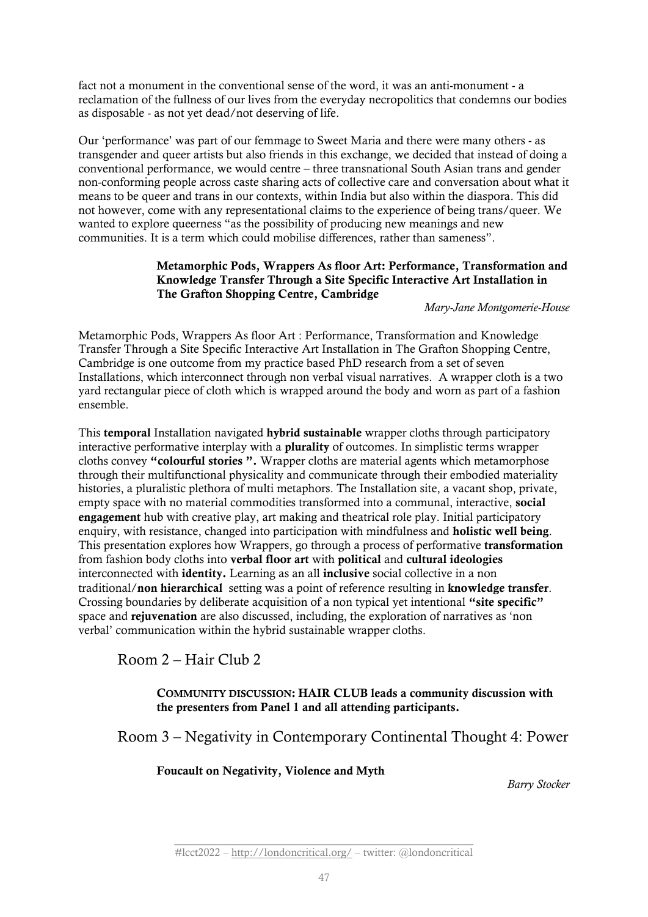fact not a monument in the conventional sense of the word, it was an anti-monument - a reclamation of the fullness of our lives from the everyday necropolitics that condemns our bodies as disposable - as not yet dead/not deserving of life.

Our 'performance' was part of our femmage to Sweet Maria and there were many others - as transgender and queer artists but also friends in this exchange, we decided that instead of doing a conventional performance, we would centre – three transnational South Asian trans and gender non-conforming people across caste sharing acts of collective care and conversation about what it means to be queer and trans in our contexts, within India but also within the diaspora. This did not however, come with any representational claims to the experience of being trans/queer. We wanted to explore queerness "as the possibility of producing new meanings and new communities. It is a term which could mobilise differences, rather than sameness".

**Metamorphic Pods, Wrappers As floor Art: Performance, Transformation and Knowledge Transfer Through a Site Specific Interactive Art Installation in The Grafton Shopping Centre, Cambridge**

*Mary-Jane Montgomerie-House*

Metamorphic Pods, Wrappers As floor Art : Performance, Transformation and Knowledge Transfer Through a Site Specific Interactive Art Installation in The Grafton Shopping Centre, Cambridge is one outcome from my practice based PhD research from a set of seven Installations, which interconnect through non verbal visual narratives. A wrapper cloth is a two yard rectangular piece of cloth which is wrapped around the body and worn as part of a fashion ensemble.

This **temporal** Installation navigated **hybrid sustainable** wrapper cloths through participatory interactive performative interplay with a **plurality** of outcomes. In simplistic terms wrapper cloths convey **"colourful stories ".** Wrapper cloths are material agents which metamorphose through their multifunctional physicality and communicate through their embodied materiality histories, a pluralistic plethora of multi metaphors. The Installation site, a vacant shop, private, empty space with no material commodities transformed into a communal, interactive, **social engagement** hub with creative play, art making and theatrical role play. Initial participatory enquiry, with resistance, changed into participation with mindfulness and **holistic well being**. This presentation explores how Wrappers, go through a process of performative **transformation** from fashion body cloths into **verbal floor art** with **political** and **cultural ideologies** interconnected with **identity.** Learning as an all **inclusive** social collective in a non traditional/**non hierarchical** setting was a point of reference resulting in **knowledge transfer**. Crossing boundaries by deliberate acquisition of a non typical yet intentional **"site specific"** space and **rejuvenation** are also discussed, including, the exploration of narratives as 'non verbal' communication within the hybrid sustainable wrapper cloths.

## Room 2 – Hair Club 2

**COMMUNITY DISCUSSION: HAIR CLUB leads a community discussion with the presenters from Panel 1 and all attending participants.**

## Room 3 – Negativity in Contemporary Continental Thought 4: Power

**Foucault on Negativity, Violence and Myth**

*Barry Stocker*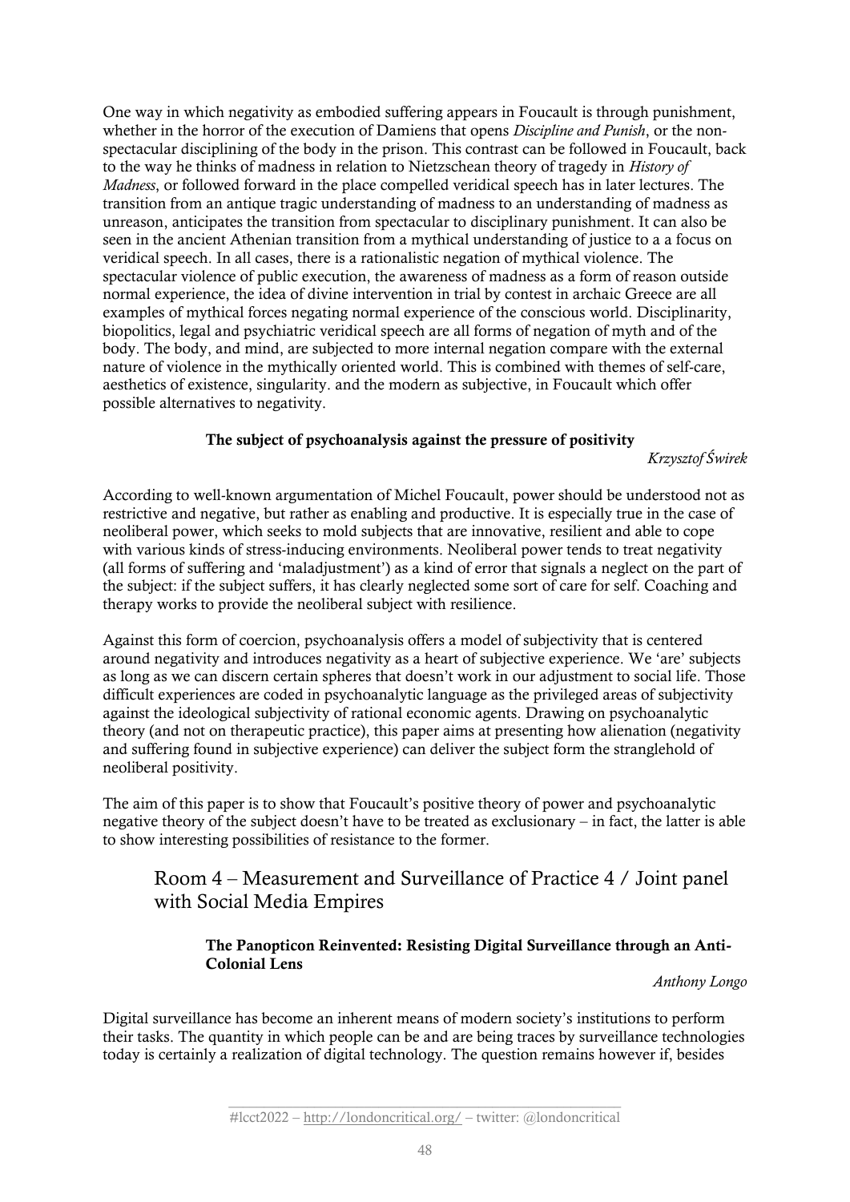One way in which negativity as embodied suffering appears in Foucault is through punishment, whether in the horror of the execution of Damiens that opens *Discipline and Punish*, or the non-spectacular disciplining of the body in the prison. This contrast can be followed in Foucault, back to the way he thinks of madness in relation to Nietzschean theory of tragedy in *History of Madness*, or followed forward in the place compelled veridical speech has in later lectures. The transition from an antique tragic understanding of madness to an understanding of madness as unreason, anticipates the transition from spectacular to disciplinary punishment. It can also be seen in the ancient Athenian transition from a mythical understanding of justice to a a focus on veridical speech. In all cases, there is a rationalistic negation of mythical violence. The spectacular violence of public execution, the awareness of madness as a form of reason outside normal experience, the idea of divine intervention in trial by contest in archaic Greece are all examples of mythical forces negating normal experience of the conscious world. Disciplinarity, biopolitics, legal and psychiatric veridical speech are all forms of negation of myth and of the body. The body, and mind, are subjected to more internal negation compare with the external nature of violence in the mythically oriented world. This is combined with themes of self-care, aesthetics of existence, singularity. and the modern as subjective, in Foucault which offer possible alternatives to negativity.

### The subject of psychoanalysis against the pressure of positivity

*Krzysztof Świrek*

According to well-known argumentation of Michel Foucault, power should be understood not as restrictive and negative, but rather as enabling and productive. It is especially true in the case of neoliberal power, which seeks to mold subjects that are innovative, resilient and able to cope with various kinds of stress-inducing environments. Neoliberal power tends to treat negativity (all forms of suffering and 'maladjustment') as a kind of error that signals a neglect on the part of the subject: if the subject suffers, it has clearly neglected some sort of care for self. Coaching and therapy works to provide the neoliberal subject with resilience.

Against this form of coercion, psychoanalysis offers a model of subjectivity that is centered around negativity and introduces negativity as a heart of subjective experience. We 'are' subjects as long as we can discern certain spheres that doesn't work in our adjustment to social life. Those difficult experiences are coded in psychoanalytic language as the privileged areas of subjectivity against the ideological subjectivity of rational economic agents. Drawing on psychoanalytic theory (and not on therapeutic practice), this paper aims at presenting how alienation (negativity and suffering found in subjective experience) can deliver the subject form the stranglehold of neoliberal positivity.

The aim of this paper is to show that Foucault's positive theory of power and psychoanalytic negative theory of the subject doesn't have to be treated as exclusionary – in fact, the latter is able to show interesting possibilities of resistance to the former.

## Room 4 – Measurement and Surveillance of Practice 4 / Joint panel with Social Media Empires

### The Panopticon Reinvented: Resisting Digital Surveillance through an Anti-Colonial Lens

*Anthony Longo*

Digital surveillance has become an inherent means of modern society's institutions to perform their tasks. The quantity in which people can be and are being traces by surveillance technologies today is certainly a realization of digital technology. The question remains however if, besides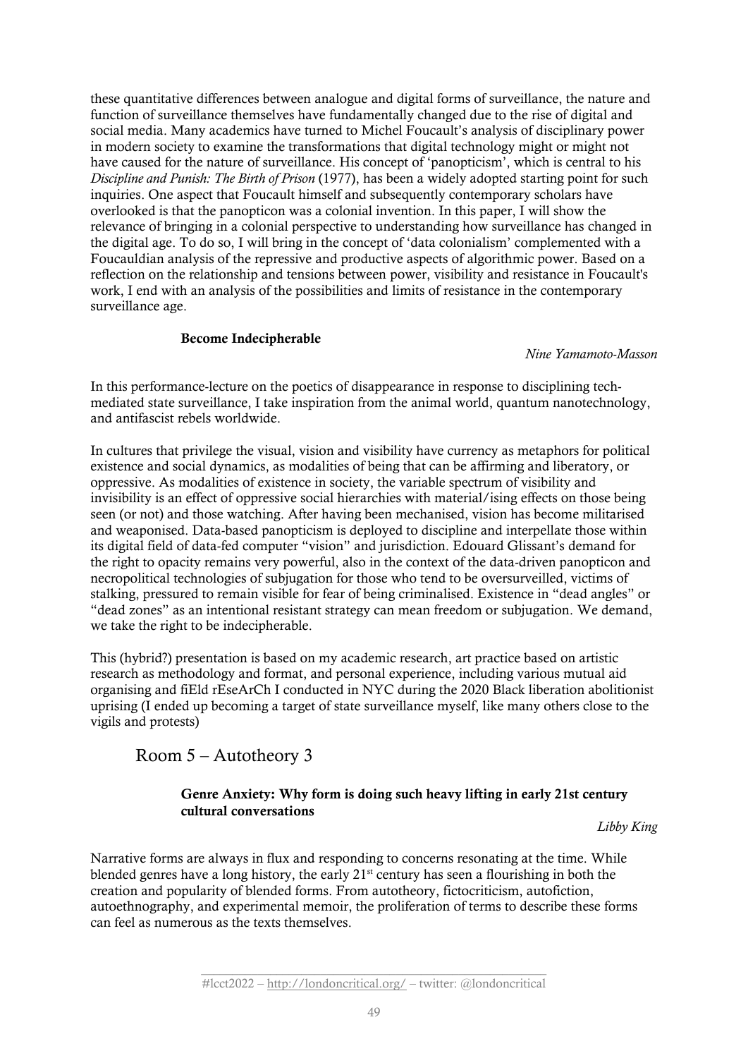these quantitative differences between analogue and digital forms of surveillance, the nature and function of surveillance themselves have fundamentally changed due to the rise of digital and social media. Many academics have turned to Michel Foucault's analysis of disciplinary power in modern society to examine the transformations that digital technology might or might not have caused for the nature of surveillance. His concept of 'panopticism', which is central to his *Discipline and Punish: The Birth of Prison* (1977), has been a widely adopted starting point for such inquiries. One aspect that Foucault himself and subsequently contemporary scholars have overlooked is that the panopticon was a colonial invention. In this paper, I will show the relevance of bringing in a colonial perspective to understanding how surveillance has changed in the digital age. To do so, I will bring in the concept of 'data colonialism' complemented with a Foucauldian analysis of the repressive and productive aspects of algorithmic power. Based on a reflection on the relationship and tensions between power, visibility and resistance in Foucault's work, I end with an analysis of the possibilities and limits of resistance in the contemporary surveillance age.

### Become Indecipherable

*Nine Yamamoto-Masson*

In this performance-lecture on the poetics of disappearance in response to disciplining tech-mediated state surveillance, I take inspiration from the animal world, quantum nanotechnology, and antifascist rebels worldwide.

In cultures that privilege the visual, vision and visibility have currency as metaphors for political existence and social dynamics, as modalities of being that can be affirming and liberatory, or oppressive. As modalities of existence in society, the variable spectrum of visibility and invisibility is an effect of oppressive social hierarchies with material/ising effects on those being seen (or not) and those watching. After having been mechanised, vision has become militarised and weaponised. Data-based panopticism is deployed to discipline and interpellate those within its digital field of data-fed computer "vision" and jurisdiction. Edouard Glissant's demand for the right to opacity remains very powerful, also in the context of the data-driven panopticon and necropolitical technologies of subjugation for those who tend to be oversurveilled, victims of stalking, pressured to remain visible for fear of being criminalised. Existence in "dead angles" or "dead zones" as an intentional resistant strategy can mean freedom or subjugation. We demand, we take the right to be indecipherable.

This (hybrid?) presentation is based on my academic research, art practice based on artistic research as methodology and format, and personal experience, including various mutual aid organising and fiEld rEseArCh I conducted in NYC during the 2020 Black liberation abolitionist uprising (I ended up becoming a target of state surveillance myself, like many others close to the vigils and protests)

## Room 5 – Autotheory 3

### Genre Anxiety: Why form is doing such heavy lifting in early 21st century cultural conversations

*Libby King*

Narrative forms are always in flux and responding to concerns resonating at the time. While blended genres have a long history, the early 21st century has seen a flourishing in both the creation and popularity of blended forms. From autotheory, fictocriticism, autofiction, autoethnography, and experimental memoir, the proliferation of terms to describe these forms can feel as numerous as the texts themselves.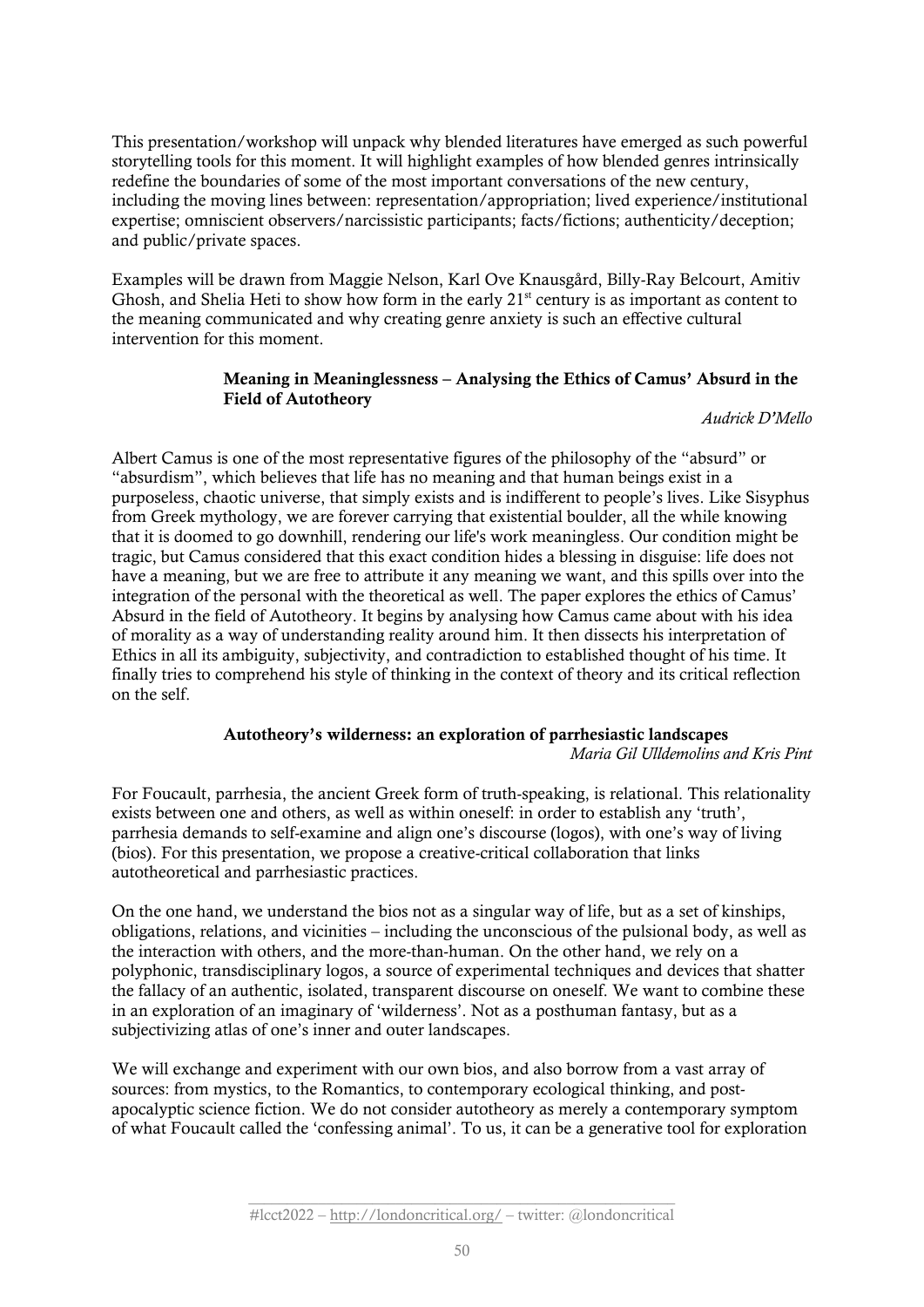This presentation/workshop will unpack why blended literatures have emerged as such powerful storytelling tools for this moment. It will highlight examples of how blended genres intrinsically redefine the boundaries of some of the most important conversations of the new century, including the moving lines between: representation/appropriation; lived experience/institutional expertise; omniscient observers/narcissistic participants; facts/fictions; authenticity/deception; and public/private spaces.

Examples will be drawn from Maggie Nelson, Karl Ove Knausgård, Billy-Ray Belcourt, Amitiv Ghosh, and Shelia Heti to show how form in the early 21st century is as important as content to the meaning communicated and why creating genre anxiety is such an effective cultural intervention for this moment.

### Meaning in Meaninglessness – Analysing the Ethics of Camus' Absurd in the Field of Autotheory

*Audrick D'Mello*

Albert Camus is one of the most representative figures of the philosophy of the "absurd" or "absurdism", which believes that life has no meaning and that human beings exist in a purposeless, chaotic universe, that simply exists and is indifferent to people's lives. Like Sisyphus from Greek mythology, we are forever carrying that existential boulder, all the while knowing that it is doomed to go downhill, rendering our life's work meaningless. Our condition might be tragic, but Camus considered that this exact condition hides a blessing in disguise: life does not have a meaning, but we are free to attribute it any meaning we want, and this spills over into the integration of the personal with the theoretical as well. The paper explores the ethics of Camus' Absurd in the field of Autotheory. It begins by analysing how Camus came about with his idea of morality as a way of understanding reality around him. It then dissects his interpretation of Ethics in all its ambiguity, subjectivity, and contradiction to established thought of his time. It finally tries to comprehend his style of thinking in the context of theory and its critical reflection on the self.

### Autotheory's wilderness: an exploration of parrhesiastic landscapes

*Maria Gil Ulldemolins and Kris Pint*

For Foucault, parrhesia, the ancient Greek form of truth-speaking, is relational. This relationality exists between one and others, as well as within oneself: in order to establish any 'truth', parrhesia demands to self-examine and align one's discourse (logos), with one's way of living (bios). For this presentation, we propose a creative-critical collaboration that links autotheoretical and parrhesiastic practices.

On the one hand, we understand the bios not as a singular way of life, but as a set of kinships, obligations, relations, and vicinities – including the unconscious of the pulsional body, as well as the interaction with others, and the more-than-human. On the other hand, we rely on a polyphonic, transdisciplinary logos, a source of experimental techniques and devices that shatter the fallacy of an authentic, isolated, transparent discourse on oneself. We want to combine these in an exploration of an imaginary of 'wilderness'. Not as a posthuman fantasy, but as a subjectivizing atlas of one's inner and outer landscapes.

We will exchange and experiment with our own bios, and also borrow from a vast array of sources: from mystics, to the Romantics, to contemporary ecological thinking, and post-apocalyptic science fiction. We do not consider autotheory as merely a contemporary symptom of what Foucault called the 'confessing animal'. To us, it can be a generative tool for exploration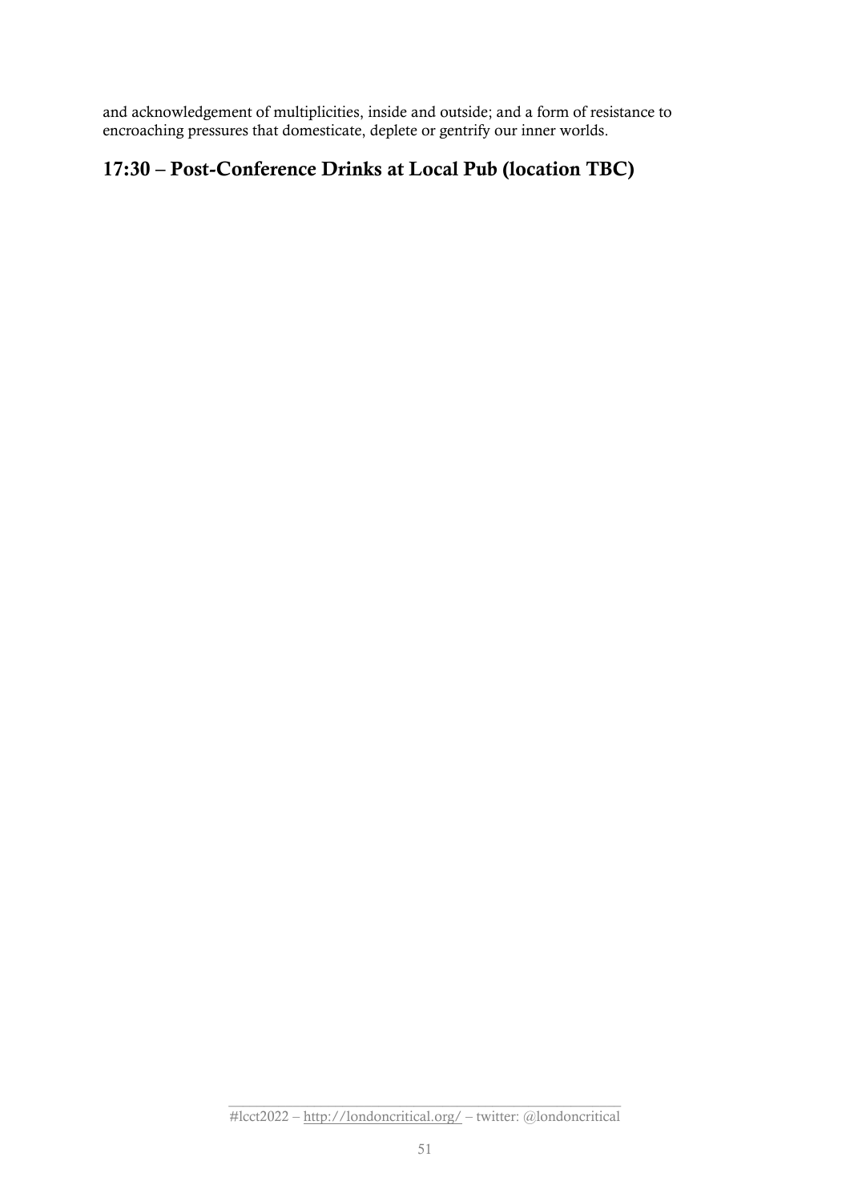and acknowledgement of multiplicities, inside and outside; and a form of resistance to encroaching pressures that domesticate, deplete or gentrify our inner worlds.

## 17:30 – Post-Conference Drinks at Local Pub (location TBC)